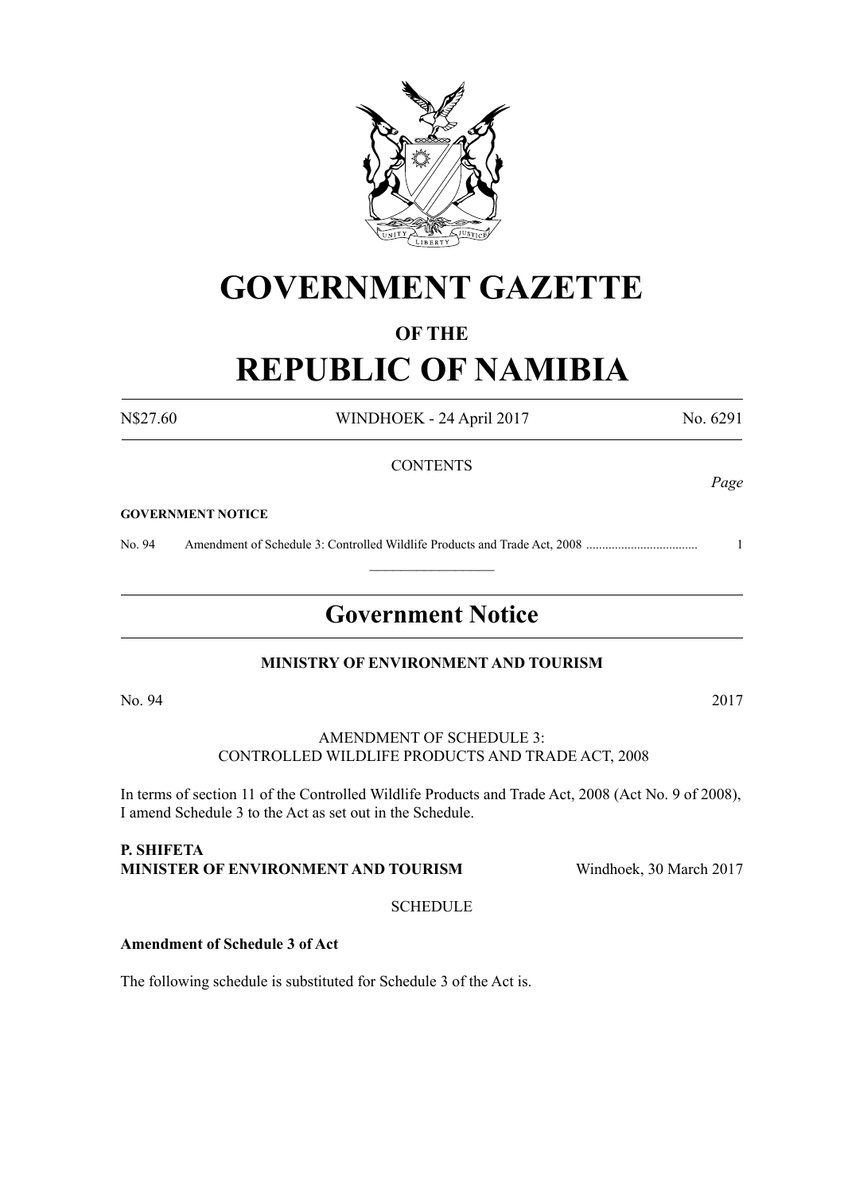# GOVERNMENT GAZETTE

## OF THE

# REPUBLIC OF NAMIBIA

N$27.60 WINDHOEK - 24 April 2017 No. 6291

CONTENTS

*Page*

**GOVERNMENT NOTICE**

No. 94 Amendment of Schedule 3: Controlled Wildlife Products and Trade Act, 2008 .................................. 1

## Government Notice

**MINISTRY OF ENVIRONMENT AND TOURISM**

No. 94 2017

AMENDMENT OF SCHEDULE 3:
CONTROLLED WILDLIFE PRODUCTS AND TRADE ACT, 2008

In terms of section 11 of the Controlled Wildlife Products and Trade Act, 2008 (Act No. 9 of 2008), I amend Schedule 3 to the Act as set out in the Schedule.

**P. SHIFETA**
**MINISTER OF ENVIRONMENT AND TOURISM** Windhoek, 30 March 2017

SCHEDULE

**Amendment of Schedule 3 of Act**

The following schedule is substituted for Schedule 3 of the Act is.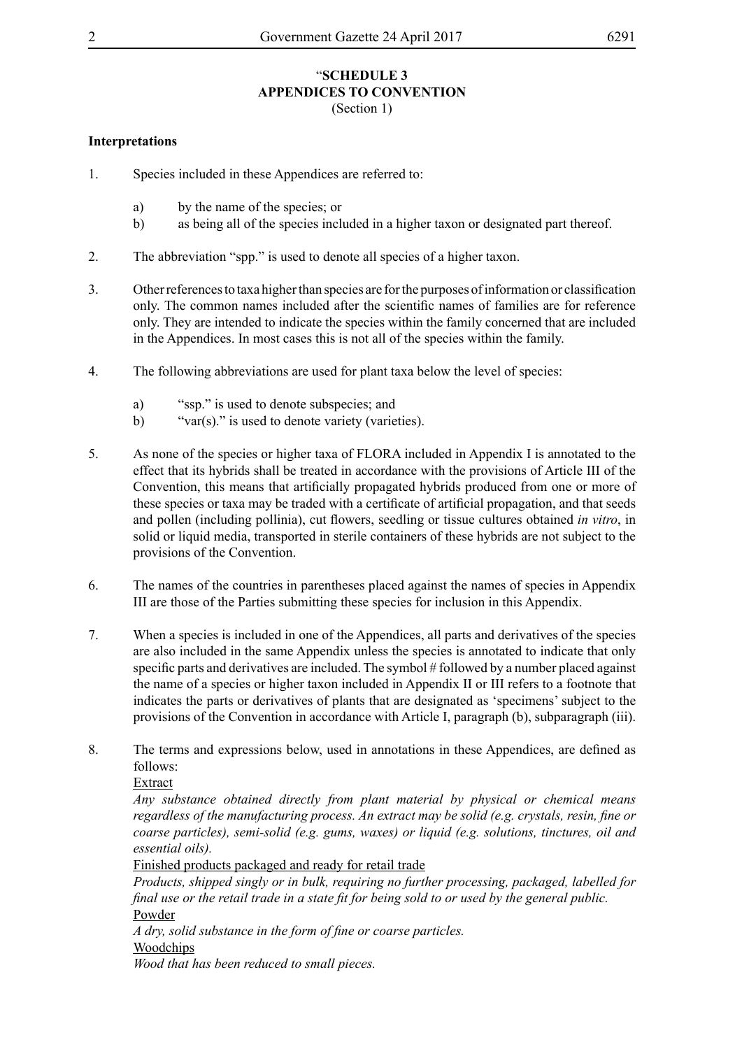“**SCHEDULE 3**
**APPENDICES TO CONVENTION**
(Section 1)

**Interpretations**

1. Species included in these Appendices are referred to:

    a) by the name of the species; or
    b) as being all of the species included in a higher taxon or designated part thereof.

2. The abbreviation “spp.” is used to denote all species of a higher taxon.

3. Other references to taxa higher than species are for the purposes of information or classification only. The common names included after the scientific names of families are for reference only. They are intended to indicate the species within the family concerned that are included in the Appendices. In most cases this is not all of the species within the family.

4. The following abbreviations are used for plant taxa below the level of species:

    a) “ssp.” is used to denote subspecies; and
    b) “var(s).” is used to denote variety (varieties).

5. As none of the species or higher taxa of FLORA included in Appendix I is annotated to the effect that its hybrids shall be treated in accordance with the provisions of Article III of the Convention, this means that artificially propagated hybrids produced from one or more of these species or taxa may be traded with a certificate of artificial propagation, and that seeds and pollen (including pollinia), cut flowers, seedling or tissue cultures obtained *in vitro*, in solid or liquid media, transported in sterile containers of these hybrids are not subject to the provisions of the Convention.

6. The names of the countries in parentheses placed against the names of species in Appendix III are those of the Parties submitting these species for inclusion in this Appendix.

7. When a species is included in one of the Appendices, all parts and derivatives of the species are also included in the same Appendix unless the species is annotated to indicate that only specific parts and derivatives are included. The symbol # followed by a number placed against the name of a species or higher taxon included in Appendix II or III refers to a footnote that indicates the parts or derivatives of plants that are designated as ‘specimens’ subject to the provisions of the Convention in accordance with Article I, paragraph (b), subparagraph (iii).

8. The terms and expressions below, used in annotations in these Appendices, are defined as follows:

    Extract
    *Any substance obtained directly from plant material by physical or chemical means regardless of the manufacturing process. An extract may be solid (e.g. crystals, resin, fine or coarse particles), semi-solid (e.g. gums, waxes) or liquid (e.g. solutions, tinctures, oil and essential oils).*

    Finished products packaged and ready for retail trade
    *Products, shipped singly or in bulk, requiring no further processing, packaged, labelled for final use or the retail trade in a state fit for being sold to or used by the general public.*

    Powder
    *A dry, solid substance in the form of fine or coarse particles.*

    Woodchips
    *Wood that has been reduced to small pieces.*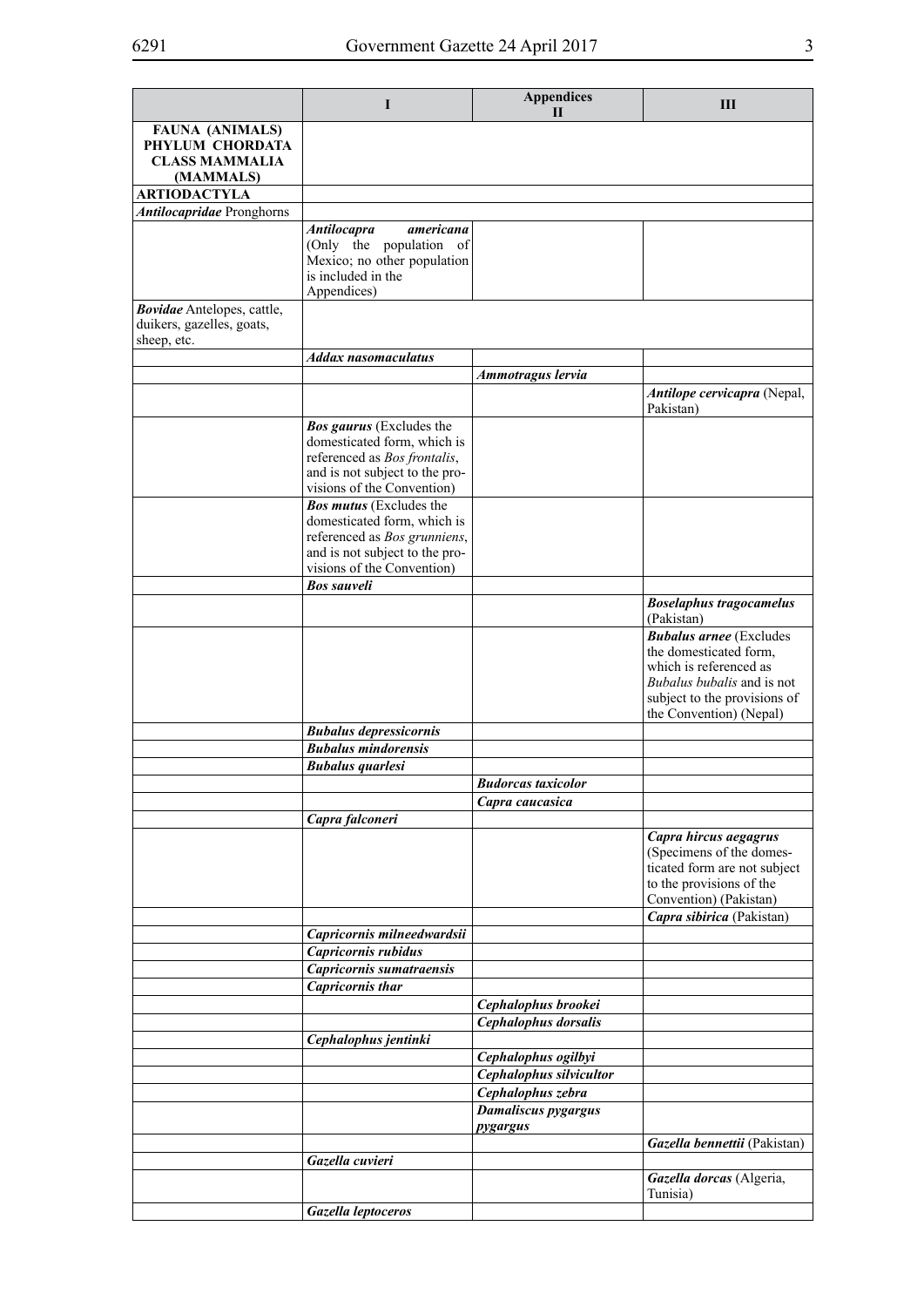| | I | Appendices II | III |
|---|---|---|---|
| **FAUNA (ANIMALS) PHYLUM CHORDATA CLASS MAMMALIA (MAMMALS)** | | | |
| **ARTIODACTYLA** | | | |
| ***Antilocapridae*** Pronghorns | | | |
| | ***Antilocapra americana*** (Only the population of Mexico; no other population is included in the Appendices) | | |
| ***Bovidae*** Antelopes, cattle, duikers, gazelles, goats, sheep, etc. | | | |
| | ***Addax nasomaculatus*** | | |
| | | ***Ammotragus lervia*** | |
| | | | ***Antilope cervicapra*** (Nepal, Pakistan) |
| | ***Bos gaurus*** (Excludes the domesticated form, which is referenced as *Bos frontalis*, and is not subject to the provisions of the Convention) | | |
| | ***Bos mutus*** (Excludes the domesticated form, which is referenced as *Bos grunniens*, and is not subject to the provisions of the Convention) | | |
| | ***Bos sauveli*** | | |
| | | | ***Boselaphus tragocamelus*** (Pakistan) |
| | | | ***Bubalus arnee*** (Excludes the domesticated form, which is referenced as *Bubalus bubalis* and is not subject to the provisions of the Convention) (Nepal) |
| | ***Bubalus depressicornis*** | | |
| | ***Bubalus mindorensis*** | | |
| | ***Bubalus quarlesi*** | | |
| | | ***Budorcas taxicolor*** | |
| | | ***Capra caucasica*** | |
| | ***Capra falconeri*** | | |
| | | | ***Capra hircus aegagrus*** (Specimens of the domesticated form are not subject to the provisions of the Convention) (Pakistan) |
| | | | ***Capra sibirica*** (Pakistan) |
| | ***Capricornis milneedwardsii*** | | |
| | ***Capricornis rubidus*** | | |
| | ***Capricornis sumatraensis*** | | |
| | ***Capricornis thar*** | | |
| | | ***Cephalophus brookei*** | |
| | | ***Cephalophus dorsalis*** | |
| | ***Cephalophus jentinki*** | | |
| | | ***Cephalophus ogilbyi*** | |
| | | ***Cephalophus silvicultor*** | |
| | | ***Cephalophus zebra*** | |
| | | ***Damaliscus pygargus pygargus*** | |
| | | | ***Gazella bennettii*** (Pakistan) |
| | ***Gazella cuvieri*** | | |
| | | | ***Gazella dorcas*** (Algeria, Tunisia) |
| | ***Gazella leptoceros*** | | |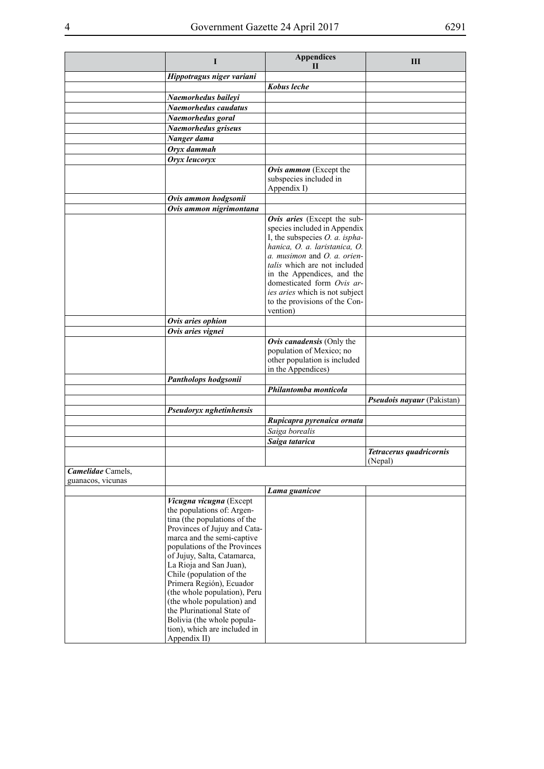| | Appendices I | II | III |
|---|---|---|---|
| | ***Hippotragus niger variani*** | | |
| | | ***Kobus leche*** | |
| | ***Naemorhedus baileyi*** | | |
| | ***Naemorhedus caudatus*** | | |
| | ***Naemorhedus goral*** | | |
| | ***Naemorhedus griseus*** | | |
| | ***Nanger dama*** | | |
| | ***Oryx dammah*** | | |
| | ***Oryx leucoryx*** | | |
| | | ***Ovis ammon*** (Except the subspecies included in Appendix I) | |
| | ***Ovis ammon hodgsonii*** | | |
| | ***Ovis ammon nigrimontana*** | | |
| | | ***Ovis aries*** (Except the subspecies included in Appendix I, the subspecies *O. a. isphahanica, O. a. laristanica, O. a. musimon* and *O. a. orientalis* which are not included in the Appendices, and the domesticated form *Ovis aries aries* which is not subject to the provisions of the Convention) | |
| | ***Ovis aries ophion*** | | |
| | ***Ovis aries vignei*** | | |
| | | ***Ovis canadensis*** (Only the population of Mexico; no other population is included in the Appendices) | |
| | ***Pantholops hodgsonii*** | | |
| | | ***Philantomba monticola*** | |
| | | | ***Pseudois nayaur*** (Pakistan) |
| | ***Pseudoryx nghetinhensis*** | | |
| | | ***Rupicapra pyrenaica ornata*** | |
| | | *Saiga borealis* | |
| | | ***Saiga tatarica*** | |
| | | | ***Tetracerus quadricornis*** (Nepal) |
| ***Camelidae*** Camels, guanacos, vicunas | | | |
| | | ***Lama guanicoe*** | |
| | ***Vicugna vicugna*** (Except the populations of: Argentina (the populations of the Provinces of Jujuy and Catamarca and the semi-captive populations of the Provinces of Jujuy, Salta, Catamarca, La Rioja and San Juan), Chile (population of the Primera Región), Ecuador (the whole population), Peru (the whole population) and the Plurinational State of Bolivia (the whole population), which are included in Appendix II) | | |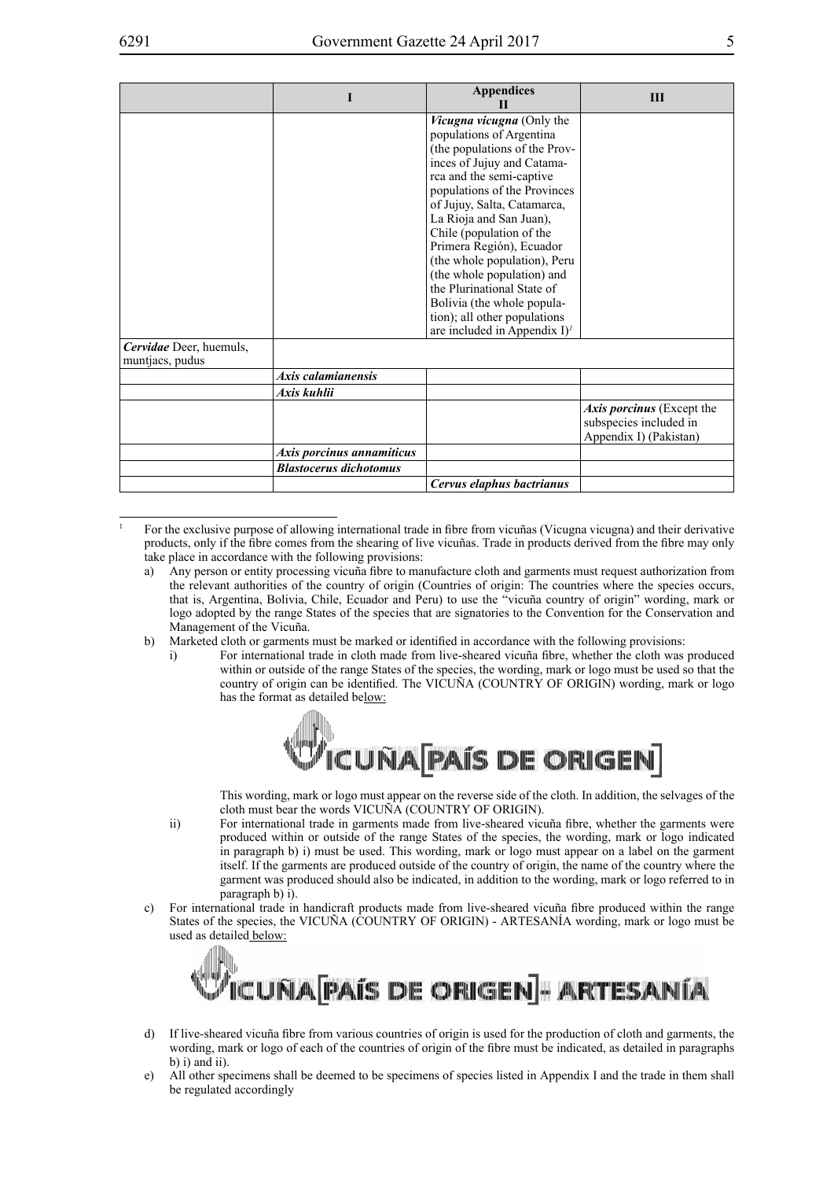| | I | Appendices II | III |
|---|---|---|---|
| | | ***Vicugna vicugna*** (Only the populations of Argentina (the populations of the Provinces of Jujuy and Catamarca and the semi-captive populations of the Provinces of Jujuy, Salta, Catamarca, La Rioja and San Juan), Chile (population of the Primera Región), Ecuador (the whole population), Peru (the whole population) and the Plurinational State of Bolivia (the whole population); all other populations are included in Appendix I)[1] | |
| ***Cervidae*** Deer, huemuls, muntjacs, pudus | | | |
| | ***Axis calamianensis*** | | |
| | ***Axis kuhlii*** | | |
| | | | ***Axis porcinus*** (Except the subspecies included in Appendix I) (Pakistan) |
| | ***Axis porcinus annamiticus*** | | |
| | ***Blastocerus dichotomus*** | | |
| | | ***Cervus elaphus bactrianus*** | |

[1] For the exclusive purpose of allowing international trade in fibre from vicuñas (Vicugna vicugna) and their derivative products, only if the fibre comes from the shearing of live vicuñas. Trade in products derived from the fibre may only take place in accordance with the following provisions:

a) Any person or entity processing vicuña fibre to manufacture cloth and garments must request authorization from the relevant authorities of the country of origin (Countries of origin: The countries where the species occurs, that is, Argentina, Bolivia, Chile, Ecuador and Peru) to use the "vicuña country of origin" wording, mark or logo adopted by the range States of the species that are signatories to the Convention for the Conservation and Management of the Vicuña.

b) Marketed cloth or garments must be marked or identified in accordance with the following provisions:

i) For international trade in cloth made from live-sheared vicuña fibre, whether the cloth was produced within or outside of the range States of the species, the wording, mark or logo must be used so that the country of origin can be identified. The VICUÑA (COUNTRY OF ORIGIN) wording, mark or logo has the format as detailed below:

VICUÑA [PAÍS DE ORIGEN]

This wording, mark or logo must appear on the reverse side of the cloth. In addition, the selvages of the cloth must bear the words VICUÑA (COUNTRY OF ORIGIN).

ii) For international trade in garments made from live-sheared vicuña fibre, whether the garments were produced within or outside of the range States of the species, the wording, mark or logo indicated in paragraph b) i) must be used. This wording, mark or logo must appear on a label on the garment itself. If the garments are produced outside of the country of origin, the name of the country where the garment was produced should also be indicated, in addition to the wording, mark or logo referred to in paragraph b) i).

c) For international trade in handicraft products made from live-sheared vicuña fibre produced within the range States of the species, the VICUÑA (COUNTRY OF ORIGIN) - ARTESANÍA wording, mark or logo must be used as detailed below:

VICUÑA [PAÍS DE ORIGEN] - ARTESANÍA

d) If live-sheared vicuña fibre from various countries of origin is used for the production of cloth and garments, the wording, mark or logo of each of the countries of origin of the fibre must be indicated, as detailed in paragraphs b) i) and ii).

e) All other specimens shall be deemed to be specimens of species listed in Appendix I and the trade in them shall be regulated accordingly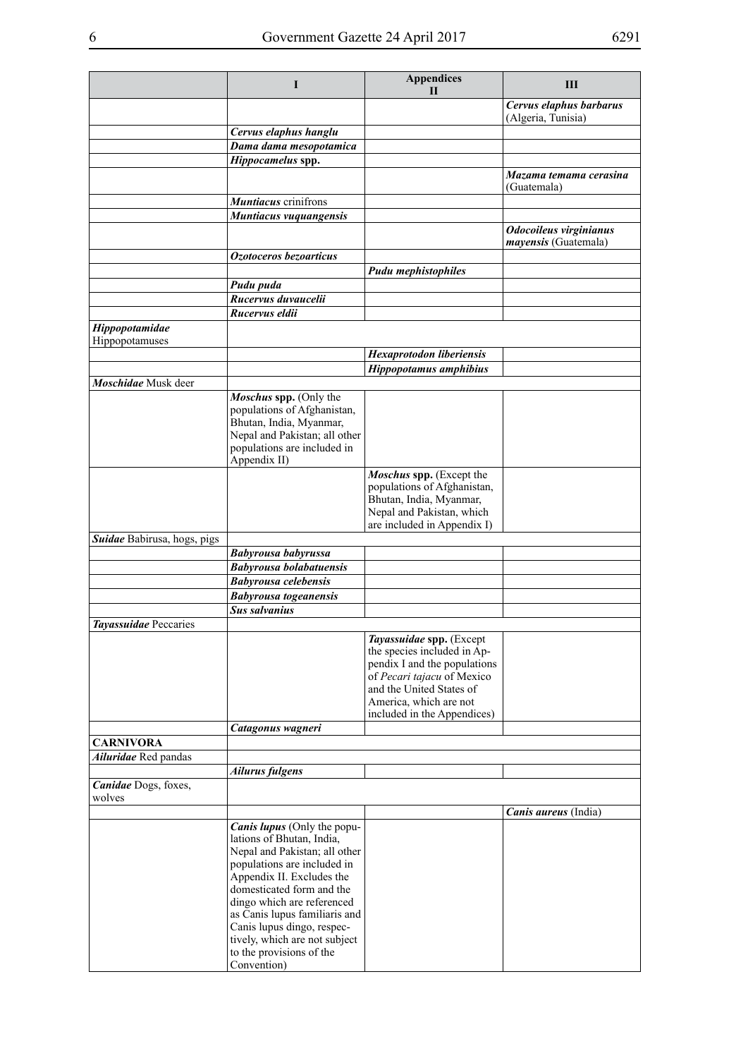| | I | Appendices II | III |
|---|---|---|---|
| | | | ***Cervus elaphus barbarus*** (Algeria, Tunisia) |
| | ***Cervus elaphus hanglu*** | | |
| | ***Dama dama mesopotamica*** | | |
| | ***Hippocamelus* spp.** | | |
| | | | ***Mazama temama cerasina*** (Guatemala) |
| | ***Muntiacus*** crinifrons | | |
| | ***Muntiacus vuquangensis*** | | |
| | | | ***Odocoileus virginianus mayensis*** (Guatemala) |
| | ***Ozotoceros bezoarticus*** | | |
| | | ***Pudu mephistophiles*** | |
| | ***Pudu puda*** | | |
| | ***Rucervus duvaucelii*** | | |
| | ***Rucervus eldii*** | | |
| ***Hippopotamidae*** Hippopotamuses | | | |
| | | ***Hexaprotodon liberiensis*** | |
| | | ***Hippopotamus amphibius*** | |
| ***Moschidae*** Musk deer | | | |
| | ***Moschus* spp.** (Only the populations of Afghanistan, Bhutan, India, Myanmar, Nepal and Pakistan; all other populations are included in Appendix II) | | |
| | | ***Moschus* spp.** (Except the populations of Afghanistan, Bhutan, India, Myanmar, Nepal and Pakistan, which are included in Appendix I) | |
| ***Suidae*** Babirusa, hogs, pigs | | | |
| | ***Babyrousa babyrussa*** | | |
| | ***Babyrousa bolabatuensis*** | | |
| | ***Babyrousa celebensis*** | | |
| | ***Babyrousa togeanensis*** | | |
| | ***Sus salvanius*** | | |
| ***Tayassuidae*** Peccaries | | | |
| | | ***Tayassuidae* spp.** (Except the species included in Appendix I and the populations of *Pecari tajacu* of Mexico and the United States of America, which are not included in the Appendices) | |
| | ***Catagonus wagneri*** | | |
| **CARNIVORA** | | | |
| ***Ailuridae*** Red pandas | | | |
| | ***Ailurus fulgens*** | | |
| ***Canidae*** Dogs, foxes, wolves | | | |
| | | | ***Canis aureus*** (India) |
| | ***Canis lupus*** (Only the populations of Bhutan, India, Nepal and Pakistan; all other populations are included in Appendix II. Excludes the domesticated form and the dingo which are referenced as Canis lupus familiaris and Canis lupus dingo, respectively, which are not subject to the provisions of the Convention) | | |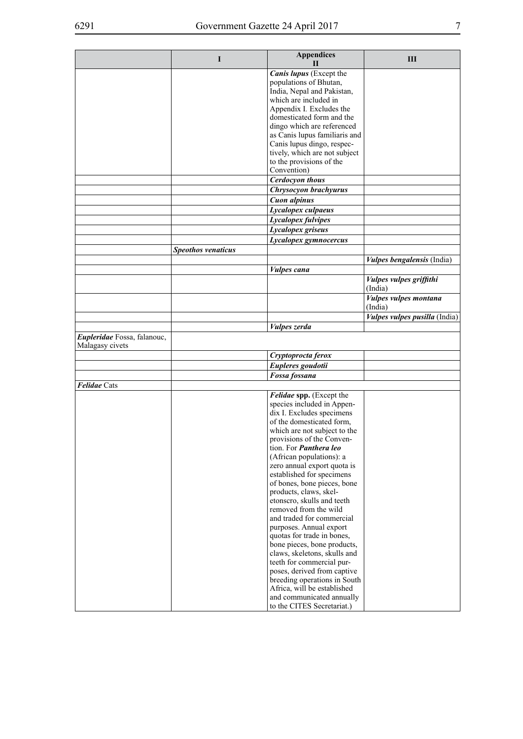| | I | Appendices<br>II | III |
|---|---|---|---|
| | | ***Canis lupus*** (Except the populations of Bhutan, India, Nepal and Pakistan, which are included in Appendix I. Excludes the domesticated form and the dingo which are referenced as Canis lupus familiaris and Canis lupus dingo, respectively, which are not subject to the provisions of the Convention) | |
| | | ***Cerdocyon thous*** | |
| | | ***Chrysocyon brachyurus*** | |
| | | ***Cuon alpinus*** | |
| | | ***Lycalopex culpaeus*** | |
| | | ***Lycalopex fulvipes*** | |
| | | ***Lycalopex griseus*** | |
| | | ***Lycalopex gymnocercus*** | |
| | ***Speothos venaticus*** | | |
| | | | ***Vulpes bengalensis*** (India) |
| | | ***Vulpes cana*** | |
| | | | ***Vulpes vulpes griffithi*** (India) |
| | | | ***Vulpes vulpes montana*** (India) |
| | | | ***Vulpes vulpes pusilla*** (India) |
| | | ***Vulpes zerda*** | |
| ***Eupleridae*** Fossa, falanouc, Malagasy civets | | | |
| | | ***Cryptoprocta ferox*** | |
| | | ***Eupleres goudotii*** | |
| | | ***Fossa fossana*** | |
| ***Felidae*** Cats | | | |
| | | ***Felidae* spp.** (Except the species included in Appendix I. Excludes specimens of the domesticated form, which are not subject to the provisions of the Convention. For ***Panthera leo*** (African populations): a zero annual export quota is established for specimens of bones, bone pieces, bone products, claws, skeletonscro, skulls and teeth removed from the wild and traded for commercial purposes. Annual export quotas for trade in bones, bone pieces, bone products, claws, skeletons, skulls and teeth for commercial purposes, derived from captive breeding operations in South Africa, will be established and communicated annually to the CITES Secretariat.) | |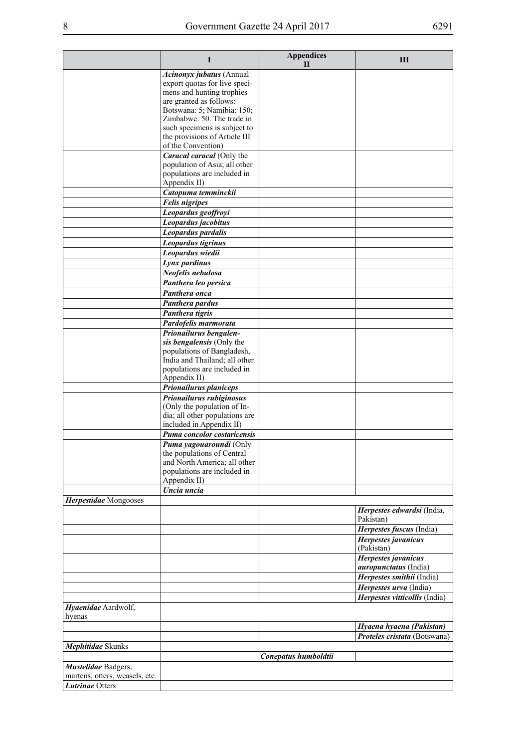| | I | Appendices II | III |
|---|---|---|---|
| | ***Acinonyx jubatus*** (Annual export quotas for live specimens and hunting trophies are granted as follows: Botswana: 5; Namibia: 150; Zimbabwe: 50. The trade in such specimens is subject to the provisions of Article III of the Convention) | | |
| | ***Caracal caracal*** (Only the population of Asia; all other populations are included in Appendix II) | | |
| | ***Catopuma temminckii*** | | |
| | ***Felis nigripes*** | | |
| | ***Leopardus geoffroyi*** | | |
| | ***Leopardus jacobitus*** | | |
| | ***Leopardus pardalis*** | | |
| | ***Leopardus tigrinus*** | | |
| | ***Leopardus wiedii*** | | |
| | ***Lynx pardinus*** | | |
| | ***Neofelis nebulosa*** | | |
| | ***Panthera leo persica*** | | |
| | ***Panthera onca*** | | |
| | ***Panthera pardus*** | | |
| | ***Panthera tigris*** | | |
| | ***Pardofelis marmorata*** | | |
| | ***Prionailurus bengalensis bengalensis*** (Only the populations of Bangladesh, India and Thailand; all other populations are included in Appendix II) | | |
| | ***Prionailurus planiceps*** | | |
| | ***Prionailurus rubiginosus*** (Only the population of India; all other populations are included in Appendix II) | | |
| | ***Puma concolor costaricensis*** | | |
| | ***Puma yagouaroundi*** (Only the populations of Central and North America; all other populations are included in Appendix II) | | |
| | ***Uncia uncia*** | | |
| ***Herpestidae*** Mongooses | | | |
| | | | ***Herpestes edwardsi*** (India, Pakistan) |
| | | | ***Herpestes fuscus*** (India) |
| | | | ***Herpestes javanicus*** (Pakistan) |
| | | | ***Herpestes javanicus auropunctatus*** (India) |
| | | | ***Herpestes smithii*** (India) |
| | | | ***Herpestes urva*** (India) |
| | | | ***Herpestes vitticollis*** (India) |
| ***Hyaenidae*** Aardwolf, hyenas | | | |
| | | | ***Hyaena hyaena (Pakistan)*** |
| | | | ***Proteles cristata*** (Botswana) |
| ***Mephitidae*** Skunks | | | |
| | | ***Conepatus humboldtii*** | |
| ***Mustelidae*** Badgers, martens, otters, weasels, etc. | | | |
| ***Lutrinae*** Otters | | | |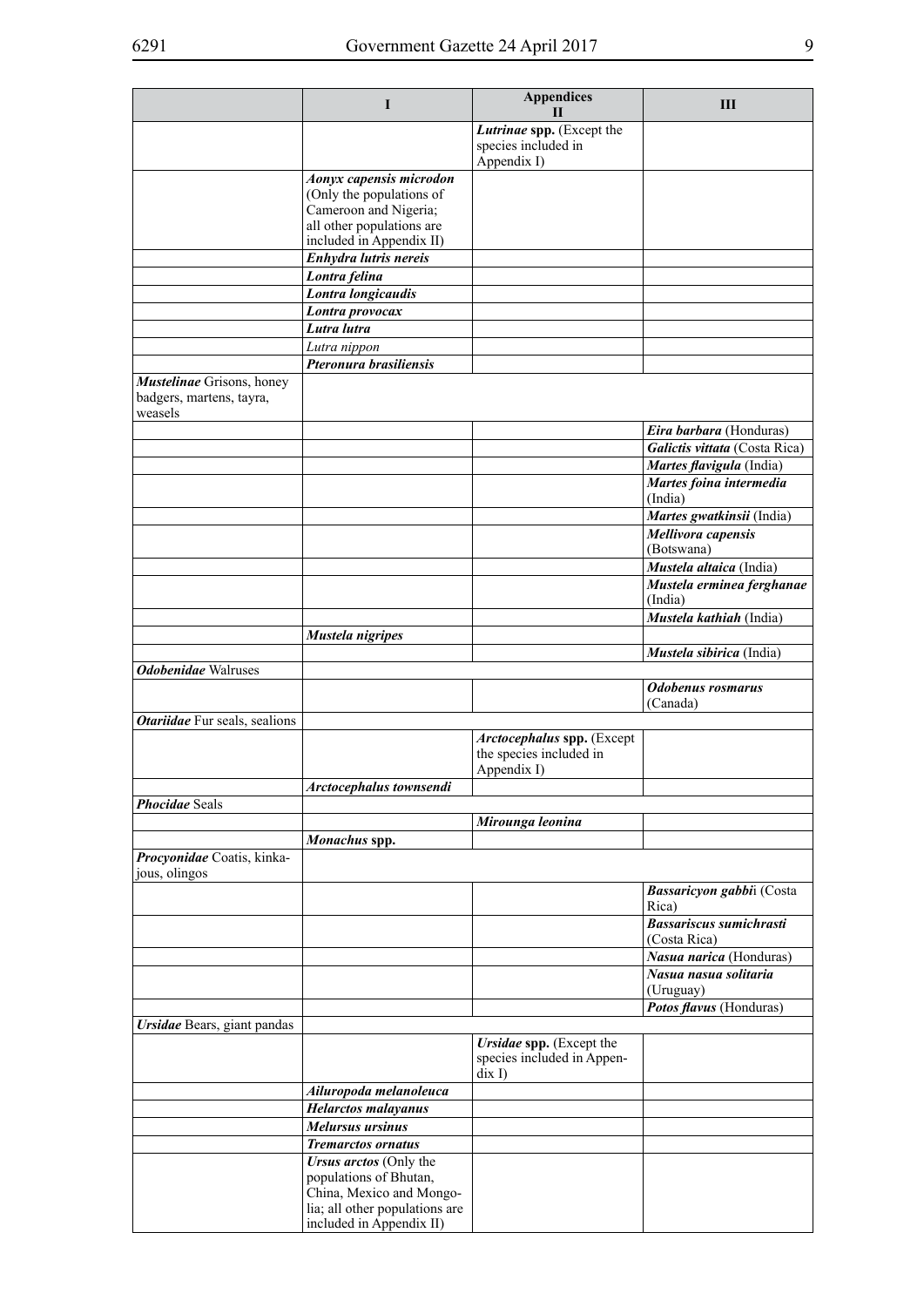| | I | Appendices<br>II | III |
|---|---|---|---|
| | | ***Lutrinae* spp.** (Except the species included in Appendix I) | |
| | ***Aonyx capensis microdon*** (Only the populations of Cameroon and Nigeria; all other populations are included in Appendix II) | | |
| | ***Enhydra lutris nereis*** | | |
| | ***Lontra felina*** | | |
| | ***Lontra longicaudis*** | | |
| | ***Lontra provocax*** | | |
| | ***Lutra lutra*** | | |
| | *Lutra nippon* | | |
| | ***Pteronura brasiliensis*** | | |
| ***Mustelinae*** Grisons, honey badgers, martens, tayra, weasels | | | |
| | | | ***Eira barbara*** (Honduras) |
| | | | ***Galictis vittata*** (Costa Rica) |
| | | | ***Martes flavigula*** (India) |
| | | | ***Martes foina intermedia*** (India) |
| | | | ***Martes gwatkinsii*** (India) |
| | | | ***Mellivora capensis*** (Botswana) |
| | | | ***Mustela altaica*** (India) |
| | | | ***Mustela erminea ferghanae*** (India) |
| | | | ***Mustela kathiah*** (India) |
| | ***Mustela nigripes*** | | |
| | | | ***Mustela sibirica*** (India) |
| ***Odobenidae*** Walruses | | | |
| | | | ***Odobenus rosmarus*** (Canada) |
| ***Otariidae*** Fur seals, sealions | | | |
| | | ***Arctocephalus* spp.** (Except the species included in Appendix I) | |
| | ***Arctocephalus townsendi*** | | |
| ***Phocidae*** Seals | | | |
| | | ***Mirounga leonina*** | |
| | ***Monachus* spp.** | | |
| ***Procyonidae*** Coatis, kinkajous, olingos | | | |
| | | | ***Bassaricyon gabbi***i (Costa Rica) |
| | | | ***Bassariscus sumichrasti*** (Costa Rica) |
| | | | ***Nasua narica*** (Honduras) |
| | | | ***Nasua nasua solitaria*** (Uruguay) |
| | | | ***Potos flavus*** (Honduras) |
| ***Ursidae*** Bears, giant pandas | | | |
| | | ***Ursidae* spp.** (Except the species included in Appendix I) | |
| | ***Ailuropoda melanoleuca*** | | |
| | ***Helarctos malayanus*** | | |
| | ***Melursus ursinus*** | | |
| | ***Tremarctos ornatus*** | | |
| | ***Ursus arctos*** (Only the populations of Bhutan, China, Mexico and Mongolia; all other populations are included in Appendix II) | | |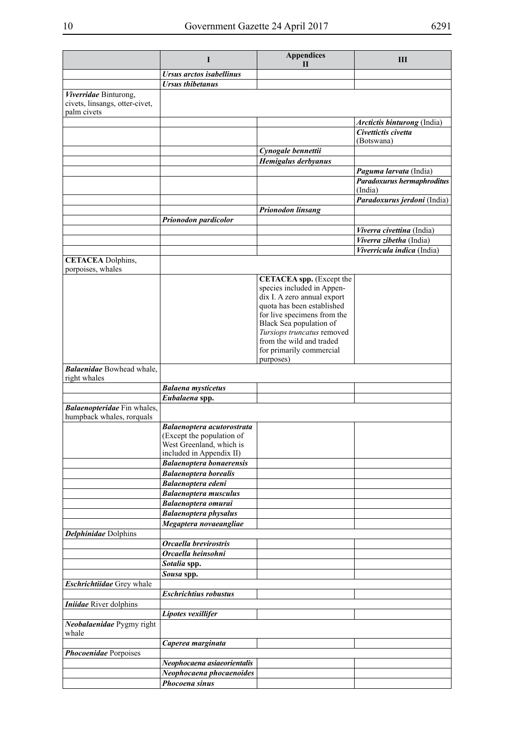| | I | Appendices II | III |
|---|---|---|---|
| | ***Ursus arctos isabellinus*** | | |
| | ***Ursus thibetanus*** | | |
| ***Viverridae*** Binturong, civets, linsangs, otter-civet, palm civets | | | |
| | | | ***Arctictis binturong*** (India) |
| | | | ***Civettictis civetta*** (Botswana) |
| | | ***Cynogale bennettii*** | |
| | | ***Hemigalus derbyanus*** | |
| | | | ***Paguma larvata*** (India) |
| | | | ***Paradoxurus hermaphroditus*** (India) |
| | | | ***Paradoxurus jerdoni*** (India) |
| | | ***Prionodon linsang*** | |
| | ***Prionodon pardicolor*** | | |
| | | | ***Viverra civettina*** (India) |
| | | | ***Viverra zibetha*** (India) |
| | | | ***Viverricula indica*** (India) |
| **CETACEA** Dolphins, porpoises, whales | | | |
| | | **CETACEA spp.** (Except the species included in Appendix I. A zero annual export quota has been established for live specimens from the Black Sea population of *Tursiops truncatus* removed from the wild and traded for primarily commercial purposes) | |
| ***Balaenidae*** Bowhead whale, right whales | | | |
| | ***Balaena mysticetus*** | | |
| | ***Eubalaena* spp.** | | |
| ***Balaenopteridae*** Fin whales, humpback whales, rorquals | | | |
| | ***Balaenoptera acutorostrata*** (Except the population of West Greenland, which is included in Appendix II) | | |
| | ***Balaenoptera bonaerensis*** | | |
| | ***Balaenoptera borealis*** | | |
| | ***Balaenoptera edeni*** | | |
| | ***Balaenoptera musculus*** | | |
| | ***Balaenoptera omurai*** | | |
| | ***Balaenoptera physalus*** | | |
| | ***Megaptera novaeangliae*** | | |
| ***Delphinidae*** Dolphins | | | |
| | ***Orcaella brevirostris*** | | |
| | ***Orcaella heinsohni*** | | |
| | ***Sotalia* spp.** | | |
| | ***Sousa* spp.** | | |
| ***Eschrichtiidae*** Grey whale | | | |
| | ***Eschrichtius robustus*** | | |
| ***Iniidae*** River dolphins | | | |
| | ***Lipotes vexillifer*** | | |
| ***Neobalaenidae*** Pygmy right whale | | | |
| | ***Caperea marginata*** | | |
| ***Phocoenidae*** Porpoises | | | |
| | ***Neophocaena asiaeorientalis*** | | |
| | ***Neophocaena phocaenoides*** | | |
| | ***Phocoena sinus*** | | |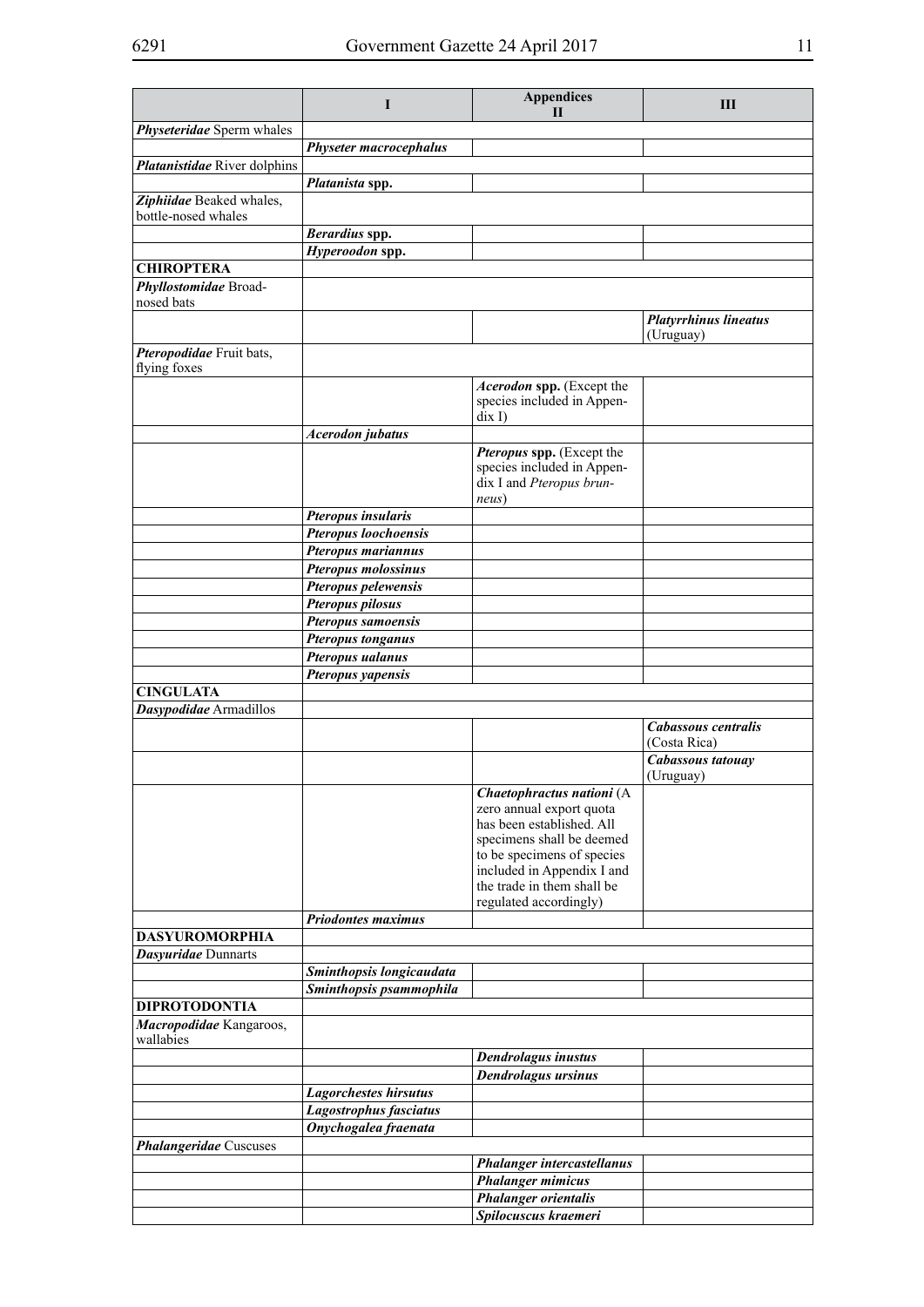| | Appendices I | II | III |
|---|---|---|---|
| ***Physeteridae*** Sperm whales | | | |
| | ***Physeter macrocephalus*** | | |
| ***Platanistidae*** River dolphins | | | |
| | ***Platanista* spp.** | | |
| ***Ziphiidae*** Beaked whales, bottle-nosed whales | | | |
| | ***Berardius* spp.** | | |
| | ***Hyperoodon* spp.** | | |
| **CHIROPTERA** | | | |
| ***Phyllostomidae*** Broad-nosed bats | | | |
| | | | ***Platyrrhinus lineatus*** (Uruguay) |
| ***Pteropodidae*** Fruit bats, flying foxes | | | |
| | | ***Acerodon* spp.** (Except the species included in Appendix I) | |
| | ***Acerodon jubatus*** | | |
| | | ***Pteropus* spp.** (Except the species included in Appendix I and *Pteropus brunneus*) | |
| | ***Pteropus insularis*** | | |
| | ***Pteropus loochoensis*** | | |
| | ***Pteropus mariannus*** | | |
| | ***Pteropus molossinus*** | | |
| | ***Pteropus pelewensis*** | | |
| | ***Pteropus pilosus*** | | |
| | ***Pteropus samoensis*** | | |
| | ***Pteropus tonganus*** | | |
| | ***Pteropus ualanus*** | | |
| | ***Pteropus yapensis*** | | |
| **CINGULATA** | | | |
| ***Dasypodidae*** Armadillos | | | |
| | | | ***Cabassous centralis*** (Costa Rica) |
| | | | ***Cabassous tatouay*** (Uruguay) |
| | | ***Chaetophractus nationi*** (A zero annual export quota has been established. All specimens shall be deemed to be specimens of species included in Appendix I and the trade in them shall be regulated accordingly) | |
| | ***Priodontes maximus*** | | |
| **DASYUROMORPHIA** | | | |
| ***Dasyuridae*** Dunnarts | | | |
| | ***Sminthopsis longicaudata*** | | |
| | ***Sminthopsis psammophila*** | | |
| **DIPROTODONTIA** | | | |
| ***Macropodidae*** Kangaroos, wallabies | | | |
| | | ***Dendrolagus inustus*** | |
| | | ***Dendrolagus ursinus*** | |
| | ***Lagorchestes hirsutus*** | | |
| | ***Lagostrophus fasciatus*** | | |
| | ***Onychogalea fraenata*** | | |
| ***Phalangeridae*** Cuscuses | | | |
| | | ***Phalanger intercastellanus*** | |
| | | ***Phalanger mimicus*** | |
| | | ***Phalanger orientalis*** | |
| | | ***Spilocuscus kraemeri*** | |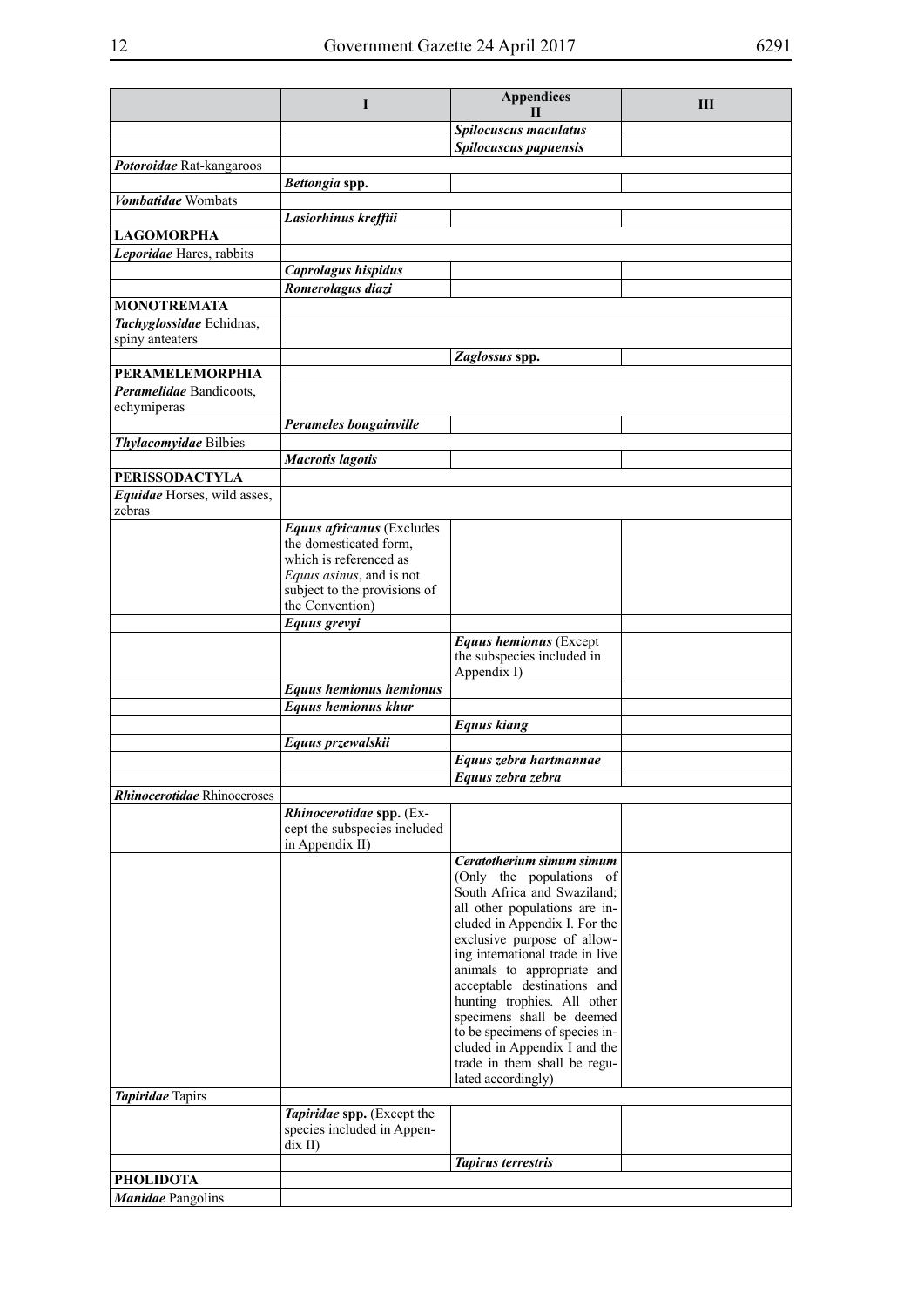| | I | Appendices II | III |
|---|---|---|---|
| | | ***Spilocuscus maculatus*** | |
| | | ***Spilocuscus papuensis*** | |
| ***Potoroidae*** Rat-kangaroos | | | |
| | ***Bettongia* spp.** | | |
| ***Vombatidae*** Wombats | | | |
| | ***Lasiorhinus krefftii*** | | |
| **LAGOMORPHA** | | | |
| ***Leporidae*** Hares, rabbits | | | |
| | ***Caprolagus hispidus*** | | |
| | ***Romerolagus diazi*** | | |
| **MONOTREMATA** | | | |
| ***Tachyglossidae*** Echidnas, spiny anteaters | | | |
| | | ***Zaglossus* spp.** | |
| **PERAMELEMORPHIA** | | | |
| ***Peramelidae*** Bandicoots, echymiperas | | | |
| | ***Perameles bougainville*** | | |
| ***Thylacomyidae*** Bilbies | | | |
| | ***Macrotis lagotis*** | | |
| **PERISSODACTYLA** | | | |
| ***Equidae*** Horses, wild asses, zebras | | | |
| | ***Equus africanus*** (Excludes the domesticated form, which is referenced as *Equus asinus*, and is not subject to the provisions of the Convention) | | |
| | ***Equus grevyi*** | | |
| | | ***Equus hemionus*** (Except the subspecies included in Appendix I) | |
| | ***Equus hemionus hemionus*** | | |
| | ***Equus hemionus khur*** | | |
| | | ***Equus kiang*** | |
| | ***Equus przewalskii*** | | |
| | | ***Equus zebra hartmannae*** | |
| | | ***Equus zebra zebra*** | |
| ***Rhinocerotidae*** Rhinoceroses | | | |
| | ***Rhinocerotidae* spp.** (Except the subspecies included in Appendix II) | | |
| | | ***Ceratotherium simum simum*** (Only the populations of South Africa and Swaziland; all other populations are included in Appendix I. For the exclusive purpose of allowing international trade in live animals to appropriate and acceptable destinations and hunting trophies. All other specimens shall be deemed to be specimens of species included in Appendix I and the trade in them shall be regulated accordingly) | |
| ***Tapiridae*** Tapirs | | | |
| | ***Tapiridae* spp.** (Except the species included in Appendix II) | | |
| | | ***Tapirus terrestris*** | |
| **PHOLIDOTA** | | | |
| ***Manidae*** Pangolins | | | |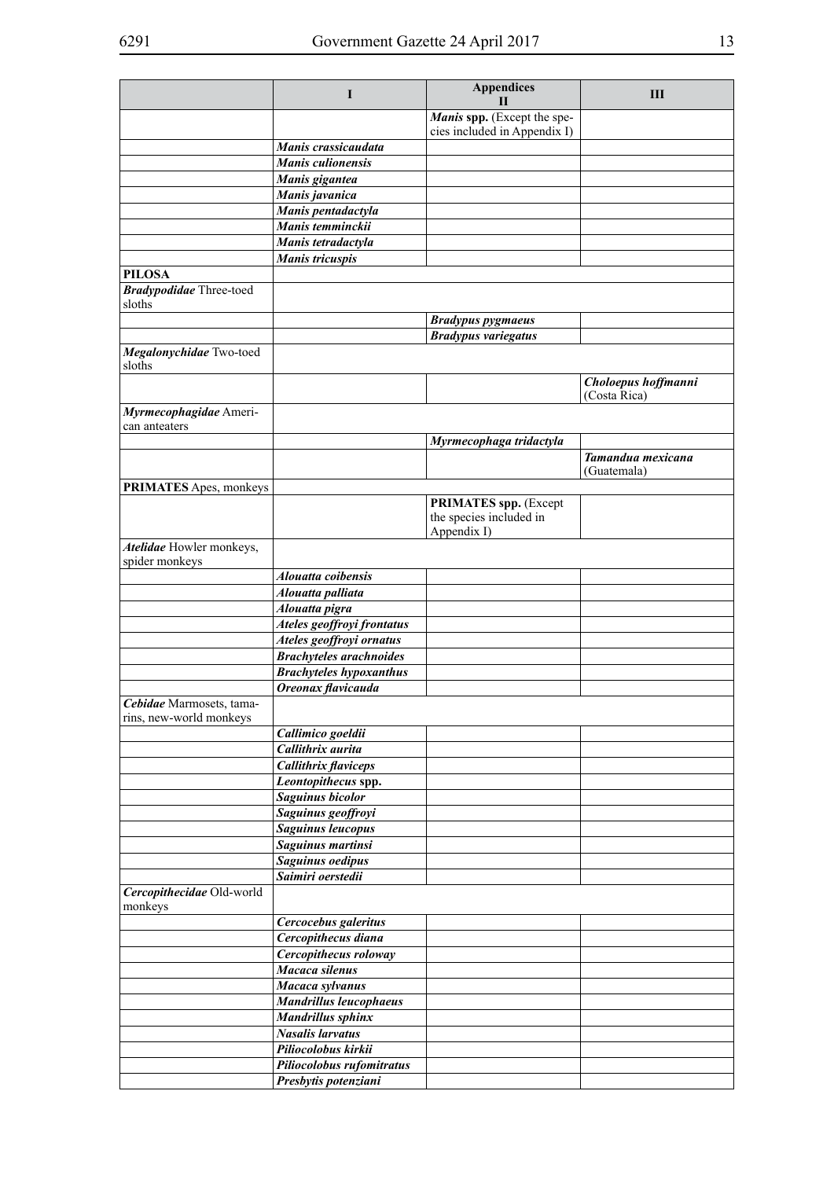| | I | Appendices II | III |
|---|---|---|---|
| | | ***Manis* spp.** (Except the species included in Appendix I) | |
| | ***Manis crassicaudata*** | | |
| | ***Manis culionensis*** | | |
| | ***Manis gigantea*** | | |
| | ***Manis javanica*** | | |
| | ***Manis pentadactyla*** | | |
| | ***Manis temminckii*** | | |
| | ***Manis tetradactyla*** | | |
| | ***Manis tricuspis*** | | |
| **PILOSA** | | | |
| ***Bradypodidae*** Three-toed sloths | | | |
| | | ***Bradypus pygmaeus*** | |
| | | ***Bradypus variegatus*** | |
| ***Megalonychidae*** Two-toed sloths | | | |
| | | | ***Choloepus hoffmanni*** (Costa Rica) |
| ***Myrmecophagidae*** American anteaters | | | |
| | | ***Myrmecophaga tridactyla*** | |
| | | | ***Tamandua mexicana*** (Guatemala) |
| **PRIMATES** Apes, monkeys | | | |
| | | **PRIMATES spp.** (Except the species included in Appendix I) | |
| ***Atelidae*** Howler monkeys, spider monkeys | | | |
| | ***Alouatta coibensis*** | | |
| | ***Alouatta palliata*** | | |
| | ***Alouatta pigra*** | | |
| | ***Ateles geoffroyi frontatus*** | | |
| | ***Ateles geoffroyi ornatus*** | | |
| | ***Brachyteles arachnoides*** | | |
| | ***Brachyteles hypoxanthus*** | | |
| | ***Oreonax flavicauda*** | | |
| ***Cebidae*** Marmosets, tamarins, new-world monkeys | | | |
| | ***Callimico goeldii*** | | |
| | ***Callithrix aurita*** | | |
| | ***Callithrix flaviceps*** | | |
| | ***Leontopithecus* spp.** | | |
| | ***Saguinus bicolor*** | | |
| | ***Saguinus geoffroyi*** | | |
| | ***Saguinus leucopus*** | | |
| | ***Saguinus martinsi*** | | |
| | ***Saguinus oedipus*** | | |
| | ***Saimiri oerstedii*** | | |
| ***Cercopithecidae*** Old-world monkeys | | | |
| | ***Cercocebus galeritus*** | | |
| | ***Cercopithecus diana*** | | |
| | ***Cercopithecus roloway*** | | |
| | ***Macaca silenus*** | | |
| | ***Macaca sylvanus*** | | |
| | ***Mandrillus leucophaeus*** | | |
| | ***Mandrillus sphinx*** | | |
| | ***Nasalis larvatus*** | | |
| | ***Piliocolobus kirkii*** | | |
| | ***Piliocolobus rufomitratus*** | | |
| | ***Presbytis potenziani*** | | |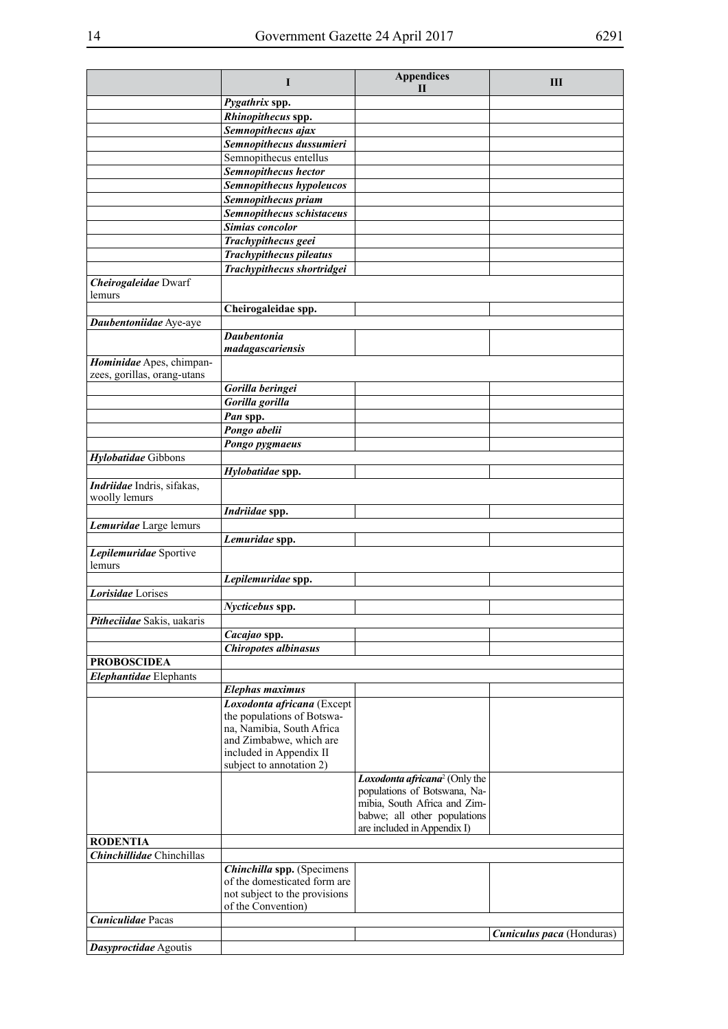| | Appendices | | |
|---|---|---|---|
| | I | II | III |
| | ***Pygathrix* spp.** | | |
| | ***Rhinopithecus* spp.** | | |
| | ***Semnopithecus ajax*** | | |
| | ***Semnopithecus dussumieri*** | | |
| | Semnopithecus entellus | | |
| | ***Semnopithecus hector*** | | |
| | ***Semnopithecus hypoleucos*** | | |
| | ***Semnopithecus priam*** | | |
| | ***Semnopithecus schistaceus*** | | |
| | ***Simias concolor*** | | |
| | ***Trachypithecus geei*** | | |
| | ***Trachypithecus pileatus*** | | |
| | ***Trachypithecus shortridgei*** | | |
| ***Cheirogaleidae*** Dwarf lemurs | | | |
| | **Cheirogaleidae spp.** | | |
| ***Daubentoniidae*** Aye-aye | | | |
| | ***Daubentonia madagascariensis*** | | |
| ***Hominidae*** Apes, chimpanzees, gorillas, orang-utans | | | |
| | ***Gorilla beringei*** | | |
| | ***Gorilla gorilla*** | | |
| | ***Pan* spp.** | | |
| | ***Pongo abelii*** | | |
| | ***Pongo pygmaeus*** | | |
| ***Hylobatidae*** Gibbons | | | |
| | ***Hylobatidae* spp.** | | |
| ***Indriidae*** Indris, sifakas, woolly lemurs | | | |
| | ***Indriidae* spp.** | | |
| ***Lemuridae*** Large lemurs | | | |
| | ***Lemuridae* spp.** | | |
| ***Lepilemuridae*** Sportive lemurs | | | |
| | ***Lepilemuridae* spp.** | | |
| ***Lorisidae*** Lorises | | | |
| | ***Nycticebus* spp.** | | |
| ***Pitheciidae*** Sakis, uakaris | | | |
| | ***Cacajao* spp.** | | |
| | ***Chiropotes albinasus*** | | |
| **PROBOSCIDEA** | | | |
| ***Elephantidae*** Elephants | | | |
| | ***Elephas maximus*** | | |
| | ***Loxodonta africana*** (Except the populations of Botswana, Namibia, South Africa and Zimbabwe, which are included in Appendix II subject to annotation 2) | | |
| | | ***Loxodonta africana***[2] (Only the populations of Botswana, Namibia, South Africa and Zimbabwe; all other populations are included in Appendix I) | |
| **RODENTIA** | | | |
| ***Chinchillidae*** Chinchillas | | | |
| | ***Chinchilla* spp.** (Specimens of the domesticated form are not subject to the provisions of the Convention) | | |
| ***Cuniculidae*** Pacas | | | |
| | | | ***Cuniculus paca*** (Honduras) |
| ***Dasyproctidae*** Agoutis | | | |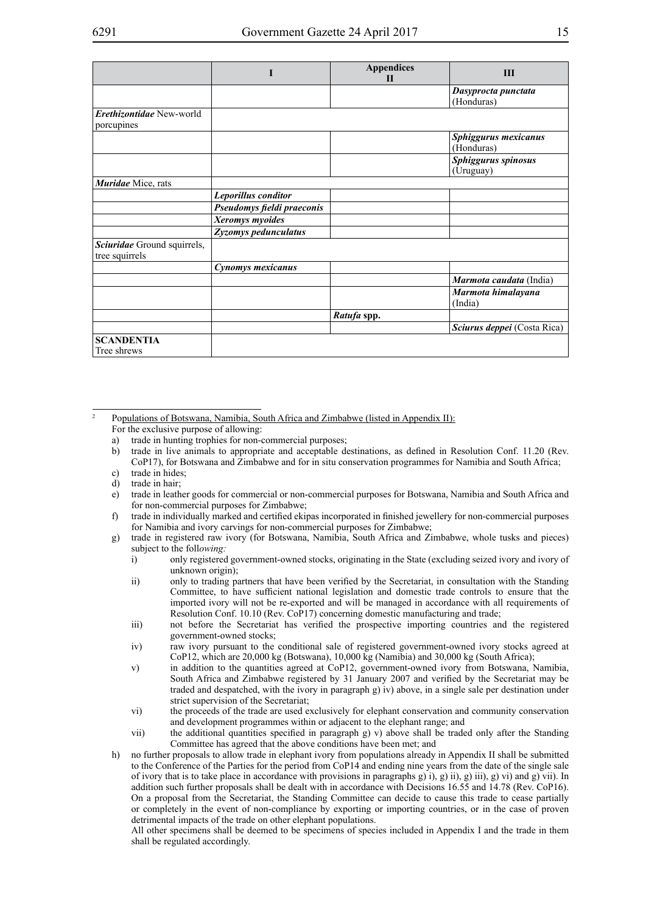| | I | Appendices II | III |
|---|---|---|---|
| | | | ***Dasyprocta punctata*** (Honduras) |
| ***Erethizontidae*** New-world porcupines | | | |
| | | | ***Sphiggurus mexicanus*** (Honduras) |
| | | | ***Sphiggurus spinosus*** (Uruguay) |
| ***Muridae*** Mice, rats | | | |
| | ***Leporillus conditor*** | | |
| | ***Pseudomys fieldi praeconis*** | | |
| | ***Xeromys myoides*** | | |
| | ***Zyzomys pedunculatus*** | | |
| ***Sciuridae*** Ground squirrels, tree squirrels | | | |
| | ***Cynomys mexicanus*** | | |
| | | | ***Marmota caudata*** (India) |
| | | | ***Marmota himalayana*** (India) |
| | | ***Ratufa*** **spp.** | |
| | | | ***Sciurus deppei*** (Costa Rica) |
| **SCANDENTIA** Tree shrews | | | |

[2] Populations of Botswana, Namibia, South Africa and Zimbabwe (listed in Appendix II):
For the exclusive purpose of allowing:

a) trade in hunting trophies for non-commercial purposes;
b) trade in live animals to appropriate and acceptable destinations, as defined in Resolution Conf. 11.20 (Rev. CoP17), for Botswana and Zimbabwe and for in situ conservation programmes for Namibia and South Africa;
c) trade in hides;
d) trade in hair;
e) trade in leather goods for commercial or non-commercial purposes for Botswana, Namibia and South Africa and for non-commercial purposes for Zimbabwe;
f) trade in individually marked and certified ekipas incorporated in finished jewellery for non-commercial purposes for Namibia and ivory carvings for non-commercial purposes for Zimbabwe;
g) trade in registered raw ivory (for Botswana, Namibia, South Africa and Zimbabwe, whole tusks and pieces) subject to the foll*owing:*
   i) only registered government-owned stocks, originating in the State (excluding seized ivory and ivory of unknown origin);
   ii) only to trading partners that have been verified by the Secretariat, in consultation with the Standing Committee, to have sufficient national legislation and domestic trade controls to ensure that the imported ivory will not be re-exported and will be managed in accordance with all requirements of Resolution Conf. 10.10 (Rev. CoP17) concerning domestic manufacturing and trade;
   iii) not before the Secretariat has verified the prospective importing countries and the registered government-owned stocks;
   iv) raw ivory pursuant to the conditional sale of registered government-owned ivory stocks agreed at CoP12, which are 20,000 kg (Botswana), 10,000 kg (Namibia) and 30,000 kg (South Africa);
   v) in addition to the quantities agreed at CoP12, government-owned ivory from Botswana, Namibia, South Africa and Zimbabwe registered by 31 January 2007 and verified by the Secretariat may be traded and despatched, with the ivory in paragraph g) iv) above, in a single sale per destination under strict supervision of the Secretariat;
   vi) the proceeds of the trade are used exclusively for elephant conservation and community conservation and development programmes within or adjacent to the elephant range; and
   vii) the additional quantities specified in paragraph g) v) above shall be traded only after the Standing Committee has agreed that the above conditions have been met; and
h) no further proposals to allow trade in elephant ivory from populations already in Appendix II shall be submitted to the Conference of the Parties for the period from CoP14 and ending nine years from the date of the single sale of ivory that is to take place in accordance with provisions in paragraphs g) i), g) ii), g) iii), g) vi) and g) vii). In addition such further proposals shall be dealt with in accordance with Decisions 16.55 and 14.78 (Rev. CoP16). On a proposal from the Secretariat, the Standing Committee can decide to cause this trade to cease partially or completely in the event of non-compliance by exporting or importing countries, or in the case of proven detrimental impacts of the trade on other elephant populations.
   All other specimens shall be deemed to be specimens of species included in Appendix I and the trade in them shall be regulated accordingly.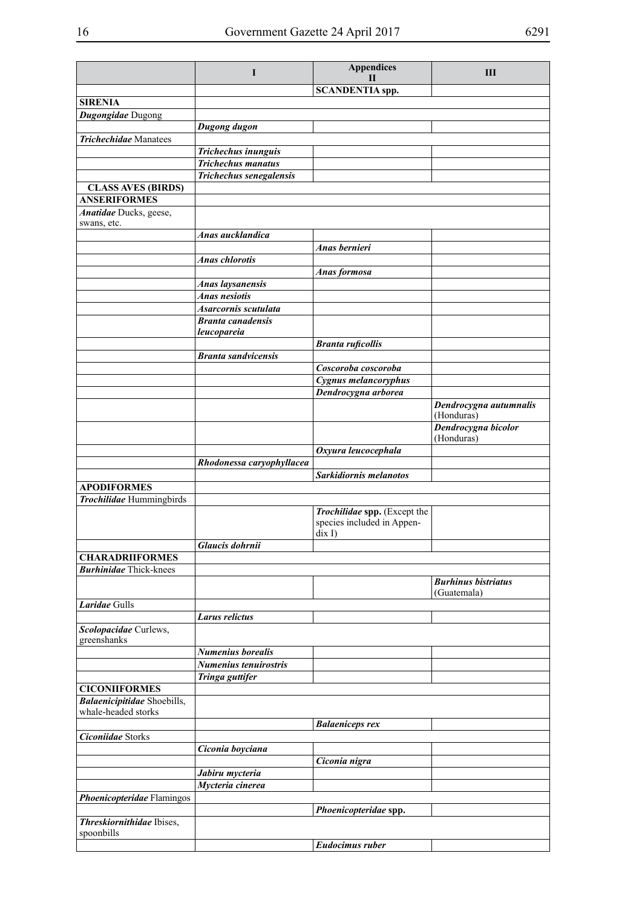| | I | Appendices II | III |
|---|---|---|---|
| | | **SCANDENTIA spp.** | |
| **SIRENIA** | | | |
| ***Dugongidae*** Dugong | | | |
| | ***Dugong dugon*** | | |
| ***Trichechidae*** Manatees | | | |
| | ***Trichechus inunguis*** | | |
| | ***Trichechus manatus*** | | |
| | ***Trichechus senegalensis*** | | |
| **CLASS AVES (BIRDS)** | | | |
| **ANSERIFORMES** | | | |
| ***Anatidae*** Ducks, geese, swans, etc. | | | |
| | ***Anas aucklandica*** | | |
| | | ***Anas bernieri*** | |
| | ***Anas chlorotis*** | | |
| | | ***Anas formosa*** | |
| | ***Anas laysanensis*** | | |
| | ***Anas nesiotis*** | | |
| | ***Asarcornis scutulata*** | | |
| | ***Branta canadensis leucopareia*** | | |
| | | ***Branta ruficollis*** | |
| | ***Branta sandvicensis*** | | |
| | | ***Coscoroba coscoroba*** | |
| | | ***Cygnus melancoryphus*** | |
| | | ***Dendrocygna arborea*** | |
| | | | ***Dendrocygna autumnalis*** (Honduras) |
| | | | ***Dendrocygna bicolor*** (Honduras) |
| | | ***Oxyura leucocephala*** | |
| | ***Rhodonessa caryophyllacea*** | | |
| | | ***Sarkidiornis melanotos*** | |
| **APODIFORMES** | | | |
| ***Trochilidae*** Hummingbirds | | | |
| | | ***Trochilidae* spp.** (Except the species included in Appendix I) | |
| | ***Glaucis dohrnii*** | | |
| **CHARADRIIFORMES** | | | |
| ***Burhinidae*** Thick-knees | | | |
| | | | ***Burhinus bistriatus*** (Guatemala) |
| ***Laridae*** Gulls | | | |
| | ***Larus relictus*** | | |
| ***Scolopacidae*** Curlews, greenshanks | | | |
| | ***Numenius borealis*** | | |
| | ***Numenius tenuirostris*** | | |
| | ***Tringa guttifer*** | | |
| **CICONIIFORMES** | | | |
| ***Balaenicipitidae*** Shoebills, whale-headed storks | | | |
| | | ***Balaeniceps rex*** | |
| ***Ciconiidae*** Storks | | | |
| | ***Ciconia boyciana*** | | |
| | | ***Ciconia nigra*** | |
| | ***Jabiru mycteria*** | | |
| | ***Mycteria cinerea*** | | |
| ***Phoenicopteridae*** Flamingos | | | |
| | | ***Phoenicopteridae* spp.** | |
| ***Threskiornithidae*** Ibises, spoonbills | | | |
| | | ***Eudocimus ruber*** | |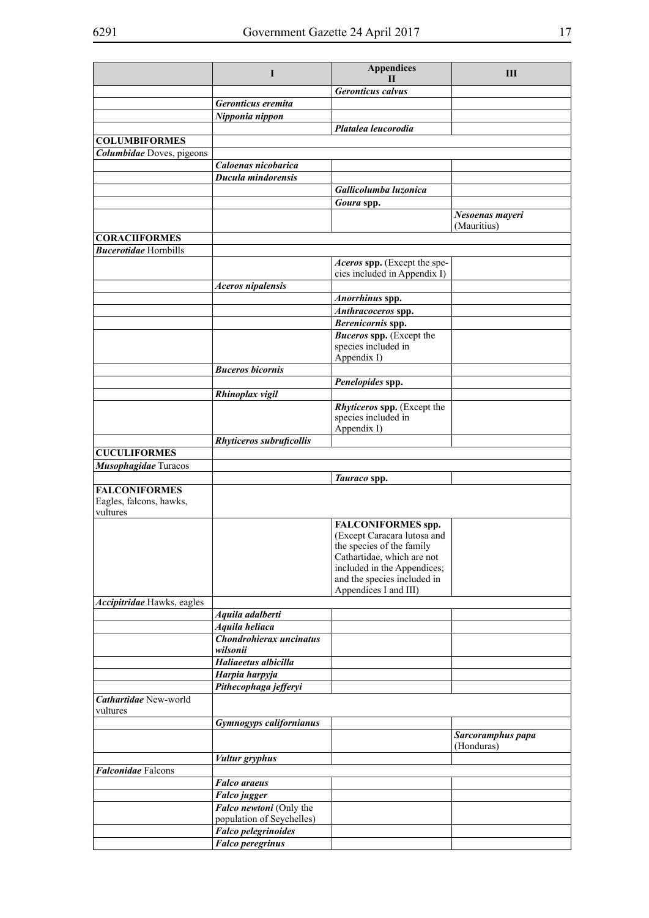| | I | Appendices II | III |
|---|---|---|---|
| | | ***Geronticus calvus*** | |
| | ***Geronticus eremita*** | | |
| | ***Nipponia nippon*** | | |
| | | ***Platalea leucorodia*** | |
| **COLUMBIFORMES** | | | |
| ***Columbidae*** Doves, pigeons | | | |
| | ***Caloenas nicobarica*** | | |
| | ***Ducula mindorensis*** | | |
| | | ***Gallicolumba luzonica*** | |
| | | ***Goura* spp.** | |
| | | | ***Nesoenas mayeri*** (Mauritius) |
| **CORACIIFORMES** | | | |
| ***Bucerotidae*** Hornbills | | | |
| | | ***Aceros* spp.** (Except the species included in Appendix I) | |
| | ***Aceros nipalensis*** | | |
| | | ***Anorrhinus* spp.** | |
| | | ***Anthracoceros* spp.** | |
| | | ***Berenicornis* spp.** | |
| | | ***Buceros* spp.** (Except the species included in Appendix I) | |
| | ***Buceros bicornis*** | | |
| | | ***Penelopides* spp.** | |
| | ***Rhinoplax vigil*** | | |
| | | ***Rhyticeros* spp.** (Except the species included in Appendix I) | |
| | ***Rhyticeros subruficollis*** | | |
| **CUCULIFORMES** | | | |
| ***Musophagidae*** Turacos | | | |
| | | ***Tauraco* spp.** | |
| **FALCONIFORMES** Eagles, falcons, hawks, vultures | | | |
| | | **FALCONIFORMES spp.** (Except Caracara lutosa and the species of the family Cathartidae, which are not included in the Appendices; and the species included in Appendices I and III) | |
| ***Accipitridae*** Hawks, eagles | | | |
| | ***Aquila adalberti*** | | |
| | ***Aquila heliaca*** | | |
| | ***Chondrohierax uncinatus wilsonii*** | | |
| | ***Haliaeetus albicilla*** | | |
| | ***Harpia harpyja*** | | |
| | ***Pithecophaga jefferyi*** | | |
| ***Cathartidae*** New-world vultures | | | |
| | ***Gymnogyps californianus*** | | |
| | | | ***Sarcoramphus papa*** (Honduras) |
| | ***Vultur gryphus*** | | |
| ***Falconidae*** Falcons | | | |
| | ***Falco araeus*** | | |
| | ***Falco jugger*** | | |
| | ***Falco newtoni*** (Only the population of Seychelles) | | |
| | ***Falco pelegrinoides*** | | |
| | ***Falco peregrinus*** | | |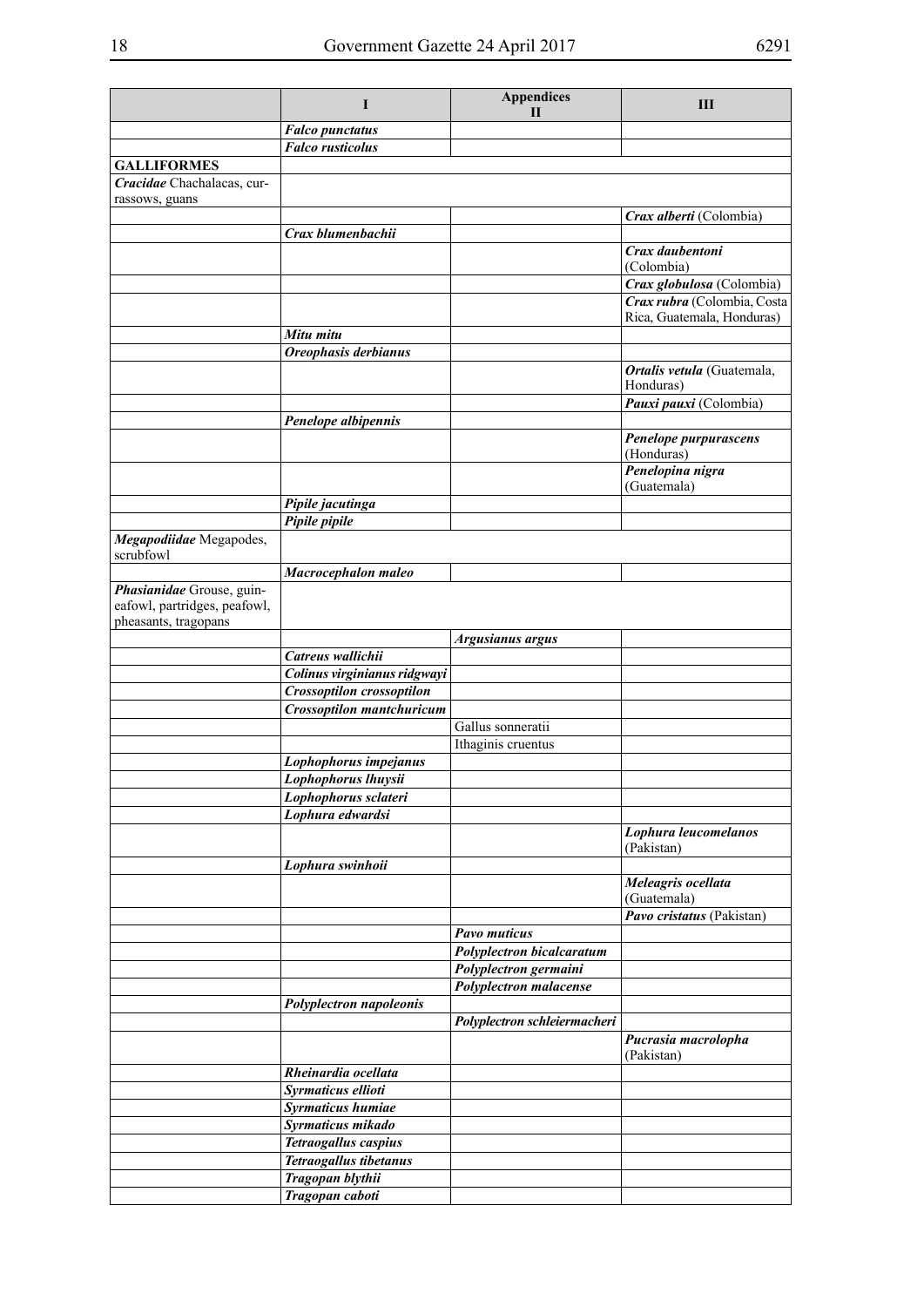| | I | Appendices<br>II | III |
|---|---|---|---|
| | ***Falco punctatus*** | | |
| | ***Falco rusticolus*** | | |
| **GALLIFORMES** | | | |
| ***Cracidae*** Chachalacas, curassows, guans | | | |
| | | | ***Crax alberti*** (Colombia) |
| | ***Crax blumenbachii*** | | |
| | | | ***Crax daubentoni*** (Colombia) |
| | | | ***Crax globulosa*** (Colombia) |
| | | | ***Crax rubra*** (Colombia, Costa Rica, Guatemala, Honduras) |
| | ***Mitu mitu*** | | |
| | ***Oreophasis derbianus*** | | |
| | | | ***Ortalis vetula*** (Guatemala, Honduras) |
| | | | ***Pauxi pauxi*** (Colombia) |
| | ***Penelope albipennis*** | | |
| | | | ***Penelope purpurascens*** (Honduras) |
| | | | ***Penelopina nigra*** (Guatemala) |
| | ***Pipile jacutinga*** | | |
| | ***Pipile pipile*** | | |
| ***Megapodiidae*** Megapodes, scrubfowl | | | |
| | ***Macrocephalon maleo*** | | |
| ***Phasianidae*** Grouse, guineafowl, partridges, peafowl, pheasants, tragopans | | | |
| | | ***Argusianus argus*** | |
| | ***Catreus wallichii*** | | |
| | ***Colinus virginianus ridgwayi*** | | |
| | ***Crossoptilon crossoptilon*** | | |
| | ***Crossoptilon mantchuricum*** | | |
| | | Gallus sonneratii | |
| | | Ithaginis cruentus | |
| | ***Lophophorus impejanus*** | | |
| | ***Lophophorus lhuysii*** | | |
| | ***Lophophorus sclateri*** | | |
| | ***Lophura edwardsi*** | | |
| | | | ***Lophura leucomelanos*** (Pakistan) |
| | ***Lophura swinhoii*** | | |
| | | | ***Meleagris ocellata*** (Guatemala) |
| | | | ***Pavo cristatus*** (Pakistan) |
| | | ***Pavo muticus*** | |
| | | ***Polyplectron bicalcaratum*** | |
| | | ***Polyplectron germaini*** | |
| | | ***Polyplectron malacense*** | |
| | ***Polyplectron napoleonis*** | | |
| | | ***Polyplectron schleiermacheri*** | |
| | | | ***Pucrasia macrolopha*** (Pakistan) |
| | ***Rheinardia ocellata*** | | |
| | ***Syrmaticus ellioti*** | | |
| | ***Syrmaticus humiae*** | | |
| | ***Syrmaticus mikado*** | | |
| | ***Tetraogallus caspius*** | | |
| | ***Tetraogallus tibetanus*** | | |
| | ***Tragopan blythii*** | | |
| | ***Tragopan caboti*** | | |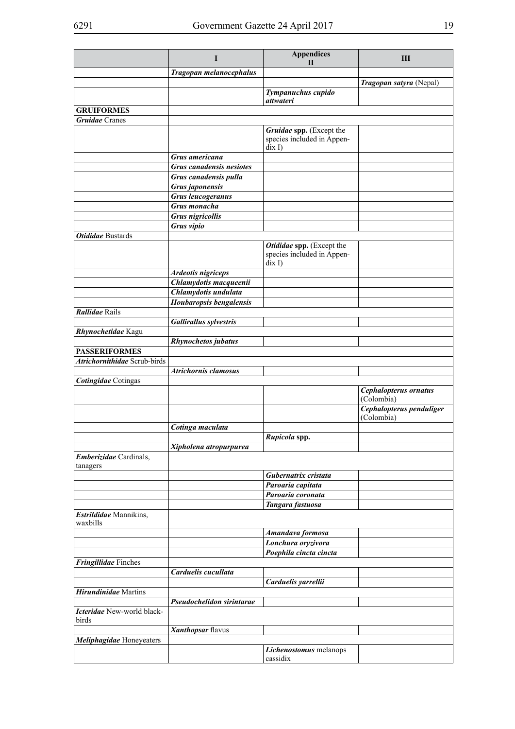| | I | Appendices II | III |
|---|---|---|---|
| | ***Tragopan melanocephalus*** | | |
| | | | ***Tragopan satyra*** (Nepal) |
| | | ***Tympanuchus cupido attwateri*** | |
| **GRUIFORMES** | | | |
| ***Gruidae*** Cranes | | | |
| | | ***Gruidae* spp.** (Except the species included in Appendix I) | |
| | ***Grus americana*** | | |
| | ***Grus canadensis nesiotes*** | | |
| | ***Grus canadensis pulla*** | | |
| | ***Grus japonensis*** | | |
| | ***Grus leucogeranus*** | | |
| | ***Grus monacha*** | | |
| | ***Grus nigricollis*** | | |
| | ***Grus vipio*** | | |
| ***Otididae*** Bustards | | | |
| | | ***Otididae* spp.** (Except the species included in Appendix I) | |
| | ***Ardeotis nigriceps*** | | |
| | ***Chlamydotis macqueenii*** | | |
| | ***Chlamydotis undulata*** | | |
| | ***Houbaropsis bengalensis*** | | |
| ***Rallidae*** Rails | | | |
| | ***Gallirallus sylvestris*** | | |
| ***Rhynochetidae*** Kagu | | | |
| | ***Rhynochetos jubatus*** | | |
| **PASSERIFORMES** | | | |
| ***Atrichornithidae*** Scrub-birds | | | |
| | ***Atrichornis clamosus*** | | |
| ***Cotingidae*** Cotingas | | | |
| | | | ***Cephalopterus ornatus*** (Colombia) |
| | | | ***Cephalopterus penduliger*** (Colombia) |
| | ***Cotinga maculata*** | | |
| | | ***Rupicola* spp.** | |
| | ***Xipholena atropurpurea*** | | |
| ***Emberizidae*** Cardinals, tanagers | | | |
| | | ***Gubernatrix cristata*** | |
| | | ***Paroaria capitata*** | |
| | | ***Paroaria coronata*** | |
| | | ***Tangara fastuosa*** | |
| ***Estrildidae*** Mannikins, waxbills | | | |
| | | ***Amandava formosa*** | |
| | | ***Lonchura oryzivora*** | |
| | | ***Poephila cincta cincta*** | |
| ***Fringillidae*** Finches | | | |
| | ***Carduelis cucullata*** | | |
| | | ***Carduelis yarrellii*** | |
| ***Hirundinidae*** Martins | | | |
| | ***Pseudochelidon sirintarae*** | | |
| ***Icteridae*** New-world blackbirds | | | |
| | ***Xanthopsar*** flavus | | |
| ***Meliphagidae*** Honeyeaters | | | |
| | | ***Lichenostomus*** melanops cassidix | |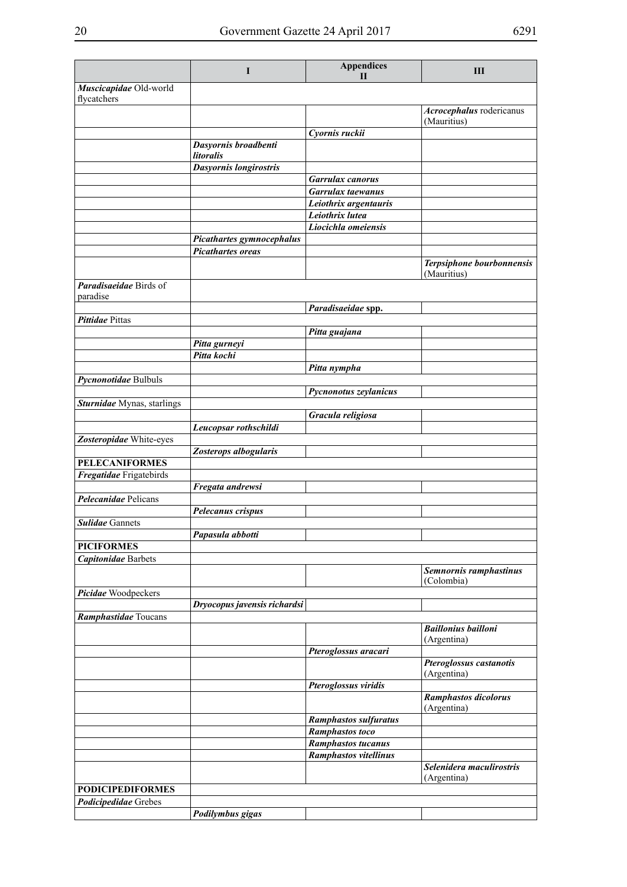| | Appendices | | |
|---|---|---|---|
| | **I** | **II** | **III** |
| ***Muscicapidae*** Old-world flycatchers | | | |
| | | | ***Acrocephalus*** rodericanus (Mauritius) |
| | | ***Cyornis ruckii*** | |
| | ***Dasyornis broadbenti litoralis*** | | |
| | ***Dasyornis longirostris*** | | |
| | | ***Garrulax canorus*** | |
| | | ***Garrulax taewanus*** | |
| | | ***Leiothrix argentauris*** | |
| | | ***Leiothrix lutea*** | |
| | | ***Liocichla omeiensis*** | |
| | ***Picathartes gymnocephalus*** | | |
| | ***Picathartes oreas*** | | |
| | | | ***Terpsiphone bourbonnensis*** (Mauritius) |
| ***Paradisaeidae*** Birds of paradise | | | |
| | | ***Paradisaeidae* spp.** | |
| ***Pittidae*** Pittas | | | |
| | | ***Pitta guajana*** | |
| | ***Pitta gurneyi*** | | |
| | ***Pitta kochi*** | | |
| | | ***Pitta nympha*** | |
| ***Pycnonotidae*** Bulbuls | | | |
| | | ***Pycnonotus zeylanicus*** | |
| ***Sturnidae*** Mynas, starlings | | | |
| | | ***Gracula religiosa*** | |
| | ***Leucopsar rothschildi*** | | |
| ***Zosteropidae*** White-eyes | | | |
| | ***Zosterops albogularis*** | | |
| **PELECANIFORMES** | | | |
| ***Fregatidae*** Frigatebirds | | | |
| | ***Fregata andrewsi*** | | |
| ***Pelecanidae*** Pelicans | | | |
| | ***Pelecanus crispus*** | | |
| ***Sulidae*** Gannets | | | |
| | ***Papasula abbotti*** | | |
| **PICIFORMES** | | | |
| ***Capitonidae*** Barbets | | | |
| | | | ***Semnornis ramphastinus*** (Colombia) |
| ***Picidae*** Woodpeckers | | | |
| | ***Dryocopus javensis richardsi*** | | |
| ***Ramphastidae*** Toucans | | | |
| | | | ***Baillonius bailloni*** (Argentina) |
| | | ***Pteroglossus aracari*** | |
| | | | ***Pteroglossus castanotis*** (Argentina) |
| | | ***Pteroglossus viridis*** | |
| | | | ***Ramphastos dicolorus*** (Argentina) |
| | | ***Ramphastos sulfuratus*** | |
| | | ***Ramphastos toco*** | |
| | | ***Ramphastos tucanus*** | |
| | | ***Ramphastos vitellinus*** | |
| | | | ***Selenidera maculirostris*** (Argentina) |
| **PODICIPEDIFORMES** | | | |
| ***Podicipedidae*** Grebes | | | |
| | ***Podilymbus gigas*** | | |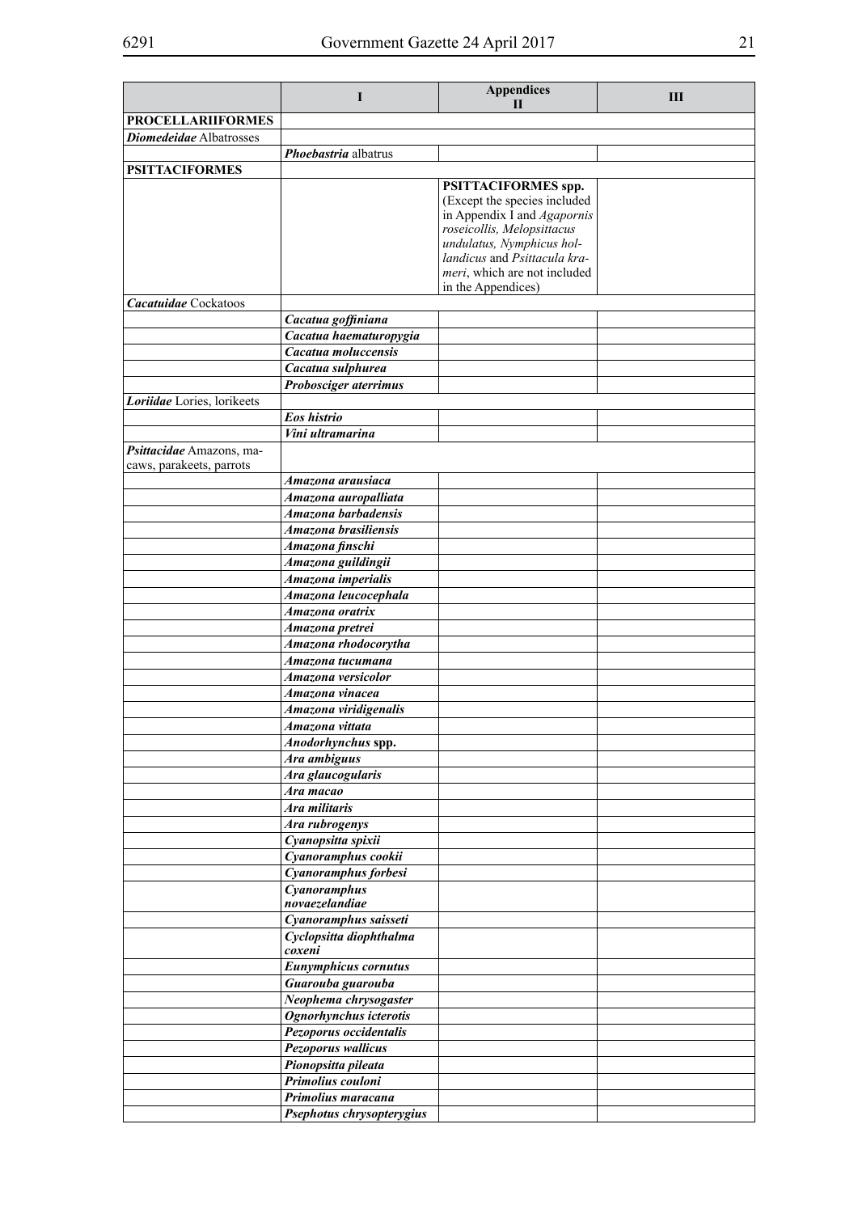| | I | Appendices II | III |
|---|---|---|---|
| **PROCELLARIIFORMES** | | | |
| ***Diomedeidae*** Albatrosses | | | |
| | ***Phoebastria*** albatrus | | |
| **PSITTACIFORMES** | | | |
| | | **PSITTACIFORMES spp.** (Except the species included in Appendix I and *Agapornis roseicollis, Melopsittacus undulatus, Nymphicus hollandicus* and *Psittacula krameri*, which are not included in the Appendices) | |
| ***Cacatuidae*** Cockatoos | | | |
| | ***Cacatua goffiniana*** | | |
| | ***Cacatua haematuropygia*** | | |
| | ***Cacatua moluccensis*** | | |
| | ***Cacatua sulphurea*** | | |
| | ***Probosciger aterrimus*** | | |
| ***Loriidae*** Lories, lorikeets | | | |
| | ***Eos histrio*** | | |
| | ***Vini ultramarina*** | | |
| ***Psittacidae*** Amazons, macaws, parakeets, parrots | | | |
| | ***Amazona arausiaca*** | | |
| | ***Amazona auropalliata*** | | |
| | ***Amazona barbadensis*** | | |
| | ***Amazona brasiliensis*** | | |
| | ***Amazona finschi*** | | |
| | ***Amazona guildingii*** | | |
| | ***Amazona imperialis*** | | |
| | ***Amazona leucocephala*** | | |
| | ***Amazona oratrix*** | | |
| | ***Amazona pretrei*** | | |
| | ***Amazona rhodocorytha*** | | |
| | ***Amazona tucumana*** | | |
| | ***Amazona versicolor*** | | |
| | ***Amazona vinacea*** | | |
| | ***Amazona viridigenalis*** | | |
| | ***Amazona vittata*** | | |
| | ***Anodorhynchus*** **spp.** | | |
| | ***Ara ambiguus*** | | |
| | ***Ara glaucogularis*** | | |
| | ***Ara macao*** | | |
| | ***Ara militaris*** | | |
| | ***Ara rubrogenys*** | | |
| | ***Cyanopsitta spixii*** | | |
| | ***Cyanoramphus cookii*** | | |
| | ***Cyanoramphus forbesi*** | | |
| | ***Cyanoramphus novaezelandiae*** | | |
| | ***Cyanoramphus saisseti*** | | |
| | ***Cyclopsitta diophthalma coxeni*** | | |
| | ***Eunymphicus cornutus*** | | |
| | ***Guarouba guarouba*** | | |
| | ***Neophema chrysogaster*** | | |
| | ***Ognorhynchus icterotis*** | | |
| | ***Pezoporus occidentalis*** | | |
| | ***Pezoporus wallicus*** | | |
| | ***Pionopsitta pileata*** | | |
| | ***Primolius couloni*** | | |
| | ***Primolius maracana*** | | |
| | ***Psephotus chrysopterygius*** | | |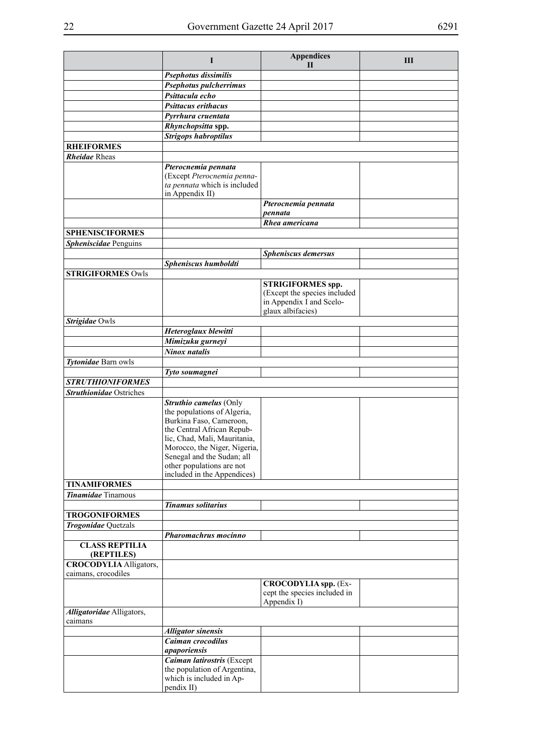| | I | Appendices II | III |
|---|---|---|---|
| | ***Psephotus dissimilis*** | | |
| | ***Psephotus pulcherrimus*** | | |
| | ***Psittacula echo*** | | |
| | ***Psittacus erithacus*** | | |
| | ***Pyrrhura cruentata*** | | |
| | ***Rhynchopsitta* spp.** | | |
| | ***Strigops habroptilus*** | | |
| **RHEIFORMES** | | | |
| ***Rheidae*** Rheas | | | |
| | ***Pterocnemia pennata*** (Except *Pterocnemia pennata pennata* which is included in Appendix II) | | |
| | | ***Pterocnemia pennata pennata*** | |
| | | ***Rhea americana*** | |
| **SPHENISCIFORMES** | | | |
| ***Spheniscidae*** Penguins | | | |
| | | ***Spheniscus demersus*** | |
| | ***Spheniscus humboldti*** | | |
| **STRIGIFORMES** Owls | | | |
| | | **STRIGIFORMES spp.** (Except the species included in Appendix I and Sceloglaux albifacies) | |
| ***Strigidae*** Owls | | | |
| | ***Heteroglaux blewitti*** | | |
| | ***Mimizuku gurneyi*** | | |
| | ***Ninox natalis*** | | |
| ***Tytonidae*** Barn owls | | | |
| | ***Tyto soumagnei*** | | |
| ***STRUTHIONIFORMES*** | | | |
| ***Struthionidae*** Ostriches | | | |
| | ***Struthio camelus*** (Only the populations of Algeria, Burkina Faso, Cameroon, the Central African Republic, Chad, Mali, Mauritania, Morocco, the Niger, Nigeria, Senegal and the Sudan; all other populations are not included in the Appendices) | | |
| **TINAMIFORMES** | | | |
| ***Tinamidae*** Tinamous | | | |
| | ***Tinamus solitarius*** | | |
| **TROGONIFORMES** | | | |
| ***Trogonidae*** Quetzals | | | |
| | ***Pharomachrus mocinno*** | | |
| **CLASS REPTILIA (REPTILES)** | | | |
| **CROCODYLIA** Alligators, caimans, crocodiles | | | |
| | | **CROCODYLIA spp.** (Except the species included in Appendix I) | |
| ***Alligatoridae*** Alligators, caimans | | | |
| | ***Alligator sinensis*** | | |
| | ***Caiman crocodilus apaporiensis*** | | |
| | ***Caiman latirostris*** (Except the population of Argentina, which is included in Appendix II) | | |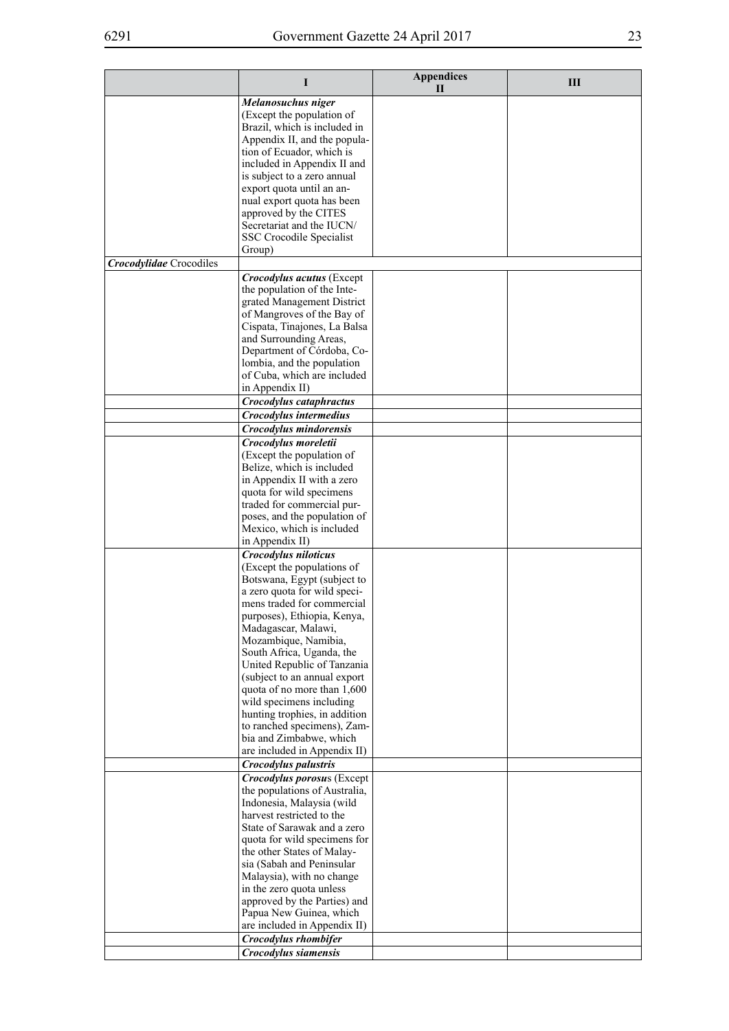| | I | Appendices II | III |
|---|---|---|---|
| | ***Melanosuchus niger*** (Except the population of Brazil, which is included in Appendix II, and the population of Ecuador, which is included in Appendix II and is subject to a zero annual export quota until an annual export quota has been approved by the CITES Secretariat and the IUCN/SSC Crocodile Specialist Group) | | |
| ***Crocodylidae*** Crocodiles | | | |
| | ***Crocodylus acutus*** (Except the population of the Integrated Management District of Mangroves of the Bay of Cispata, Tinajones, La Balsa and Surrounding Areas, Department of Córdoba, Colombia, and the population of Cuba, which are included in Appendix II) | | |
| | ***Crocodylus cataphractus*** | | |
| | ***Crocodylus intermedius*** | | |
| | ***Crocodylus mindorensis*** | | |
| | ***Crocodylus moreletii*** (Except the population of Belize, which is included in Appendix II with a zero quota for wild specimens traded for commercial purposes, and the population of Mexico, which is included in Appendix II) | | |
| | ***Crocodylus niloticus*** (Except the populations of Botswana, Egypt (subject to a zero quota for wild specimens traded for commercial purposes), Ethiopia, Kenya, Madagascar, Malawi, Mozambique, Namibia, South Africa, Uganda, the United Republic of Tanzania (subject to an annual export quota of no more than 1,600 wild specimens including hunting trophies, in addition to ranched specimens), Zambia and Zimbabwe, which are included in Appendix II) | | |
| | ***Crocodylus palustris*** | | |
| | ***Crocodylus porosus*** (Except the populations of Australia, Indonesia, Malaysia (wild harvest restricted to the State of Sarawak and a zero quota for wild specimens for the other States of Malaysia (Sabah and Peninsular Malaysia), with no change in the zero quota unless approved by the Parties) and Papua New Guinea, which are included in Appendix II) | | |
| | ***Crocodylus rhombifer*** | | |
| | ***Crocodylus siamensis*** | | |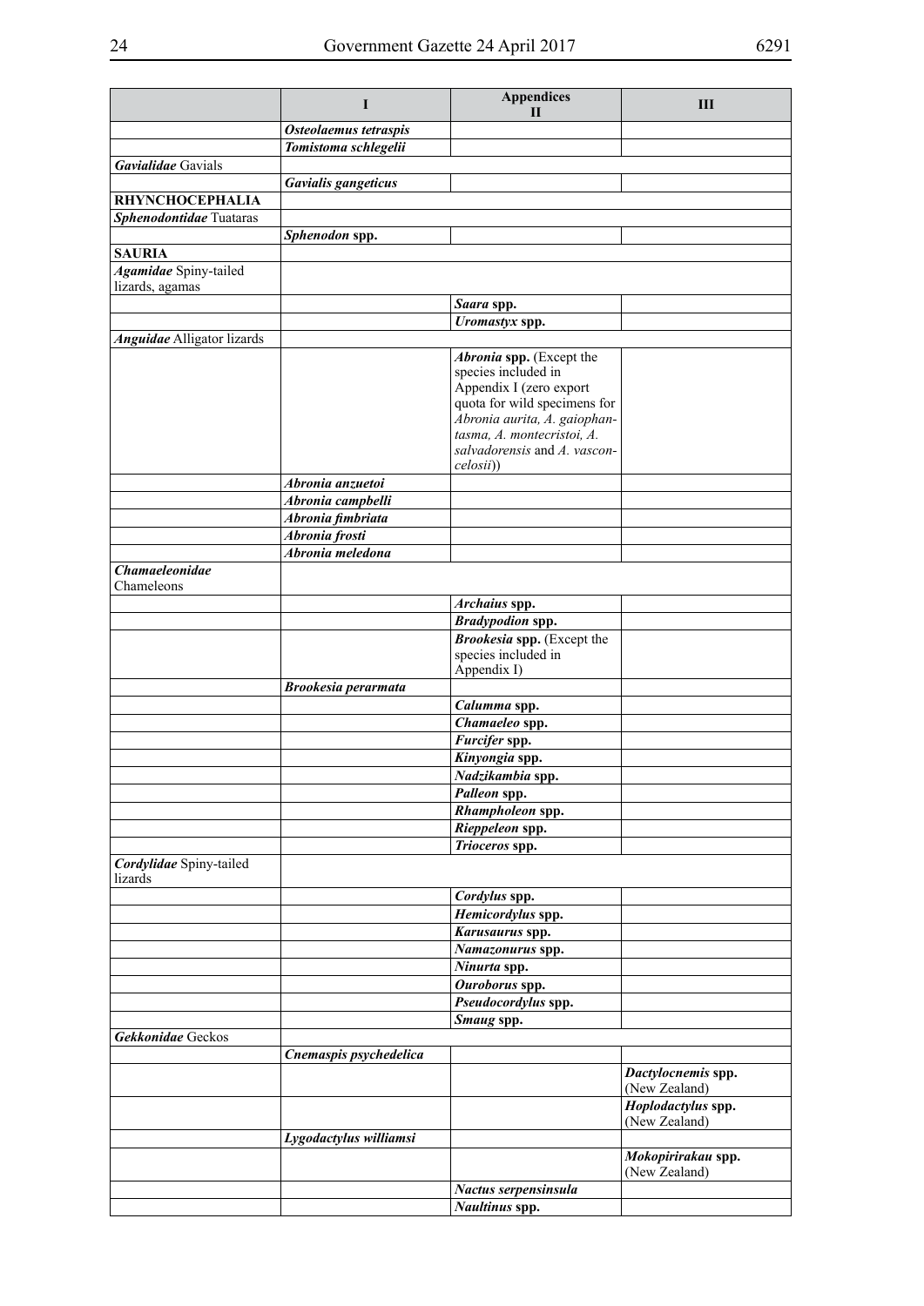| | I | Appendices II | III |
|---|---|---|---|
| | ***Osteolaemus tetraspis*** | | |
| | ***Tomistoma schlegelii*** | | |
| ***Gavialidae*** Gavials | | | |
| | ***Gavialis gangeticus*** | | |
| **RHYNCHOCEPHALIA** | | | |
| ***Sphenodontidae*** Tuataras | | | |
| | ***Sphenodon* spp.** | | |
| **SAURIA** | | | |
| ***Agamidae*** Spiny-tailed lizards, agamas | | | |
| | | ***Saara* spp.** | |
| | | ***Uromastyx* spp.** | |
| ***Anguidae*** Alligator lizards | | | |
| | | ***Abronia* spp.** (Except the species included in Appendix I (zero export quota for wild specimens for *Abronia aurita, A. gaiophantasma, A. montecristoi, A. salvadorensis* and *A. vasconcelosii*)) | |
| | ***Abronia anzuetoi*** | | |
| | ***Abronia campbelli*** | | |
| | ***Abronia fimbriata*** | | |
| | ***Abronia frosti*** | | |
| | ***Abronia meledona*** | | |
| ***Chamaeleonidae*** Chameleons | | | |
| | | ***Archaius* spp.** | |
| | | ***Bradypodion* spp.** | |
| | | ***Brookesia* spp.** (Except the species included in Appendix I) | |
| | ***Brookesia perarmata*** | | |
| | | ***Calumma* spp.** | |
| | | ***Chamaeleo* spp.** | |
| | | ***Furcifer* spp.** | |
| | | ***Kinyongia* spp.** | |
| | | ***Nadzikambia* spp.** | |
| | | ***Palleon* spp.** | |
| | | ***Rhampholeon* spp.** | |
| | | ***Rieppeleon* spp.** | |
| | | ***Trioceros* spp.** | |
| ***Cordylidae*** Spiny-tailed lizards | | | |
| | | ***Cordylus* spp.** | |
| | | ***Hemicordylus* spp.** | |
| | | ***Karusaurus* spp.** | |
| | | ***Namazonurus* spp.** | |
| | | ***Ninurta* spp.** | |
| | | ***Ouroborus* spp.** | |
| | | ***Pseudocordylus* spp.** | |
| | | ***Smaug* spp.** | |
| ***Gekkonidae*** Geckos | | | |
| | ***Cnemaspis psychedelica*** | | |
| | | | ***Dactylocnemis* spp.** (New Zealand) |
| | | | ***Hoplodactylus* spp.** (New Zealand) |
| | ***Lygodactylus williamsi*** | | |
| | | | ***Mokopirirakau* spp.** (New Zealand) |
| | | ***Nactus serpensinsula*** | |
| | | ***Naultinus* spp.** | |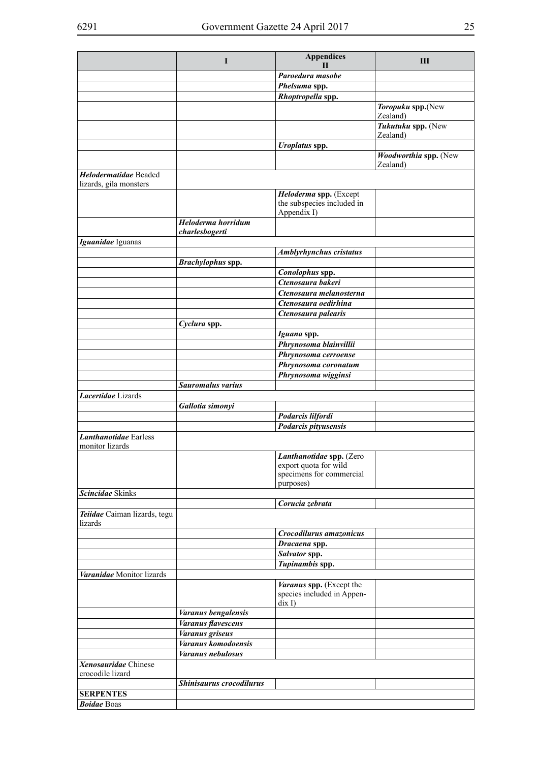| | I | Appendices II | III |
|---|---|---|---|
| | | ***Paroedura masobe*** | |
| | | ***Phelsuma* spp.** | |
| | | ***Rhoptropella* spp.** | |
| | | | ***Toropuku* spp.**(New Zealand) |
| | | | ***Tukutuku* spp.** (New Zealand) |
| | | ***Uroplatus* spp.** | |
| | | | ***Woodworthia* spp.** (New Zealand) |
| ***Helodermatidae*** Beaded lizards, gila monsters | | | |
| | | ***Heloderma* spp.** (Except the subspecies included in Appendix I) | |
| | ***Heloderma horridum charlesbogerti*** | | |
| ***Iguanidae*** Iguanas | | | |
| | | ***Amblyrhynchus cristatus*** | |
| | ***Brachylophus* spp.** | | |
| | | ***Conolophus* spp.** | |
| | | ***Ctenosaura bakeri*** | |
| | | ***Ctenosaura melanosterna*** | |
| | | ***Ctenosaura oedirhina*** | |
| | | ***Ctenosaura palearis*** | |
| | ***Cyclura* spp.** | | |
| | | ***Iguana* spp.** | |
| | | ***Phrynosoma blainvillii*** | |
| | | ***Phrynosoma cerroense*** | |
| | | ***Phrynosoma coronatum*** | |
| | | ***Phrynosoma wigginsi*** | |
| | ***Sauromalus varius*** | | |
| ***Lacertidae*** Lizards | | | |
| | ***Gallotia simonyi*** | | |
| | | ***Podarcis lilfordi*** | |
| | | ***Podarcis pityusensis*** | |
| ***Lanthanotidae*** Earless monitor lizards | | | |
| | | ***Lanthanotidae* spp.** (Zero export quota for wild specimens for commercial purposes) | |
| ***Scincidae*** Skinks | | | |
| | | ***Corucia zebrata*** | |
| ***Teiidae*** Caiman lizards, tegu lizards | | | |
| | | ***Crocodilurus amazonicus*** | |
| | | ***Dracaena* spp.** | |
| | | ***Salvator* spp.** | |
| | | ***Tupinambis* spp.** | |
| ***Varanidae*** Monitor lizards | | | |
| | | ***Varanus* spp.** (Except the species included in Appendix I) | |
| | ***Varanus bengalensis*** | | |
| | ***Varanus flavescens*** | | |
| | ***Varanus griseus*** | | |
| | ***Varanus komodoensis*** | | |
| | ***Varanus nebulosus*** | | |
| ***Xenosauridae*** Chinese crocodile lizard | | | |
| | ***Shinisaurus crocodilurus*** | | |
| **SERPENTES** | | | |
| ***Boidae*** Boas | | | |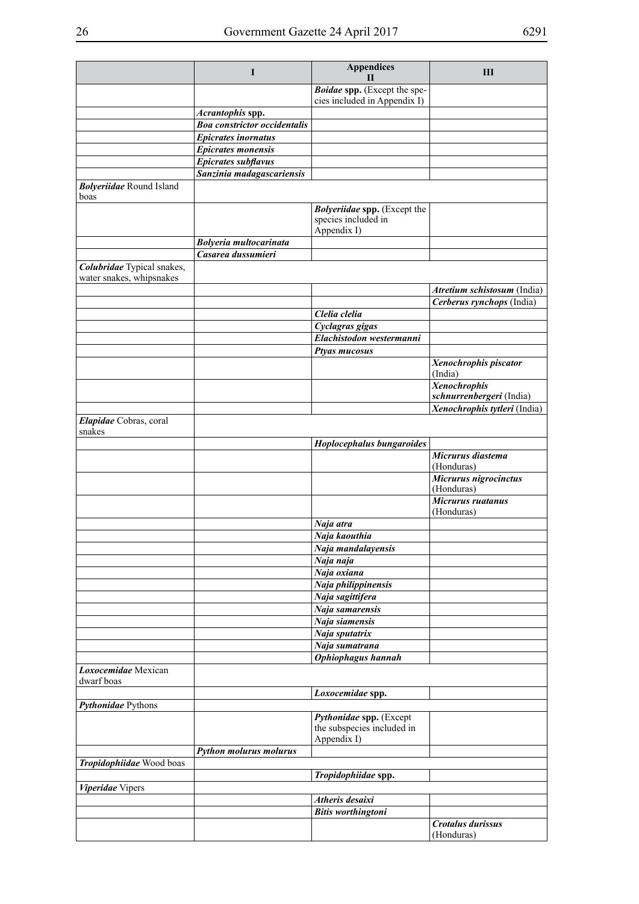| | I | Appendices II | III |
|---|---|---|---|
| | | ***Boidae* spp.** (Except the species included in Appendix I) | |
| | ***Acrantophis* spp.** | | |
| | ***Boa constrictor occidentalis*** | | |
| | ***Epicrates inornatus*** | | |
| | ***Epicrates monensis*** | | |
| | ***Epicrates subflavus*** | | |
| | ***Sanzinia madagascariensis*** | | |
| ***Bolyeriidae*** Round Island boas | | | |
| | | ***Bolyeriidae* spp.** (Except the species included in Appendix I) | |
| | ***Bolyeria multocarinata*** | | |
| | ***Casarea dussumieri*** | | |
| ***Colubridae*** Typical snakes, water snakes, whipsnakes | | | |
| | | | ***Atretium schistosum*** (India) |
| | | | ***Cerberus rynchops*** (India) |
| | | ***Clelia clelia*** | |
| | | ***Cyclagras gigas*** | |
| | | ***Elachistodon westermanni*** | |
| | | ***Ptyas mucosus*** | |
| | | | ***Xenochrophis piscator*** (India) |
| | | | ***Xenochrophis schnurrenbergeri*** (India) |
| | | | ***Xenochrophis tytleri*** (India) |
| ***Elapidae*** Cobras, coral snakes | | | |
| | | ***Hoplocephalus bungaroides*** | |
| | | | ***Micrurus diastema*** (Honduras) |
| | | | ***Micrurus nigrocinctus*** (Honduras) |
| | | | ***Micrurus ruatanus*** (Honduras) |
| | | ***Naja atra*** | |
| | | ***Naja kaouthia*** | |
| | | ***Naja mandalayensis*** | |
| | | ***Naja naja*** | |
| | | ***Naja oxiana*** | |
| | | ***Naja philippinensis*** | |
| | | ***Naja sagittifera*** | |
| | | ***Naja samarensis*** | |
| | | ***Naja siamensis*** | |
| | | ***Naja sputatrix*** | |
| | | ***Naja sumatrana*** | |
| | | ***Ophiophagus hannah*** | |
| ***Loxocemidae*** Mexican dwarf boas | | | |
| | | ***Loxocemidae* spp.** | |
| ***Pythonidae*** Pythons | | | |
| | | ***Pythonidae* spp.** (Except the subspecies included in Appendix I) | |
| | ***Python molurus molurus*** | | |
| ***Tropidophiidae*** Wood boas | | | |
| | | ***Tropidophiidae* spp.** | |
| ***Viperidae*** Vipers | | | |
| | | ***Atheris desaixi*** | |
| | | ***Bitis worthingtoni*** | |
| | | | ***Crotalus durissus*** (Honduras) |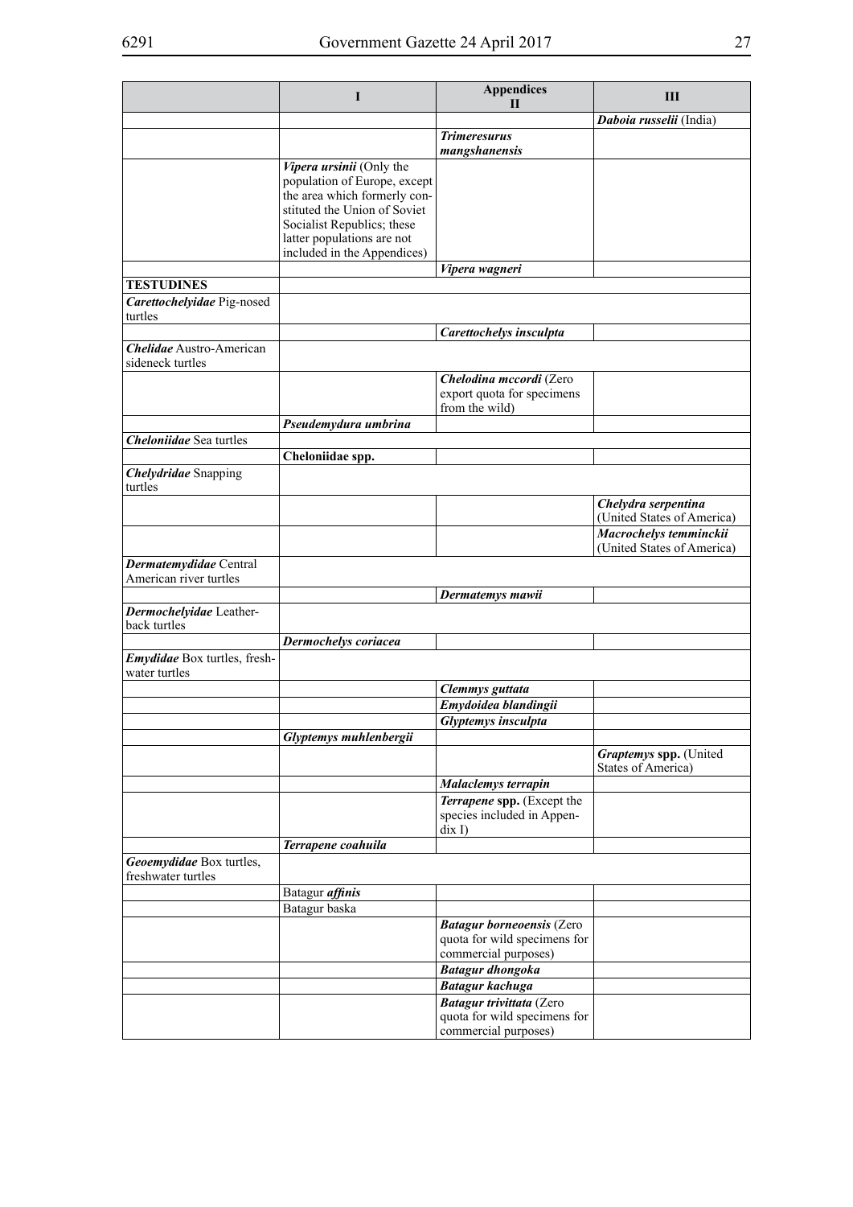| | I | Appendices II | III |
|---|---|---|---|
| | | | ***Daboia russelii*** (India) |
| | | ***Trimeresurus mangshanensis*** | |
| | ***Vipera ursinii*** (Only the population of Europe, except the area which formerly constituted the Union of Soviet Socialist Republics; these latter populations are not included in the Appendices) | | |
| | | ***Vipera wagneri*** | |
| **TESTUDINES** | | | |
| ***Carettochelyidae*** Pig-nosed turtles | | | |
| | | ***Carettochelys insculpta*** | |
| ***Chelidae*** Austro-American sideneck turtles | | | |
| | | ***Chelodina mccordi*** (Zero export quota for specimens from the wild) | |
| | ***Pseudemydura umbrina*** | | |
| ***Cheloniidae*** Sea turtles | | | |
| | **Cheloniidae spp.** | | |
| ***Chelydridae*** Snapping turtles | | | |
| | | | ***Chelydra serpentina*** (United States of America) |
| | | | ***Macrochelys temminckii*** (United States of America) |
| ***Dermatemydidae*** Central American river turtles | | | |
| | | ***Dermatemys mawii*** | |
| ***Dermochelyidae*** Leatherback turtles | | | |
| | ***Dermochelys coriacea*** | | |
| ***Emydidae*** Box turtles, freshwater turtles | | | |
| | | ***Clemmys guttata*** | |
| | | ***Emydoidea blandingii*** | |
| | | ***Glyptemys insculpta*** | |
| | ***Glyptemys muhlenbergii*** | | |
| | | | ***Graptemys* spp.** (United States of America) |
| | | ***Malaclemys terrapin*** | |
| | | ***Terrapene* spp.** (Except the species included in Appendix I) | |
| | ***Terrapene coahuila*** | | |
| ***Geoemydidae*** Box turtles, freshwater turtles | | | |
| | Batagur ***affinis*** | | |
| | Batagur baska | | |
| | | ***Batagur borneoensis*** (Zero quota for wild specimens for commercial purposes) | |
| | | ***Batagur dhongoka*** | |
| | | ***Batagur kachuga*** | |
| | | ***Batagur trivittata*** (Zero quota for wild specimens for commercial purposes) | |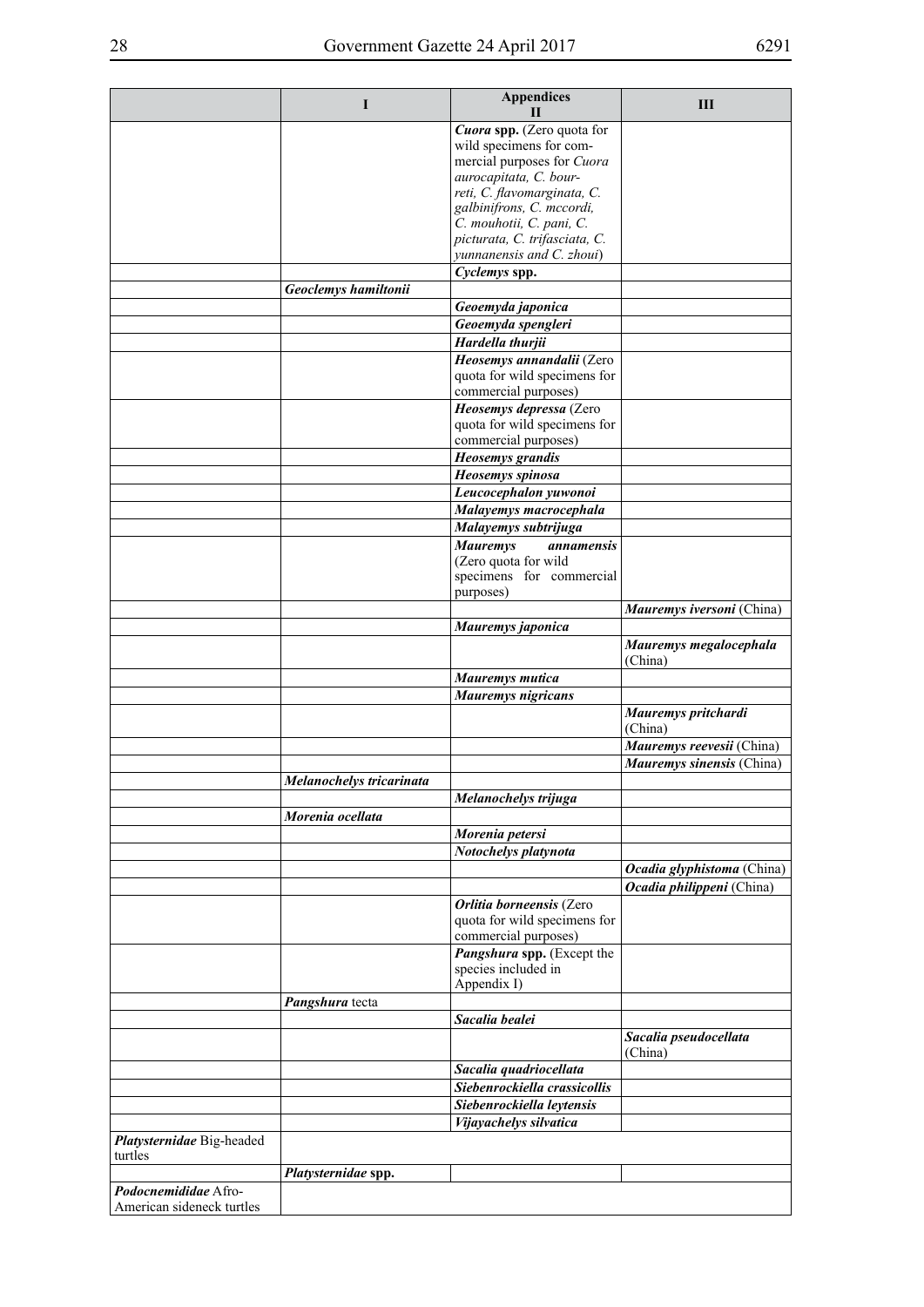| | I | Appendices II | III |
|---|---|---|---|
| | | ***Cuora* spp.** (Zero quota for wild specimens for commercial purposes for *Cuora aurocapitata, C. bourreti, C. flavomarginata, C. galbinifrons, C. mccordi, C. mouhotii, C. pani, C. picturata, C. trifasciata, C. yunnanensis and C. zhoui*) | |
| | | ***Cyclemys* spp.** | |
| | ***Geoclemys hamiltonii*** | | |
| | | ***Geoemyda japonica*** | |
| | | ***Geoemyda spengleri*** | |
| | | ***Hardella thurjii*** | |
| | | ***Heosemys annandalii*** (Zero quota for wild specimens for commercial purposes) | |
| | | ***Heosemys depressa*** (Zero quota for wild specimens for commercial purposes) | |
| | | ***Heosemys grandis*** | |
| | | ***Heosemys spinosa*** | |
| | | ***Leucocephalon yuwonoi*** | |
| | | ***Malayemys macrocephala*** | |
| | | ***Malayemys subtrijuga*** | |
| | | ***Mauremys annamensis*** (Zero quota for wild specimens for commercial purposes) | |
| | | | ***Mauremys iversoni*** (China) |
| | | ***Mauremys japonica*** | |
| | | | ***Mauremys megalocephala*** (China) |
| | | ***Mauremys mutica*** | |
| | | ***Mauremys nigricans*** | |
| | | | ***Mauremys pritchardi*** (China) |
| | | | ***Mauremys reevesii*** (China) |
| | | | ***Mauremys sinensis*** (China) |
| | ***Melanochelys tricarinata*** | | |
| | | ***Melanochelys trijuga*** | |
| | ***Morenia ocellata*** | | |
| | | ***Morenia petersi*** | |
| | | ***Notochelys platynota*** | |
| | | | ***Ocadia glyphistoma*** (China) |
| | | | ***Ocadia philippeni*** (China) |
| | | ***Orlitia borneensis*** (Zero quota for wild specimens for commercial purposes) | |
| | | ***Pangshura* spp.** (Except the species included in Appendix I) | |
| | ***Pangshura* tecta** | | |
| | | ***Sacalia bealei*** | |
| | | | ***Sacalia pseudocellata*** (China) |
| | | ***Sacalia quadriocellata*** | |
| | | ***Siebenrockiella crassicollis*** | |
| | | ***Siebenrockiella leytensis*** | |
| | | ***Vijayachelys silvatica*** | |
| ***Platysternidae*** Big-headed turtles | | | |
| | ***Platysternidae* spp.** | | |
| ***Podocnemididae*** Afro-American sideneck turtles | | | |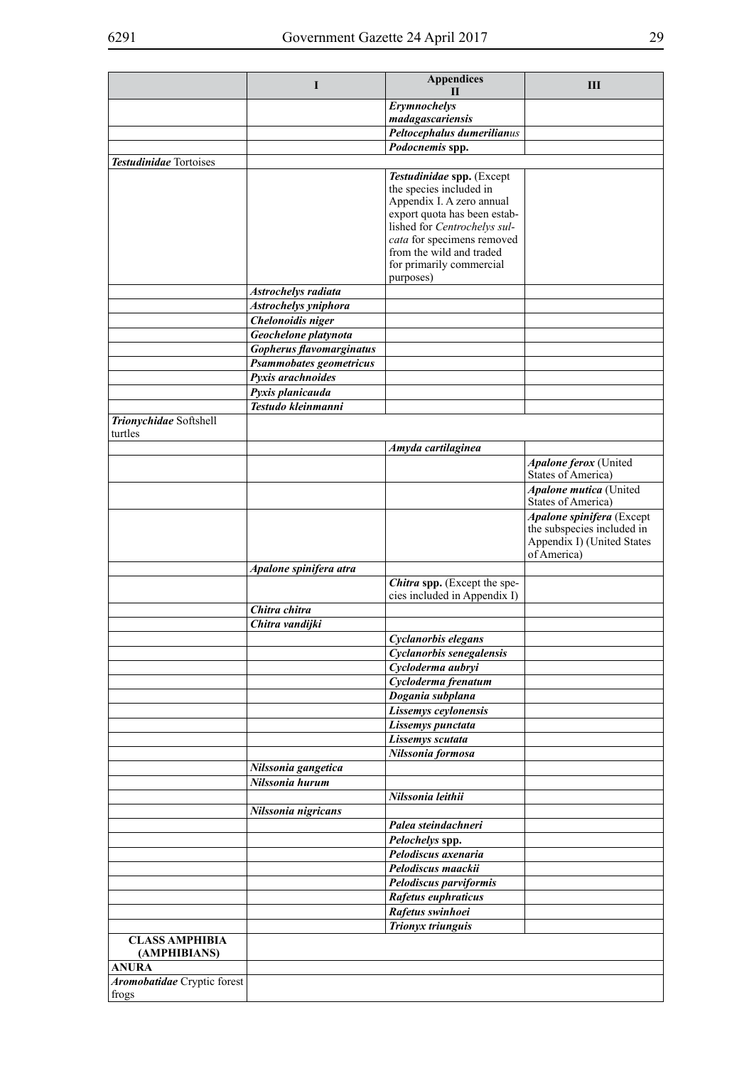| | Appendices I | II | III |
|---|---|---|---|
| | | ***Erymnochelys madagascariensis*** | |
| | | ***Peltocephalus dumerilianus*** | |
| | | ***Podocnemis* spp.** | |
| ***Testudinidae*** Tortoises | | | |
| | | **Testudinidae spp.** (Except the species included in Appendix I. A zero annual export quota has been established for *Centrochelys sulcata* for specimens removed from the wild and traded for primarily commercial purposes) | |
| | ***Astrochelys radiata*** | | |
| | ***Astrochelys yniphora*** | | |
| | ***Chelonoidis niger*** | | |
| | ***Geochelone platynota*** | | |
| | ***Gopherus flavomarginatus*** | | |
| | ***Psammobates geometricus*** | | |
| | ***Pyxis arachnoides*** | | |
| | ***Pyxis planicauda*** | | |
| | ***Testudo kleinmanni*** | | |
| ***Trionychidae*** Softshell turtles | | | |
| | | ***Amyda cartilaginea*** | |
| | | | ***Apalone ferox*** (United States of America) |
| | | | ***Apalone mutica*** (United States of America) |
| | | | ***Apalone spinifera*** (Except the subspecies included in Appendix I) (United States of America) |
| | ***Apalone spinifera atra*** | | |
| | | ***Chitra* spp.** (Except the species included in Appendix I) | |
| | ***Chitra chitra*** | | |
| | ***Chitra vandijki*** | | |
| | | ***Cyclanorbis elegans*** | |
| | | ***Cyclanorbis senegalensis*** | |
| | | ***Cycloderma aubryi*** | |
| | | ***Cycloderma frenatum*** | |
| | | ***Dogania subplana*** | |
| | | ***Lissemys ceylonensis*** | |
| | | ***Lissemys punctata*** | |
| | | ***Lissemys scutata*** | |
| | | ***Nilssonia formosa*** | |
| | ***Nilssonia gangetica*** | | |
| | ***Nilssonia hurum*** | | |
| | | ***Nilssonia leithii*** | |
| | ***Nilssonia nigricans*** | | |
| | | ***Palea steindachneri*** | |
| | | ***Pelochelys* spp.** | |
| | | ***Pelodiscus axenaria*** | |
| | | ***Pelodiscus maackii*** | |
| | | ***Pelodiscus parviformis*** | |
| | | ***Rafetus euphraticus*** | |
| | | ***Rafetus swinhoei*** | |
| | | ***Trionyx triunguis*** | |
| **CLASS AMPHIBIA (AMPHIBIANS)** | | | |
| **ANURA** | | | |
| ***Aromobatidae*** Cryptic forest frogs | | | |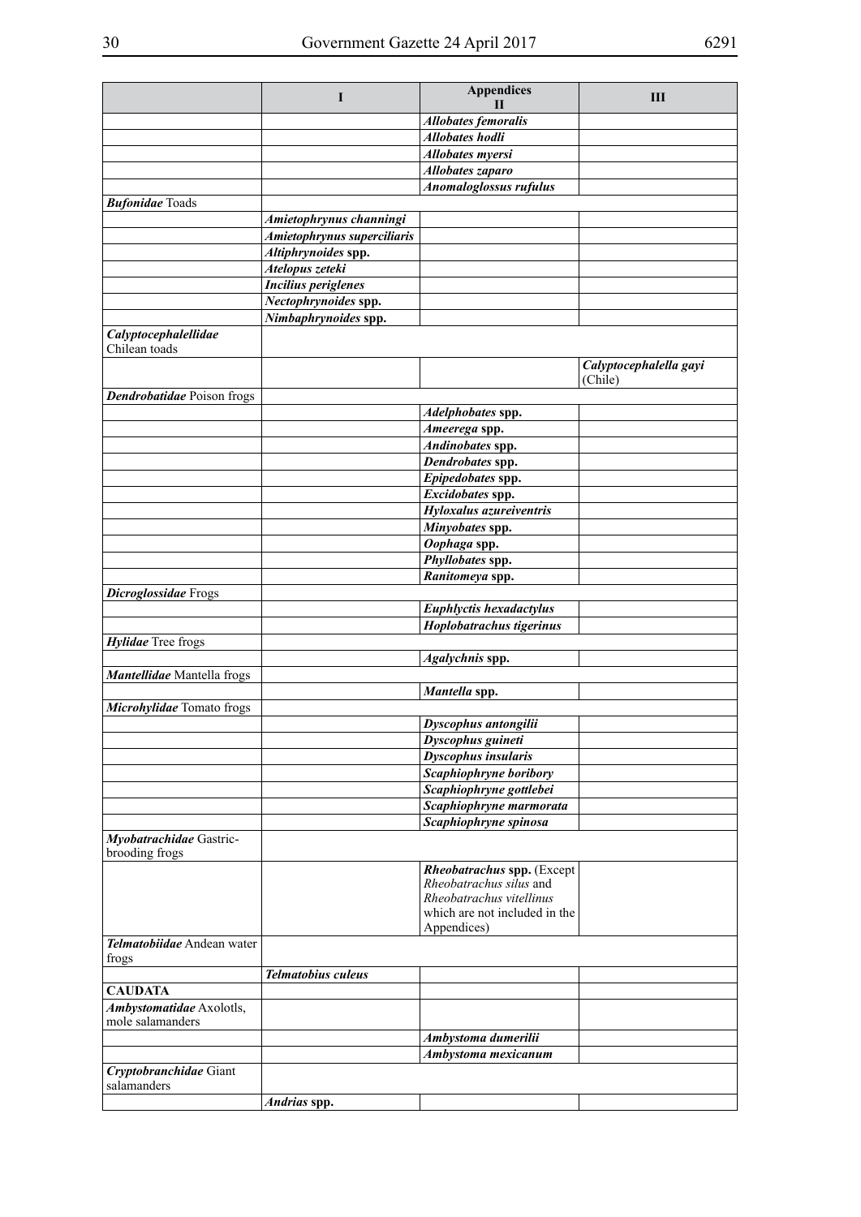| | I | Appendices II | III |
|---|---|---|---|
| | | ***Allobates femoralis*** | |
| | | ***Allobates hodli*** | |
| | | ***Allobates myersi*** | |
| | | ***Allobates zaparo*** | |
| | | ***Anomaloglossus rufulus*** | |
| ***Bufonidae*** Toads | | | |
| | ***Amietophrynus channingi*** | | |
| | ***Amietophrynus superciliaris*** | | |
| | ***Altiphrynoides* spp.** | | |
| | ***Atelopus zeteki*** | | |
| | ***Incilius periglenes*** | | |
| | ***Nectophrynoides* spp.** | | |
| | ***Nimbaphrynoides* spp.** | | |
| ***Calyptocephalellidae*** Chilean toads | | | |
| | | | ***Calyptocephalella gayi*** (Chile) |
| ***Dendrobatidae*** Poison frogs | | | |
| | | ***Adelphobates* spp.** | |
| | | ***Ameerega* spp.** | |
| | | ***Andinobates* spp.** | |
| | | ***Dendrobates* spp.** | |
| | | ***Epipedobates* spp.** | |
| | | ***Excidobates* spp.** | |
| | | ***Hyloxalus azureiventris*** | |
| | | ***Minyobates* spp.** | |
| | | ***Oophaga* spp.** | |
| | | ***Phyllobates* spp.** | |
| | | ***Ranitomeya* spp.** | |
| ***Dicroglossidae*** Frogs | | | |
| | | ***Euphlyctis hexadactylus*** | |
| | | ***Hoplobatrachus tigerinus*** | |
| ***Hylidae*** Tree frogs | | | |
| | | ***Agalychnis* spp.** | |
| ***Mantellidae*** Mantella frogs | | | |
| | | ***Mantella* spp.** | |
| ***Microhylidae*** Tomato frogs | | | |
| | | ***Dyscophus antongilii*** | |
| | | ***Dyscophus guineti*** | |
| | | ***Dyscophus insularis*** | |
| | | ***Scaphiophryne boribory*** | |
| | | ***Scaphiophryne gottlebei*** | |
| | | ***Scaphiophryne marmorata*** | |
| | | ***Scaphiophryne spinosa*** | |
| ***Myobatrachidae*** Gastric-brooding frogs | | | |
| | | ***Rheobatrachus* spp.** (Except *Rheobatrachus silus* and *Rheobatrachus vitellinus* which are not included in the Appendices) | |
| ***Telmatobiidae*** Andean water frogs | | | |
| | ***Telmatobius culeus*** | | |
| **CAUDATA** | | | |
| ***Ambystomatidae*** Axolotls, mole salamanders | | | |
| | | ***Ambystoma dumerilii*** | |
| | | ***Ambystoma mexicanum*** | |
| ***Cryptobranchidae*** Giant salamanders | | | |
| | ***Andrias* spp.** | | |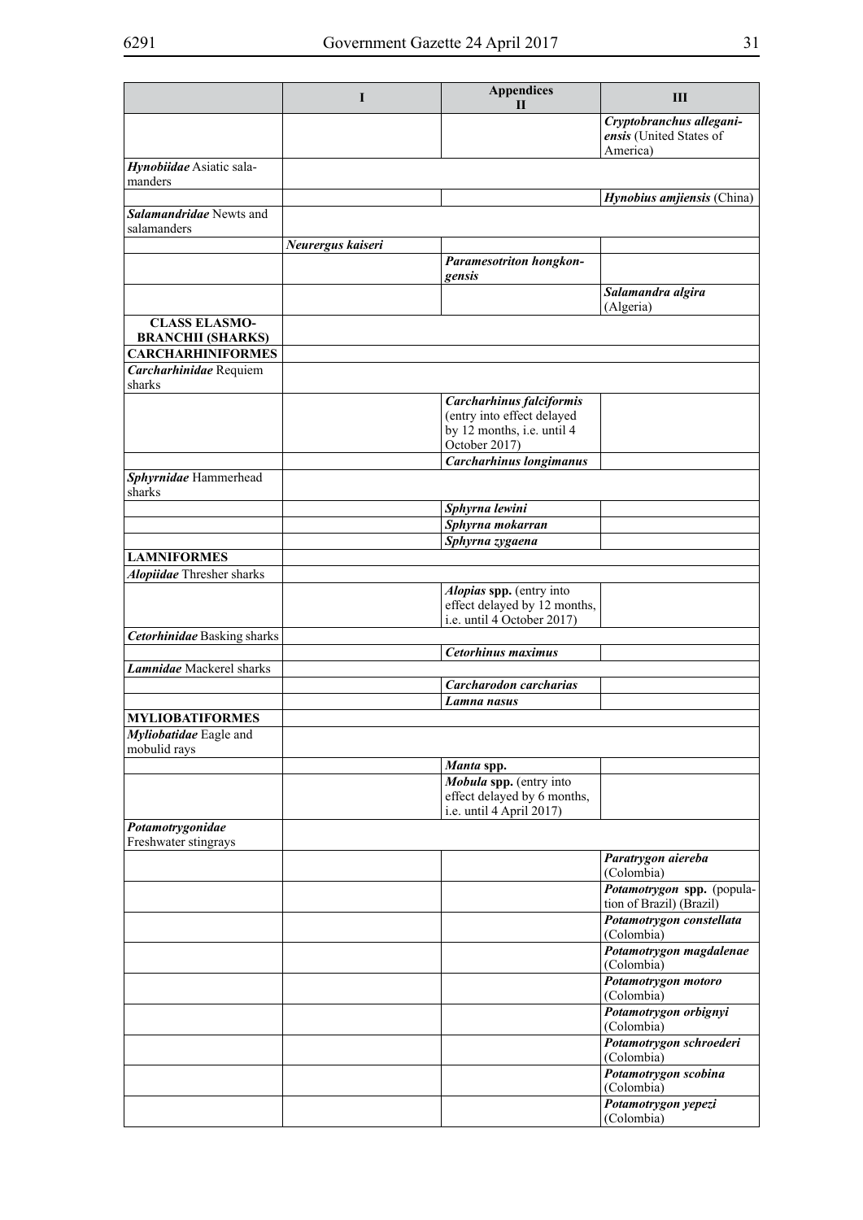| | I | Appendices II | III |
|---|---|---|---|
| | | | ***Cryptobranchus alleganiensis*** (United States of America) |
| ***Hynobiidae*** Asiatic salamanders | | | |
| | | | ***Hynobius amjiensis*** (China) |
| ***Salamandridae*** Newts and salamanders | | | |
| | ***Neurergus kaiseri*** | | |
| | | ***Paramesotriton hongkongensis*** | |
| | | | ***Salamandra algira*** (Algeria) |
| **CLASS ELASMOBRANCHII (SHARKS)** | | | |
| **CARCHARHINIFORMES** | | | |
| ***Carcharhinidae*** Requiem sharks | | | |
| | | ***Carcharhinus falciformis*** (entry into effect delayed by 12 months, i.e. until 4 October 2017) | |
| | | ***Carcharhinus longimanus*** | |
| ***Sphyrnidae*** Hammerhead sharks | | | |
| | | ***Sphyrna lewini*** | |
| | | ***Sphyrna mokarran*** | |
| | | ***Sphyrna zygaena*** | |
| **LAMNIFORMES** | | | |
| ***Alopiidae*** Thresher sharks | | | |
| | | ***Alopias* spp.** (entry into effect delayed by 12 months, i.e. until 4 October 2017) | |
| ***Cetorhinidae*** Basking sharks | | | |
| | | ***Cetorhinus maximus*** | |
| ***Lamnidae*** Mackerel sharks | | | |
| | | ***Carcharodon carcharias*** | |
| | | ***Lamna nasus*** | |
| **MYLIOBATIFORMES** | | | |
| ***Myliobatidae*** Eagle and mobulid rays | | | |
| | | ***Manta* spp.** | |
| | | ***Mobula* spp.** (entry into effect delayed by 6 months, i.e. until 4 April 2017) | |
| ***Potamotrygonidae*** Freshwater stingrays | | | |
| | | | ***Paratrygon aiereba*** (Colombia) |
| | | | ***Potamotrygon* spp.** (population of Brazil) (Brazil) |
| | | | ***Potamotrygon constellata*** (Colombia) |
| | | | ***Potamotrygon magdalenae*** (Colombia) |
| | | | ***Potamotrygon motoro*** (Colombia) |
| | | | ***Potamotrygon orbignyi*** (Colombia) |
| | | | ***Potamotrygon schroederi*** (Colombia) |
| | | | ***Potamotrygon scobina*** (Colombia) |
| | | | ***Potamotrygon yepezi*** (Colombia) |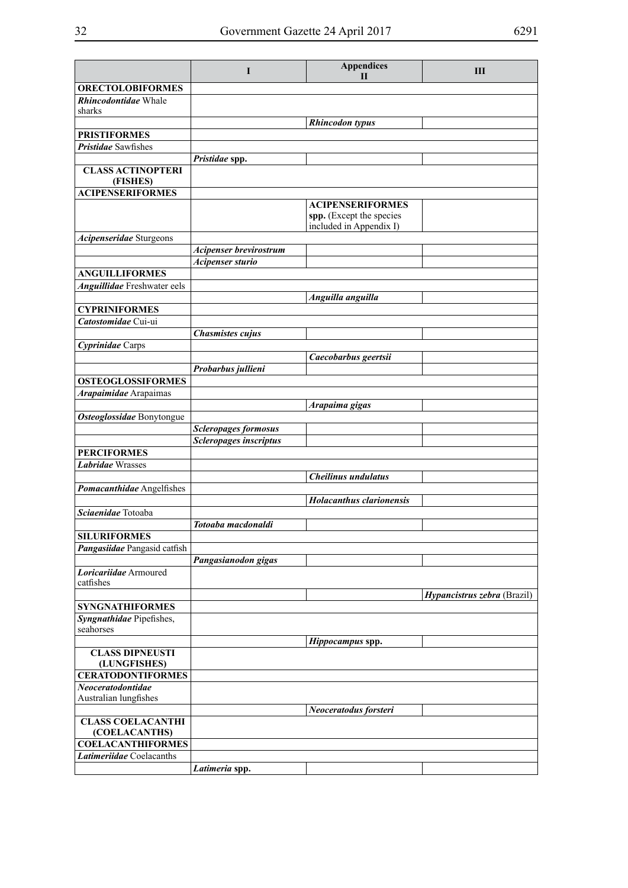| | Appendices I | II | III |
|---|---|---|---|
| **ORECTOLOBIFORMES** | | | |
| ***Rhincodontidae*** Whale sharks | | | |
| | | ***Rhincodon typus*** | |
| **PRISTIFORMES** | | | |
| ***Pristidae*** Sawfishes | | | |
| | ***Pristidae*** **spp.** | | |
| **CLASS ACTINOPTERI (FISHES)** | | | |
| **ACIPENSERIFORMES** | | | |
| | | **ACIPENSERIFORMES spp.** (Except the species included in Appendix I) | |
| ***Acipenseridae*** Sturgeons | | | |
| | ***Acipenser brevirostrum*** | | |
| | ***Acipenser sturio*** | | |
| **ANGUILLIFORMES** | | | |
| ***Anguillidae*** Freshwater eels | | | |
| | | ***Anguilla anguilla*** | |
| **CYPRINIFORMES** | | | |
| ***Catostomidae*** Cui-ui | | | |
| | ***Chasmistes cujus*** | | |
| ***Cyprinidae*** Carps | | | |
| | | ***Caecobarbus geertsii*** | |
| | ***Probarbus jullieni*** | | |
| **OSTEOGLOSSIFORMES** | | | |
| ***Arapaimidae*** Arapaimas | | | |
| | | ***Arapaima gigas*** | |
| ***Osteoglossidae*** Bonytongue | | | |
| | ***Scleropages formosus*** | | |
| | ***Scleropages inscriptus*** | | |
| **PERCIFORMES** | | | |
| ***Labridae*** Wrasses | | | |
| | | ***Cheilinus undulatus*** | |
| ***Pomacanthidae*** Angelfishes | | | |
| | | ***Holacanthus clarionensis*** | |
| ***Sciaenidae*** Totoaba | | | |
| | ***Totoaba macdonaldi*** | | |
| **SILURIFORMES** | | | |
| ***Pangasiidae*** Pangasid catfish | | | |
| | ***Pangasianodon gigas*** | | |
| ***Loricariidae*** Armoured catfishes | | | |
| | | | ***Hypancistrus zebra*** (Brazil) |
| **SYNGNATHIFORMES** | | | |
| ***Syngnathidae*** Pipefishes, seahorses | | | |
| | | ***Hippocampus*** **spp.** | |
| **CLASS DIPNEUSTI (LUNGFISHES)** | | | |
| **CERATODONTIFORMES** | | | |
| ***Neoceratodontidae*** Australian lungfishes | | | |
| | | ***Neoceratodus forsteri*** | |
| **CLASS COELACANTHI (COELACANTHS)** | | | |
| **COELACANTHIFORMES** | | | |
| ***Latimeriidae*** Coelacanths | | | |
| | ***Latimeria*** **spp.** | | |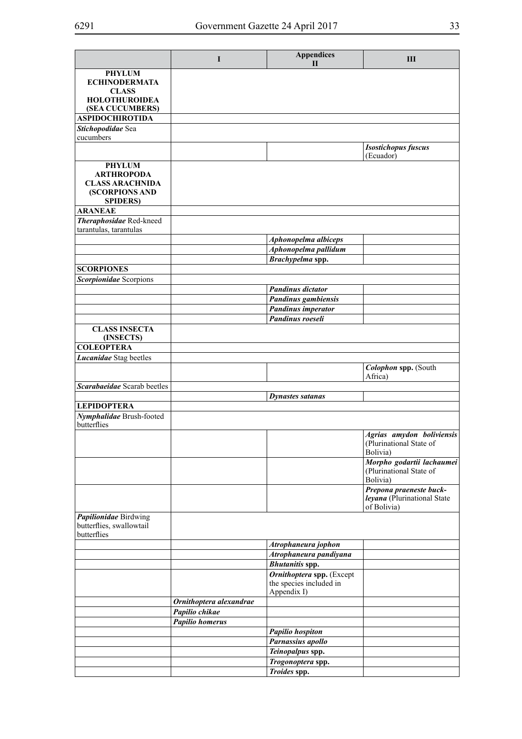| | I | Appendices II | III |
|---|---|---|---|
| **PHYLUM ECHINODERMATA CLASS HOLOTHUROIDEA (SEA CUCUMBERS)** | | | |
| **ASPIDOCHIROTIDA** | | | |
| ***Stichopodidae*** Sea cucumbers | | | |
| | | | ***Isostichopus fuscus*** (Ecuador) |
| **PHYLUM ARTHROPODA CLASS ARACHNIDA (SCORPIONS AND SPIDERS)** | | | |
| **ARANEAE** | | | |
| ***Theraphosidae*** Red-kneed tarantulas, tarantulas | | | |
| | | ***Aphonopelma albiceps*** | |
| | | ***Aphonopelma pallidum*** | |
| | | ***Brachypelma* spp.** | |
| **SCORPIONES** | | | |
| ***Scorpionidae*** Scorpions | | | |
| | | ***Pandinus dictator*** | |
| | | ***Pandinus gambiensis*** | |
| | | ***Pandinus imperator*** | |
| | | ***Pandinus roeseli*** | |
| **CLASS INSECTA (INSECTS)** | | | |
| **COLEOPTERA** | | | |
| ***Lucanidae*** Stag beetles | | | |
| | | | ***Colophon* spp.** (South Africa) |
| ***Scarabaeidae*** Scarab beetles | | | |
| | | ***Dynastes satanas*** | |
| **LEPIDOPTERA** | | | |
| ***Nymphalidae*** Brush-footed butterflies | | | |
| | | | ***Agrias amydon boliviensis*** (Plurinational State of Bolivia) |
| | | | ***Morpho godartii lachaumei*** (Plurinational State of Bolivia) |
| | | | ***Prepona praeneste buckleyana*** (Plurinational State of Bolivia) |
| ***Papilionidae*** Birdwing butterflies, swallowtail butterflies | | | |
| | | ***Atrophaneura jophon*** | |
| | | ***Atrophaneura pandiyana*** | |
| | | ***Bhutanitis* spp.** | |
| | | ***Ornithoptera* spp.** (Except the species included in Appendix I) | |
| | ***Ornithoptera alexandrae*** | | |
| | ***Papilio chikae*** | | |
| | ***Papilio homerus*** | | |
| | | ***Papilio hospiton*** | |
| | | ***Parnassius apollo*** | |
| | | ***Teinopalpus* spp.** | |
| | | ***Trogonoptera* spp.** | |
| | | ***Troides* spp.** | |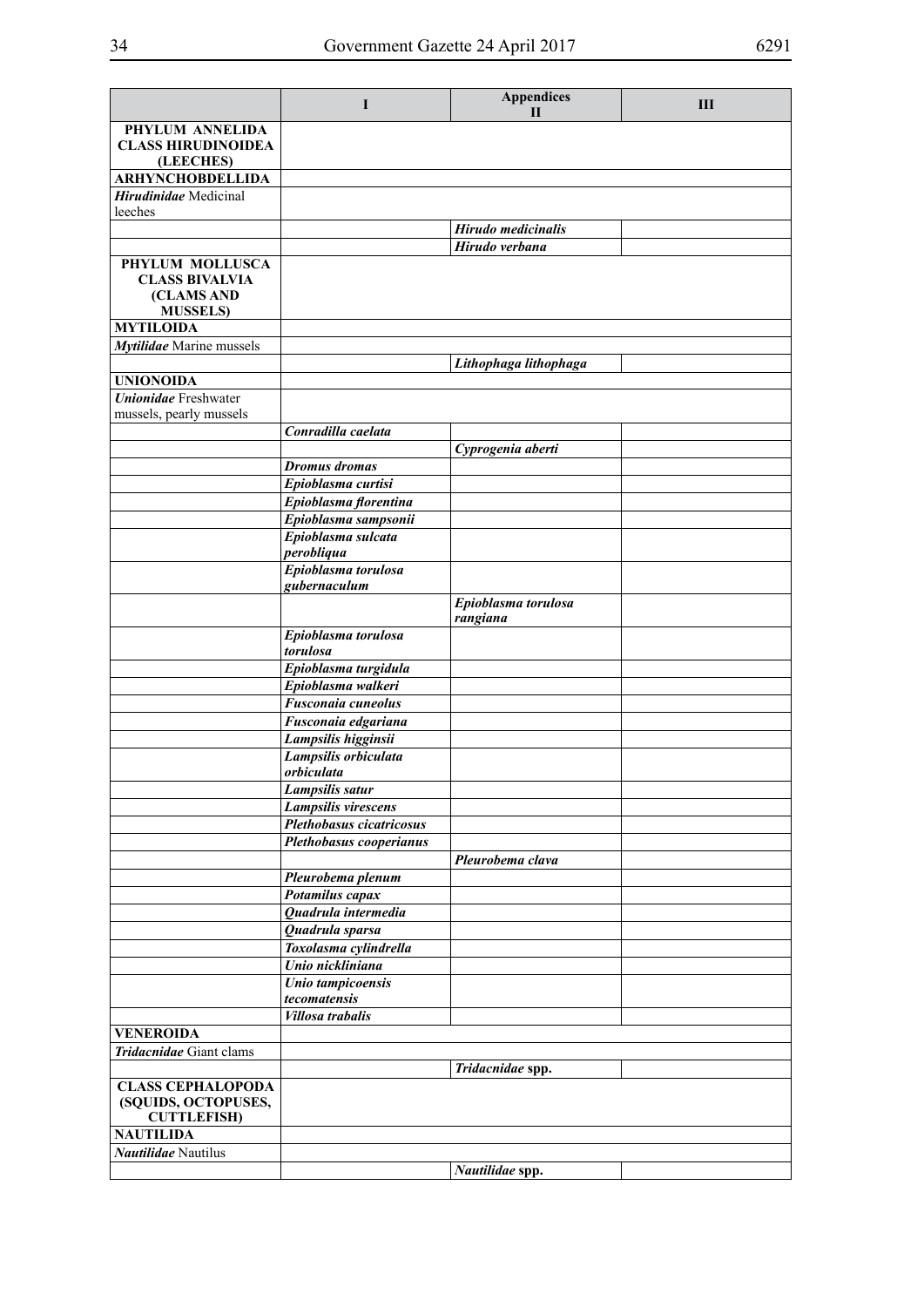| | I | Appendices II | III |
|---|---|---|---|
| **PHYLUM ANNELIDA CLASS HIRUDINOIDEA (LEECHES)** | | | |
| **ARHYNCHOBDELLIDA** | | | |
| ***Hirudinidae*** Medicinal leeches | | | |
| | | ***Hirudo medicinalis*** | |
| | | ***Hirudo verbana*** | |
| **PHYLUM MOLLUSCA CLASS BIVALVIA (CLAMS AND MUSSELS)** | | | |
| **MYTILOIDA** | | | |
| ***Mytilidae*** Marine mussels | | | |
| | | ***Lithophaga lithophaga*** | |
| **UNIONOIDA** | | | |
| ***Unionidae*** Freshwater mussels, pearly mussels | | | |
| | ***Conradilla caelata*** | | |
| | | ***Cyprogenia aberti*** | |
| | ***Dromus dromas*** | | |
| | ***Epioblasma curtisi*** | | |
| | ***Epioblasma florentina*** | | |
| | ***Epioblasma sampsonii*** | | |
| | ***Epioblasma sulcata perobliqua*** | | |
| | ***Epioblasma torulosa gubernaculum*** | | |
| | | ***Epioblasma torulosa rangiana*** | |
| | ***Epioblasma torulosa torulosa*** | | |
| | ***Epioblasma turgidula*** | | |
| | ***Epioblasma walkeri*** | | |
| | ***Fusconaia cuneolus*** | | |
| | ***Fusconaia edgariana*** | | |
| | ***Lampsilis higginsii*** | | |
| | ***Lampsilis orbiculata orbiculata*** | | |
| | ***Lampsilis satur*** | | |
| | ***Lampsilis virescens*** | | |
| | ***Plethobasus cicatricosus*** | | |
| | ***Plethobasus cooperianus*** | | |
| | | ***Pleurobema clava*** | |
| | ***Pleurobema plenum*** | | |
| | ***Potamilus capax*** | | |
| | ***Quadrula intermedia*** | | |
| | ***Quadrula sparsa*** | | |
| | ***Toxolasma cylindrella*** | | |
| | ***Unio nickliniana*** | | |
| | ***Unio tampicoensis tecomatensis*** | | |
| | ***Villosa trabalis*** | | |
| **VENEROIDA** | | | |
| ***Tridacnidae*** Giant clams | | | |
| | | ***Tridacnidae* spp.** | |
| **CLASS CEPHALOPODA (SQUIDS, OCTOPUSES, CUTTLEFISH)** | | | |
| **NAUTILIDA** | | | |
| ***Nautilidae*** Nautilus | | | |
| | | ***Nautilidae* spp.** | |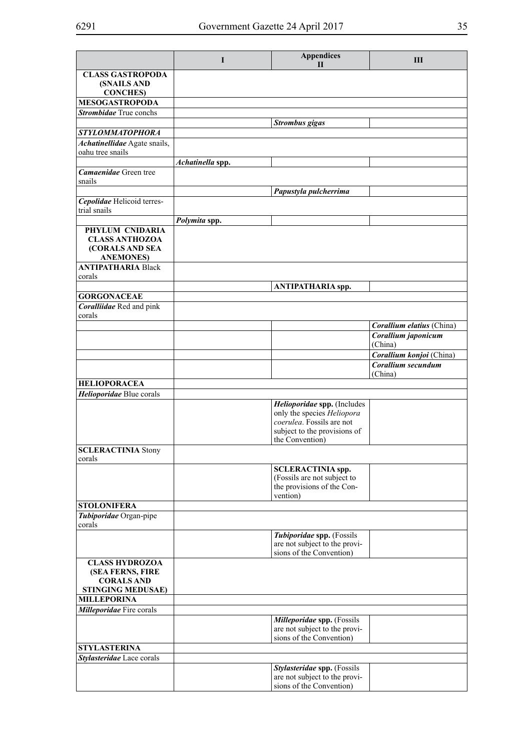| | I | Appendices II | III |
|---|---|---|---|
| **CLASS GASTROPODA (SNAILS AND CONCHES)** | | | |
| **MESOGASTROPODA** | | | |
| ***Strombidae*** True conchs | | | |
| | | ***Strombus gigas*** | |
| ***STYLOMMATOPHORA*** | | | |
| ***Achatinellidae*** Agate snails, oahu tree snails | | | |
| | ***Achatinella*** **spp.** | | |
| ***Camaenidae*** Green tree snails | | | |
| | | ***Papustyla pulcherrima*** | |
| ***Cepolidae*** Helicoid terrestrial snails | | | |
| | ***Polymita*** **spp.** | | |
| **PHYLUM CNIDARIA CLASS ANTHOZOA (CORALS AND SEA ANEMONES)** | | | |
| **ANTIPATHARIA** Black corals | | | |
| | | **ANTIPATHARIA spp.** | |
| **GORGONACEAE** | | | |
| ***Coralliidae*** Red and pink corals | | | |
| | | | ***Corallium elatius*** (China) |
| | | | ***Corallium japonicum*** (China) |
| | | | ***Corallium konjoi*** (China) |
| | | | ***Corallium secundum*** (China) |
| **HELIOPORACEA** | | | |
| ***Helioporidae*** Blue corals | | | |
| | | ***Helioporidae*** **spp.** (Includes only the species *Heliopora coerulea*. Fossils are not subject to the provisions of the Convention) | |
| **SCLERACTINIA** Stony corals | | | |
| | | **SCLERACTINIA spp.** (Fossils are not subject to the provisions of the Convention) | |
| **STOLONIFERA** | | | |
| ***Tubiporidae*** Organ-pipe corals | | | |
| | | ***Tubiporidae*** **spp.** (Fossils are not subject to the provisions of the Convention) | |
| **CLASS HYDROZOA (SEA FERNS, FIRE CORALS AND STINGING MEDUSAE)** | | | |
| **MILLEPORINA** | | | |
| ***Milleporidae*** Fire corals | | | |
| | | ***Milleporidae*** **spp.** (Fossils are not subject to the provisions of the Convention) | |
| **STYLASTERINA** | | | |
| ***Stylasteridae*** Lace corals | | | |
| | | ***Stylasteridae*** **spp.** (Fossils are not subject to the provisions of the Convention) | |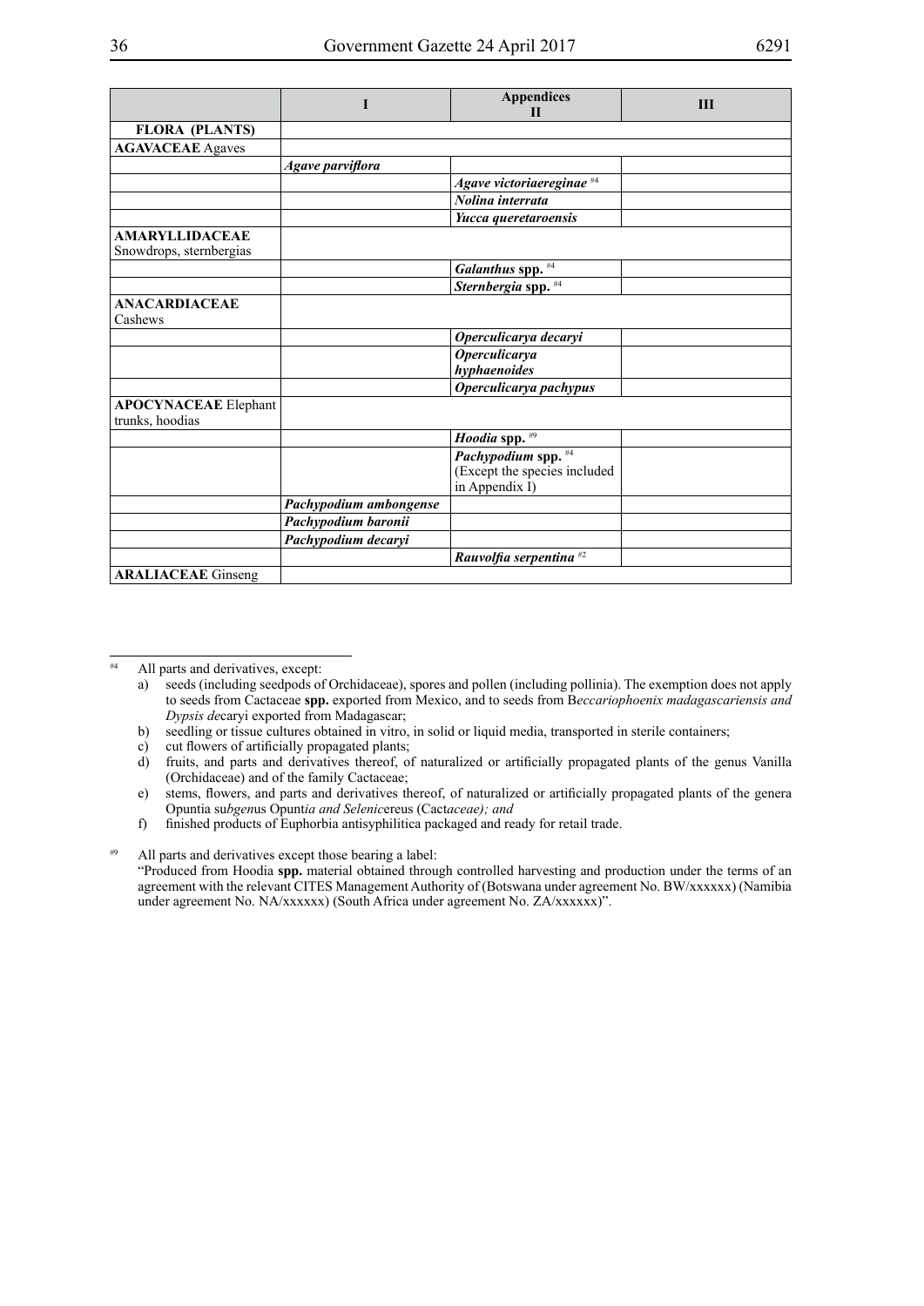| | I | Appendices<br>II | III |
|---|---|---|---|
| **FLORA (PLANTS)** | | | |
| **AGAVACEAE** Agaves | | | |
| | ***Agave parviflora*** | | |
| | | ***Agave victoriaereginae*** #4 | |
| | | ***Nolina interrata*** | |
| | | ***Yucca queretaroensis*** | |
| **AMARYLLIDACEAE** Snowdrops, sternbergias | | | |
| | | ***Galanthus* spp.** #4 | |
| | | ***Sternbergia* spp.** #4 | |
| **ANACARDIACEAE** Cashews | | | |
| | | ***Operculicarya decaryi*** | |
| | | ***Operculicarya hyphaenoides*** | |
| | | ***Operculicarya pachypus*** | |
| **APOCYNACEAE** Elephant trunks, hoodias | | | |
| | | ***Hoodia* spp.** #9 | |
| | | ***Pachypodium* spp.** #4 (Except the species included in Appendix I) | |
| | ***Pachypodium ambongense*** | | |
| | ***Pachypodium baronii*** | | |
| | ***Pachypodium decaryi*** | | |
| | | ***Rauvolfia serpentina*** #2 | |
| **ARALIACEAE** Ginseng | | | |

---

#4 All parts and derivatives, except:

a) seeds (including seedpods of Orchidaceae), spores and pollen (including pollinia). The exemption does not apply to seeds from Cactaceae **spp.** exported from Mexico, and to seeds from B*eccariophoenix madagascariensis and Dypsis de*caryi exported from Madagascar;

b) seedling or tissue cultures obtained in vitro, in solid or liquid media, transported in sterile containers;

c) cut flowers of artificially propagated plants;

d) fruits, and parts and derivatives thereof, of naturalized or artificially propagated plants of the genus Vanilla (Orchidaceae) and of the family Cactaceae;

e) stems, flowers, and parts and derivatives thereof, of naturalized or artificially propagated plants of the genera Opuntia su*bgen*us Opunt*ia and Selenic*ereus (Cact*aceae); and*

f) finished products of Euphorbia antisyphilitica packaged and ready for retail trade.

#9 All parts and derivatives except those bearing a label:
"Produced from Hoodia **spp.** material obtained through controlled harvesting and production under the terms of an agreement with the relevant CITES Management Authority of (Botswana under agreement No. BW/xxxxxx) (Namibia under agreement No. NA/xxxxxx) (South Africa under agreement No. ZA/xxxxxx)".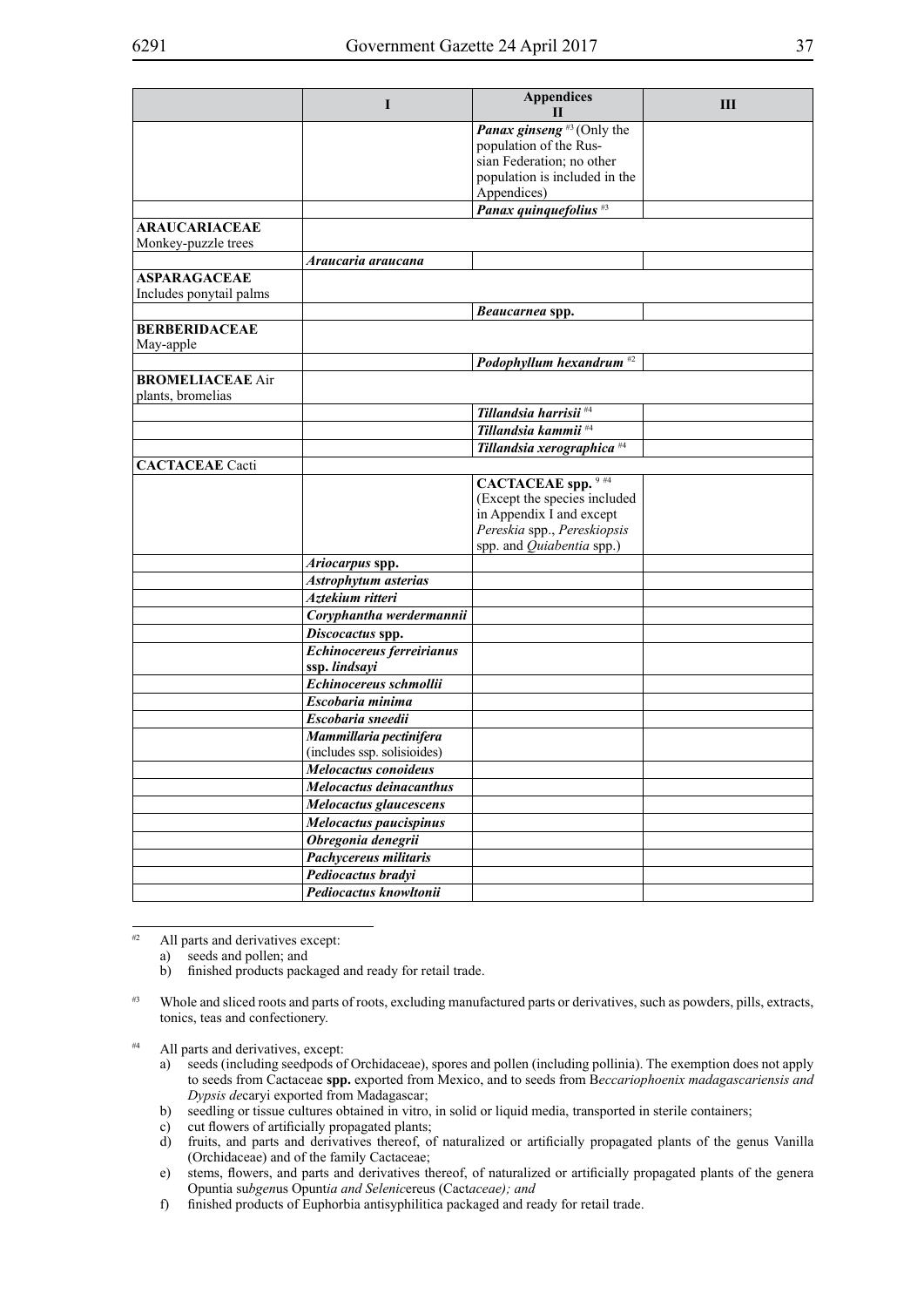| | I | Appendices II | III |
|---|---|---|---|
| | | ***Panax ginseng*** [#3] (Only the population of the Russian Federation; no other population is included in the Appendices) | |
| | | ***Panax quinquefolius*** [#3] | |
| **ARAUCARIACEAE** Monkey-puzzle trees | | | |
| | ***Araucaria araucana*** | | |
| **ASPARAGACEAE** Includes ponytail palms | | | |
| | | ***Beaucarnea* spp.** | |
| **BERBERIDACEAE** May-apple | | | |
| | | ***Podophyllum hexandrum*** [#2] | |
| **BROMELIACEAE** Air plants, bromelias | | | |
| | | ***Tillandsia harrisii*** [#4] | |
| | | ***Tillandsia kammii*** [#4] | |
| | | ***Tillandsia xerographica*** [#4] | |
| **CACTACEAE** Cacti | | | |
| | | **CACTACEAE spp.** [9 #4] (Except the species included in Appendix I and except *Pereskia* spp., *Pereskiopsis* spp. and *Quiabentia* spp.) | |
| | ***Ariocarpus* spp.** | | |
| | ***Astrophytum asterias*** | | |
| | ***Aztekium ritteri*** | | |
| | ***Coryphantha werdermannii*** | | |
| | ***Discocactus* spp.** | | |
| | ***Echinocereus ferreirianus* ssp. *lindsayi*** | | |
| | ***Echinocereus schmollii*** | | |
| | ***Escobaria minima*** | | |
| | ***Escobaria sneedii*** | | |
| | ***Mammillaria pectinifera*** (includes ssp. solisioides) | | |
| | ***Melocactus conoideus*** | | |
| | ***Melocactus deinacanthus*** | | |
| | ***Melocactus glaucescens*** | | |
| | ***Melocactus paucispinus*** | | |
| | ***Obregonia denegrii*** | | |
| | ***Pachycereus militaris*** | | |
| | ***Pediocactus bradyi*** | | |
| | ***Pediocactus knowltonii*** | | |

---

[#2] All parts and derivatives except:
a) seeds and pollen; and
b) finished products packaged and ready for retail trade.

[#3] Whole and sliced roots and parts of roots, excluding manufactured parts or derivatives, such as powders, pills, extracts, tonics, teas and confectionery.

[#4] All parts and derivatives, except:
a) seeds (including seedpods of Orchidaceae), spores and pollen (including pollinia). The exemption does not apply to seeds from Cactaceae **spp.** exported from Mexico, and to seeds from B*eccariophoenix madagascariensis and Dypsis de*caryi exported from Madagascar;
b) seedling or tissue cultures obtained in vitro, in solid or liquid media, transported in sterile containers;
c) cut flowers of artificially propagated plants;
d) fruits, and parts and derivatives thereof, of naturalized or artificially propagated plants of the genus Vanilla (Orchidaceae) and of the family Cactaceae;
e) stems, flowers, and parts and derivatives thereof, of naturalized or artificially propagated plants of the genera Opuntia su*bgen*us Opunt*ia and Selenic*ereus (Cact*aceae); and*
f) finished products of Euphorbia antisyphilitica packaged and ready for retail trade.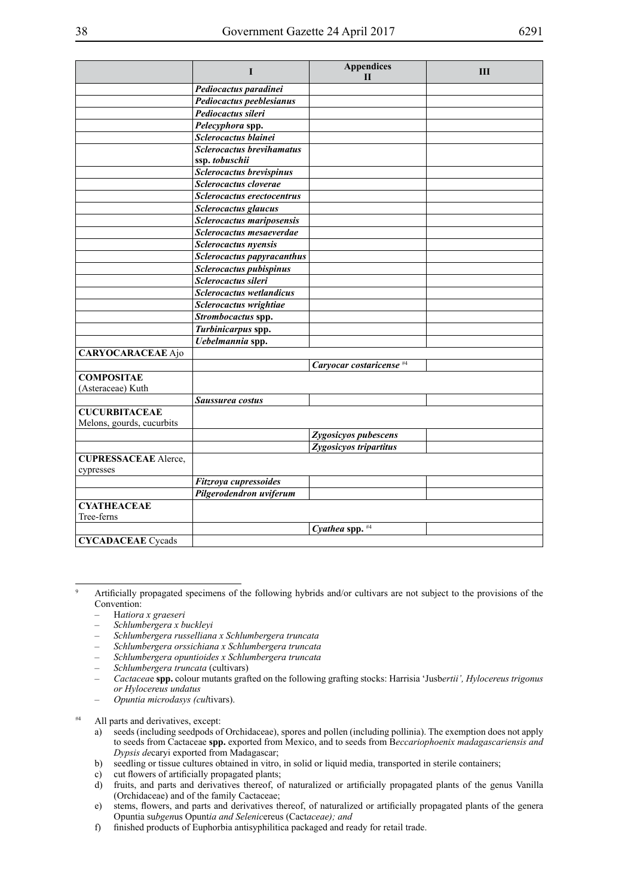| | I | Appendices II | III |
|---|---|---|---|
| | ***Pediocactus paradinei*** | | |
| | ***Pediocactus peeblesianus*** | | |
| | ***Pediocactus sileri*** | | |
| | ***Pelecyphora* spp.** | | |
| | ***Sclerocactus blainei*** | | |
| | ***Sclerocactus brevihamatus* ssp. *tobuschii*** | | |
| | ***Sclerocactus brevispinus*** | | |
| | ***Sclerocactus cloverae*** | | |
| | ***Sclerocactus erectocentrus*** | | |
| | ***Sclerocactus glaucus*** | | |
| | ***Sclerocactus mariposensis*** | | |
| | ***Sclerocactus mesaeverdae*** | | |
| | ***Sclerocactus nyensis*** | | |
| | ***Sclerocactus papyracanthus*** | | |
| | ***Sclerocactus pubispinus*** | | |
| | ***Sclerocactus sileri*** | | |
| | ***Sclerocactus wetlandicus*** | | |
| | ***Sclerocactus wrightiae*** | | |
| | ***Strombocactus* spp.** | | |
| | ***Turbinicarpus* spp.** | | |
| | ***Uebelmannia* spp.** | | |
| **CARYOCARACEAE** Ajo | | | |
| | | ***Caryocar costaricense*** #4 | |
| **COMPOSITAE** (Asteraceae) Kuth | | | |
| | ***Saussurea costus*** | | |
| **CUCURBITACEAE** Melons, gourds, cucurbits | | | |
| | | ***Zygosicyos pubescens*** | |
| | | ***Zygosicyos tripartitus*** | |
| **CUPRESSACEAE** Alerce, cypresses | | | |
| | ***Fitzroya cupressoides*** | | |
| | ***Pilgerodendron uviferum*** | | |
| **CYATHEACEAE** Tree-ferns | | | |
| | | ***Cyathea* spp.** #4 | |
| **CYCADACEAE** Cycads | | | |

[9] Artificially propagated specimens of the following hybrids and/or cultivars are not subject to the provisions of the Convention:

- H*atiora x graeseri*
- *Schlumbergera x buckleyi*
- *Schlumbergera russelliana x Schlumbergera truncata*
- *Schlumbergera orssichiana x Schlumbergera truncata*
- *Schlumbergera opuntioides x Schlumbergera truncata*
- *Schlumbergera truncata* (cultivars)
- *Cactacea*e **spp.** colour mutants grafted on the following grafting stocks: Harrisia 'Jusb*ertii', Hylocereus trigonus or Hylocereus undatus*
- *Opuntia microdasys (cul*tivars).

#4 All parts and derivatives, except:

a) seeds (including seedpods of Orchidaceae), spores and pollen (including pollinia). The exemption does not apply to seeds from Cactaceae **spp.** exported from Mexico, and to seeds from B*eccariophoenix madagascariensis and Dypsis de*caryi exported from Madagascar;

b) seedling or tissue cultures obtained in vitro, in solid or liquid media, transported in sterile containers;

c) cut flowers of artificially propagated plants;

d) fruits, and parts and derivatives thereof, of naturalized or artificially propagated plants of the genus Vanilla (Orchidaceae) and of the family Cactaceae;

e) stems, flowers, and parts and derivatives thereof, of naturalized or artificially propagated plants of the genera Opuntia su*bgen*us Opunt*ia and Selenic*ereus (Cact*aceae); and*

f) finished products of Euphorbia antisyphilitica packaged and ready for retail trade.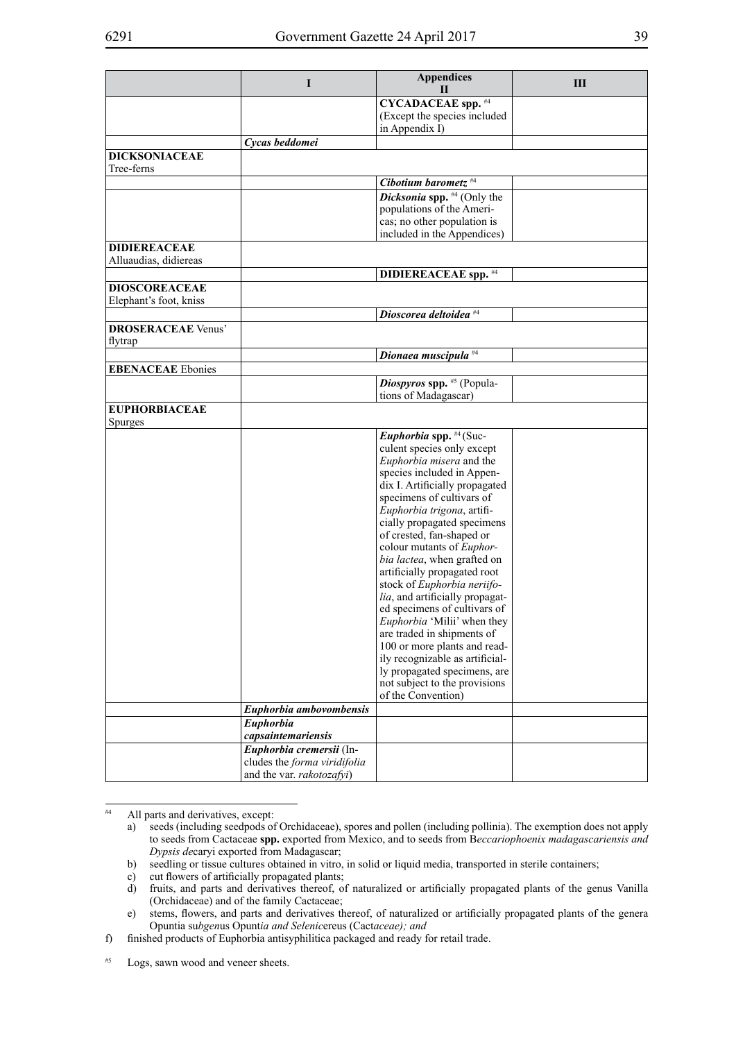| | I | Appendices II | III |
|---|---|---|---|
| | | **CYCADACEAE spp.** #4 (Except the species included in Appendix I) | |
| | ***Cycas beddomei*** | | |
| **DICKSONIACEAE** Tree-ferns | | | |
| | | ***Cibotium barometz*** #4 | |
| | | ***Dicksonia* spp.** #4 (Only the populations of the Americas; no other population is included in the Appendices) | |
| **DIDIEREACEAE** Alluaudias, didiereas | | | |
| | | **DIDIEREACEAE spp.** #4 | |
| **DIOSCOREACEAE** Elephant's foot, kniss | | | |
| | | ***Dioscorea deltoidea*** #4 | |
| **DROSERACEAE** Venus' flytrap | | | |
| | | ***Dionaea muscipula*** #4 | |
| **EBENACEAE** Ebonies | | | |
| | | ***Diospyros* spp.** #5 (Populations of Madagascar) | |
| **EUPHORBIACEAE** Spurges | | | |
| | | ***Euphorbia* spp.** #4 (Succulent species only except *Euphorbia misera* and the species included in Appendix I. Artificially propagated specimens of cultivars of *Euphorbia trigona*, artificially propagated specimens of crested, fan-shaped or colour mutants of *Euphorbia lactea*, when grafted on artificially propagated root stock of *Euphorbia neriifolia*, and artificially propagated specimens of cultivars of *Euphorbia* 'Milii' when they are traded in shipments of 100 or more plants and readily recognizable as artificially propagated specimens, are not subject to the provisions of the Convention) | |
| | ***Euphorbia ambovombensis*** | | |
| | ***Euphorbia capsaintemariensis*** | | |
| | ***Euphorbia cremersii*** (Includes the *forma viridifolia* and the var. *rakotozafyi*) | | |

#4 All parts and derivatives, except:

a) seeds (including seedpods of Orchidaceae), spores and pollen (including pollinia). The exemption does not apply to seeds from Cactaceae **spp.** exported from Mexico, and to seeds from B*eccariophoenix madagascariensis and Dypsis de*caryi exported from Madagascar;

b) seedling or tissue cultures obtained in vitro, in solid or liquid media, transported in sterile containers;

c) cut flowers of artificially propagated plants;

d) fruits, and parts and derivatives thereof, of naturalized or artificially propagated plants of the genus Vanilla (Orchidaceae) and of the family Cactaceae;

e) stems, flowers, and parts and derivatives thereof, of naturalized or artificially propagated plants of the genera Opuntia su*bgen*us Opunt*ia and Selenic*ereus (Cact*aceae); and*

f) finished products of Euphorbia antisyphilitica packaged and ready for retail trade.

#5 Logs, sawn wood and veneer sheets.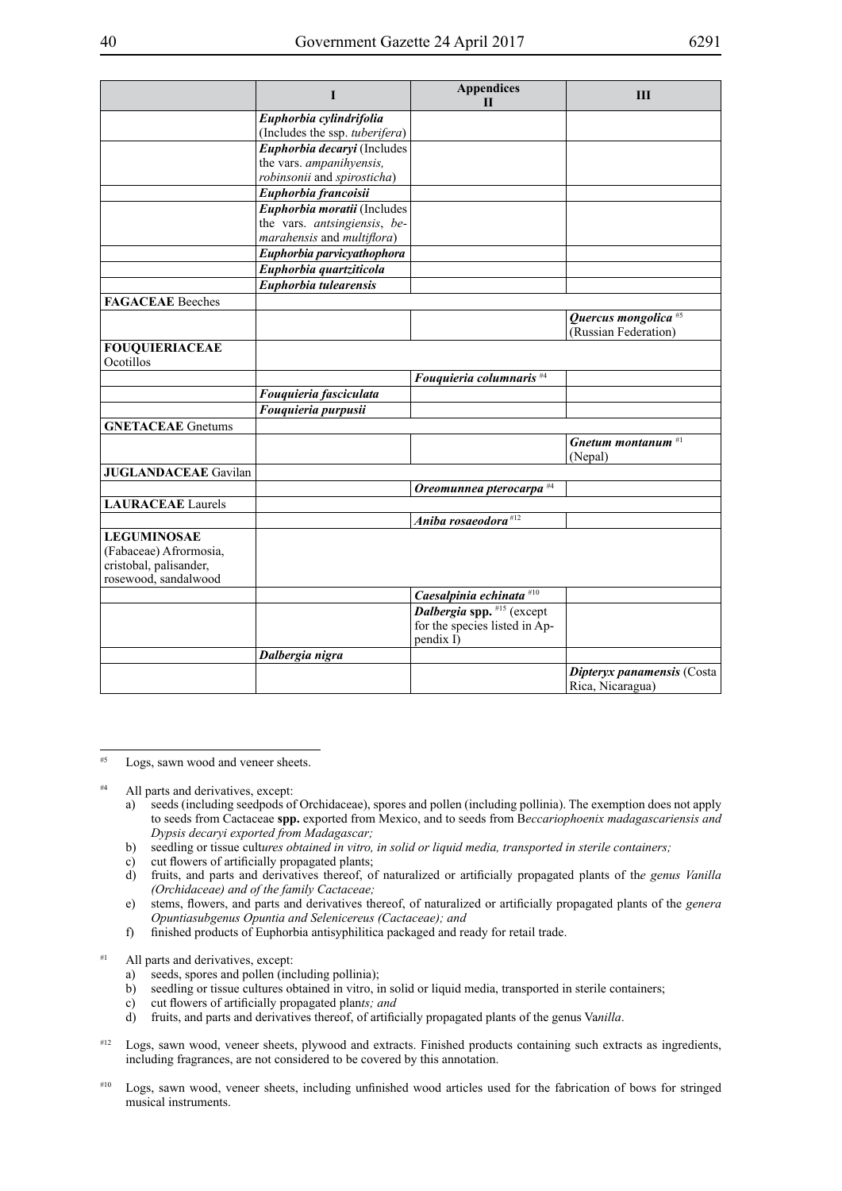| | I | Appendices II | III |
|---|---|---|---|
| | ***Euphorbia cylindrifolia*** (Includes the ssp. *tuberifera*) | | |
| | ***Euphorbia decaryi*** (Includes the vars. *ampanihyensis, robinsonii* and *spirosticha*) | | |
| | ***Euphorbia francoisii*** | | |
| | ***Euphorbia moratii*** (Includes the vars. *antsingiensis*, *bemarahensis* and *multiflora*) | | |
| | ***Euphorbia parvicyathophora*** | | |
| | ***Euphorbia quartziticola*** | | |
| | ***Euphorbia tulearensis*** | | |
| **FAGACEAE** Beeches | | | |
| | | | ***Quercus mongolica*** #5 (Russian Federation) |
| **FOUQUIERIACEAE** Ocotillos | | | |
| | | ***Fouquieria columnaris*** #4 | |
| | ***Fouquieria fasciculata*** | | |
| | ***Fouquieria purpusii*** | | |
| **GNETACEAE** Gnetums | | | |
| | | | ***Gnetum montanum*** #1 (Nepal) |
| **JUGLANDACEAE** Gavilan | | | |
| | | ***Oreomunnea pterocarpa*** #4 | |
| **LAURACEAE** Laurels | | | |
| | | ***Aniba rosaeodora*** #12 | |
| **LEGUMINOSAE** (Fabaceae) Afrormosia, cristobal, palisander, rosewood, sandalwood | | | |
| | | ***Caesalpinia echinata*** #10 | |
| | | ***Dalbergia* spp.** #15 (except for the species listed in Appendix I) | |
| | ***Dalbergia nigra*** | | |
| | | | ***Dipteryx panamensis*** (Costa Rica, Nicaragua) |

#5 Logs, sawn wood and veneer sheets.

#4 All parts and derivatives, except:

a) seeds (including seedpods of Orchidaceae), spores and pollen (including pollinia). The exemption does not apply to seeds from Cactaceae **spp.** exported from Mexico, and to seeds from B*eccariophoenix madagascariensis and Dypsis decaryi exported from Madagascar;*

b) seedling or tissue cult*ures obtained in vitro, in solid or liquid media, transported in sterile containers;*

c) cut flowers of artificially propagated plants;

d) fruits, and parts and derivatives thereof, of naturalized or artificially propagated plants of th*e genus Vanilla (Orchidaceae) and of the family Cactaceae;*

e) stems, flowers, and parts and derivatives thereof, of naturalized or artificially propagated plants of the *genera Opuntiasubgenus Opuntia and Selenicereus (Cactaceae); and*

f) finished products of Euphorbia antisyphilitica packaged and ready for retail trade.

#1 All parts and derivatives, except:

a) seeds, spores and pollen (including pollinia);

b) seedling or tissue cultures obtained in vitro, in solid or liquid media, transported in sterile containers;

c) cut flowers of artificially propagated plan*ts; and*

d) fruits, and parts and derivatives thereof, of artificially propagated plants of the genus Va*nilla*.

#12 Logs, sawn wood, veneer sheets, plywood and extracts. Finished products containing such extracts as ingredients, including fragrances, are not considered to be covered by this annotation.

#10 Logs, sawn wood, veneer sheets, including unfinished wood articles used for the fabrication of bows for stringed musical instruments.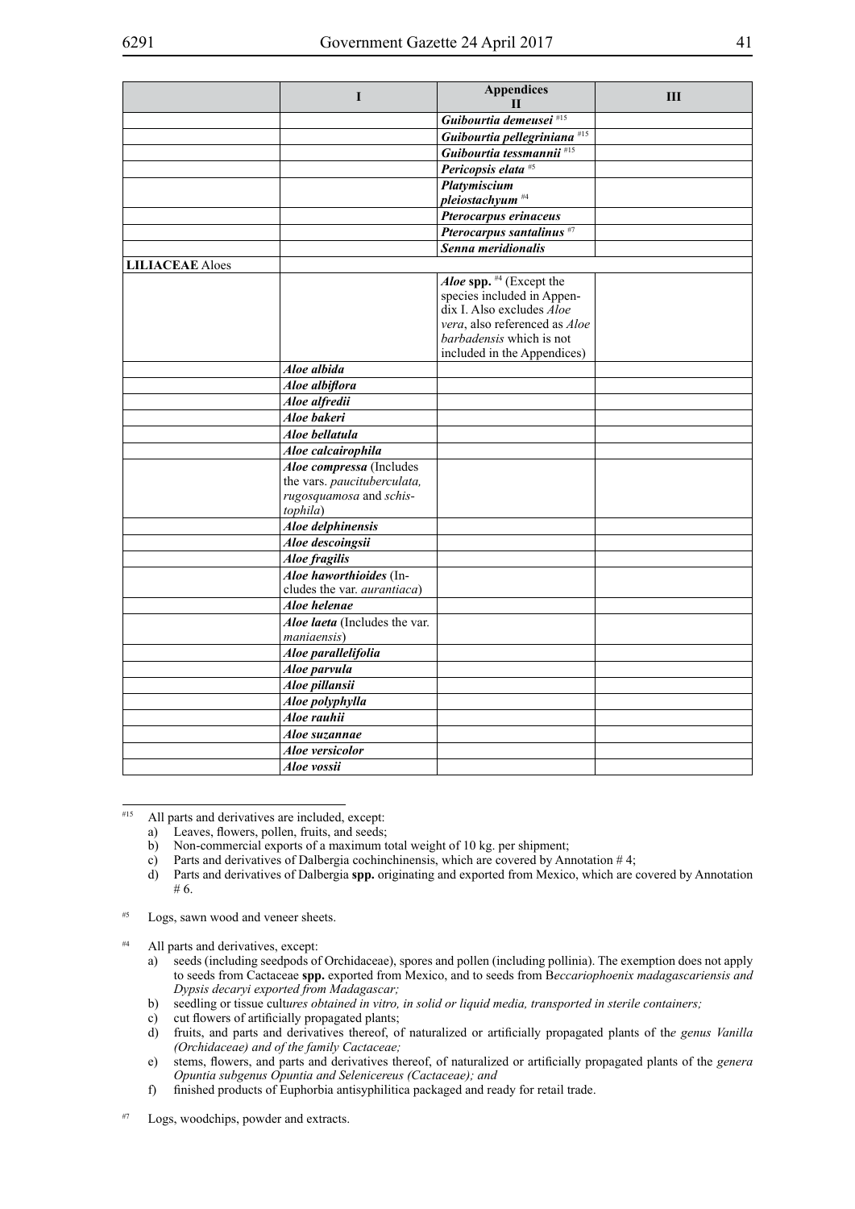| | I | Appendices II | III |
|---|---|---|---|
| | | ***Guibourtia demeusei*** #15 | |
| | | ***Guibourtia pellegriniana*** #15 | |
| | | ***Guibourtia tessmannii*** #15 | |
| | | ***Pericopsis elata*** #5 | |
| | | ***Platymiscium pleiostachyum*** #4 | |
| | | ***Pterocarpus erinaceus*** | |
| | | ***Pterocarpus santalinus*** #7 | |
| | | ***Senna meridionalis*** | |
| **LILIACEAE** Aloes | | | |
| | | ***Aloe* spp.** #4 (Except the species included in Appendix I. Also excludes *Aloe vera*, also referenced as *Aloe barbadensis* which is not included in the Appendices) | |
| | ***Aloe albida*** | | |
| | ***Aloe albiflora*** | | |
| | ***Aloe alfredii*** | | |
| | ***Aloe bakeri*** | | |
| | ***Aloe bellatula*** | | |
| | ***Aloe calcairophila*** | | |
| | ***Aloe compressa*** (Includes the vars. *paucituberculata, rugosquamosa* and *schistophila*) | | |
| | ***Aloe delphinensis*** | | |
| | ***Aloe descoingsii*** | | |
| | ***Aloe fragilis*** | | |
| | ***Aloe haworthioides*** (Includes the var. *aurantiaca*) | | |
| | ***Aloe helenae*** | | |
| | ***Aloe laeta*** (Includes the var. *maniaensis*) | | |
| | ***Aloe parallelifolia*** | | |
| | ***Aloe parvula*** | | |
| | ***Aloe pillansii*** | | |
| | ***Aloe polyphylla*** | | |
| | ***Aloe rauhii*** | | |
| | ***Aloe suzannae*** | | |
| | ***Aloe versicolor*** | | |
| | ***Aloe vossii*** | | |

#15 All parts and derivatives are included, except:
a) Leaves, flowers, pollen, fruits, and seeds;
b) Non-commercial exports of a maximum total weight of 10 kg. per shipment;
c) Parts and derivatives of Dalbergia cochinchinensis, which are covered by Annotation # 4;
d) Parts and derivatives of Dalbergia **spp.** originating and exported from Mexico, which are covered by Annotation # 6.

#5 Logs, sawn wood and veneer sheets.

#4 All parts and derivatives, except:
a) seeds (including seedpods of Orchidaceae), spores and pollen (including pollinia). The exemption does not apply to seeds from Cactaceae **spp.** exported from Mexico, and to seeds from B*eccariophoenix madagascariensis and Dypsis decaryi exported from Madagascar;*
b) seedling or tissue cult*ures obtained in vitro, in solid or liquid media, transported in sterile containers;*
c) cut flowers of artificially propagated plants;
d) fruits, and parts and derivatives thereof, of naturalized or artificially propagated plants of th*e genus Vanilla (Orchidaceae) and of the family Cactaceae;*
e) stems, flowers, and parts and derivatives thereof, of naturalized or artificially propagated plants of the *genera Opuntia subgenus Opuntia and Selenicereus (Cactaceae); and*
f) finished products of Euphorbia antisyphilitica packaged and ready for retail trade.

#7 Logs, woodchips, powder and extracts.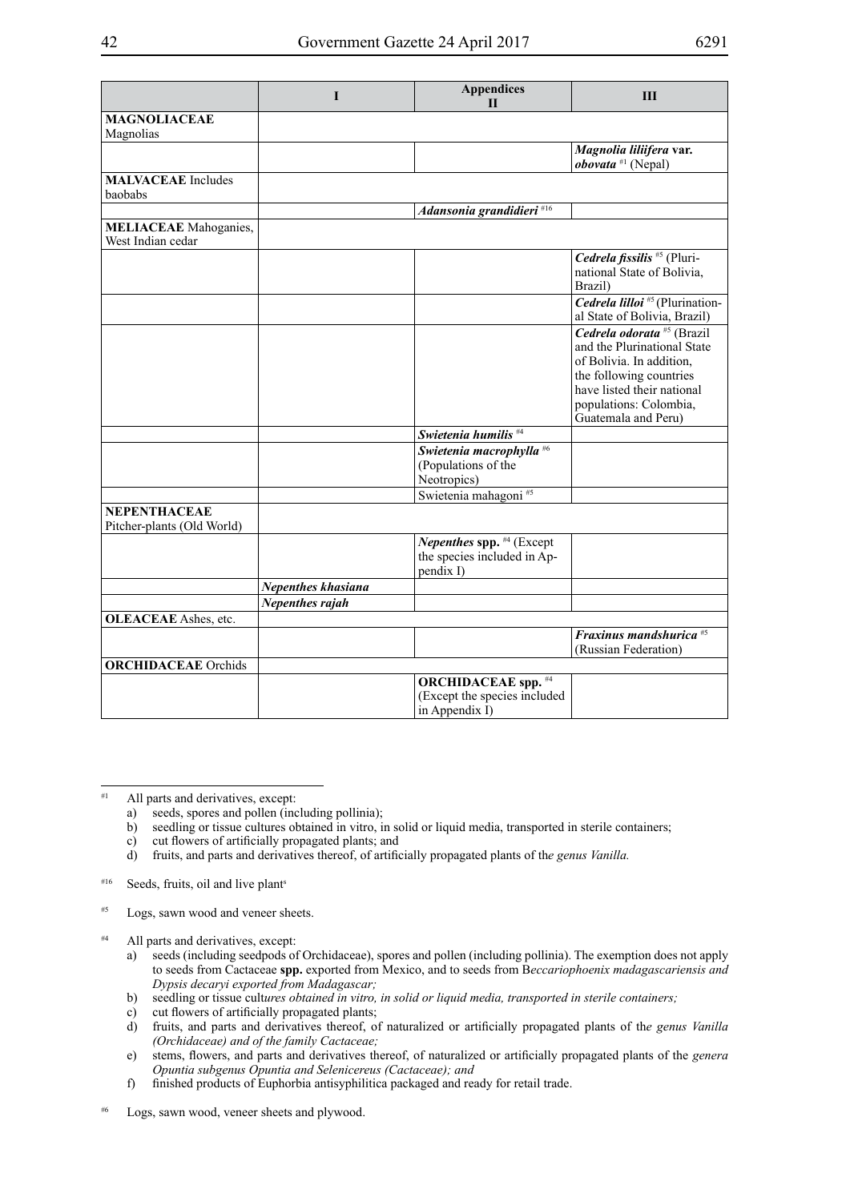| | I | Appendices II | III |
|---|---|---|---|
| **MAGNOLIACEAE** Magnolias | | | |
| | | | ***Magnolia liliifera* var. *obovata*** #1 (Nepal) |
| **MALVACEAE** Includes baobabs | | | |
| | | ***Adansonia grandidieri*** #16 | |
| **MELIACEAE** Mahoganies, West Indian cedar | | | |
| | | | ***Cedrela fissilis*** #5 (Plurinational State of Bolivia, Brazil) |
| | | | ***Cedrela lilloi*** #5 (Plurinational State of Bolivia, Brazil) |
| | | | ***Cedrela odorata*** #5 (Brazil and the Plurinational State of Bolivia. In addition, the following countries have listed their national populations: Colombia, Guatemala and Peru) |
| | | ***Swietenia humilis*** #4 | |
| | | ***Swietenia macrophylla*** #6 (Populations of the Neotropics) | |
| | | Swietenia mahagoni #5 | |
| **NEPENTHACEAE** Pitcher-plants (Old World) | | | |
| | | ***Nepenthes* spp.** #4 (Except the species included in Appendix I) | |
| | ***Nepenthes khasiana*** | | |
| | ***Nepenthes rajah*** | | |
| **OLEACEAE** Ashes, etc. | | | |
| | | | ***Fraxinus mandshurica*** #5 (Russian Federation) |
| **ORCHIDACEAE** Orchids | | | |
| | | **ORCHIDACEAE spp.** #4 (Except the species included in Appendix I) | |

---

#1 All parts and derivatives, except:

a) seeds, spores and pollen (including pollinia);

b) seedling or tissue cultures obtained in vitro, in solid or liquid media, transported in sterile containers;

c) cut flowers of artificially propagated plants; and

d) fruits, and parts and derivatives thereof, of artificially propagated plants of the *genus Vanilla.*

#16 Seeds, fruits, oil and live plants

#5 Logs, sawn wood and veneer sheets.

#4 All parts and derivatives, except:

a) seeds (including seedpods of Orchidaceae), spores and pollen (including pollinia). The exemption does not apply to seeds from Cactaceae **spp.** exported from Mexico, and to seeds from B*eccariophoenix madagascariensis and Dypsis decaryi exported from Madagascar;*

b) seedling or tissue cult*ures obtained in vitro, in solid or liquid media, transported in sterile containers;*

c) cut flowers of artificially propagated plants;

d) fruits, and parts and derivatives thereof, of naturalized or artificially propagated plants of th*e genus Vanilla (Orchidaceae) and of the family Cactaceae;*

e) stems, flowers, and parts and derivatives thereof, of naturalized or artificially propagated plants of the *genera Opuntia subgenus Opuntia and Selenicereus (Cactaceae); and*

f) finished products of Euphorbia antisyphilitica packaged and ready for retail trade.

#6 Logs, sawn wood, veneer sheets and plywood.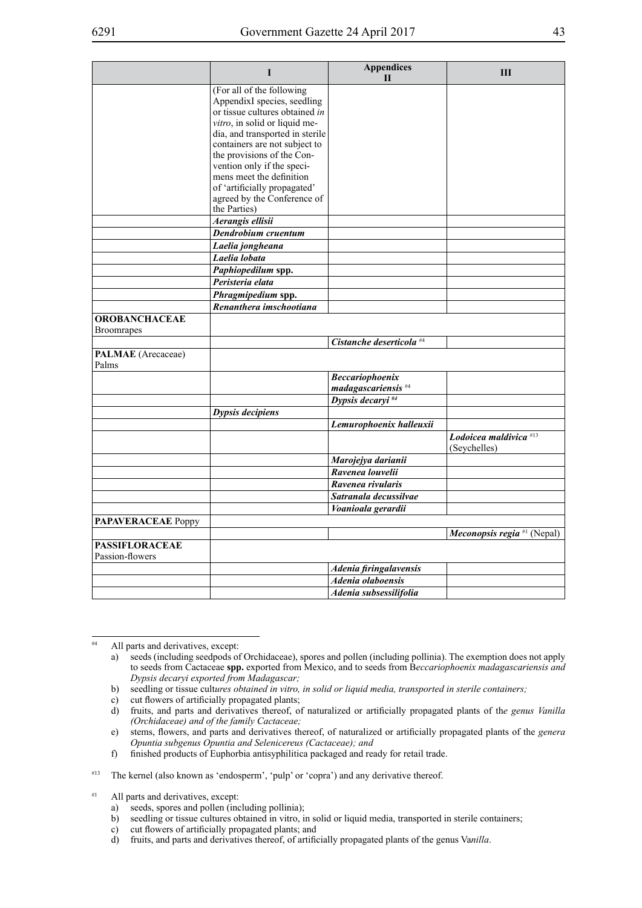| | I | Appendices<br>II | III |
|---|---|---|---|
| | (For all of the following AppendixI species, seedling or tissue cultures obtained *in vitro*, in solid or liquid media, and transported in sterile containers are not subject to the provisions of the Convention only if the specimens meet the definition of 'artificially propagated' agreed by the Conference of the Parties) | | |
| | ***Aerangis ellisii*** | | |
| | ***Dendrobium cruentum*** | | |
| | ***Laelia jongheana*** | | |
| | ***Laelia lobata*** | | |
| | ***Paphiopedilum* spp.** | | |
| | ***Peristeria elata*** | | |
| | ***Phragmipedium* spp.** | | |
| | ***Renanthera imschootiana*** | | |
| **OROBANCHACEAE** Broomrapes | | | |
| | | ***Cistanche deserticola*** #4 | |
| **PALMAE** (Arecaceae) Palms | | | |
| | | ***Beccariophoenix madagascariensis*** #4 | |
| | | ***Dypsis decaryi*** #4 | |
| | ***Dypsis decipiens*** | | |
| | | ***Lemurophoenix halleuxii*** | |
| | | | ***Lodoicea maldivica*** #13 (Seychelles) |
| | | ***Marojejya darianii*** | |
| | | ***Ravenea louvelii*** | |
| | | ***Ravenea rivularis*** | |
| | | ***Satranala decussilvae*** | |
| | | ***Voanioala gerardii*** | |
| **PAPAVERACEAE** Poppy | | | |
| | | | ***Meconopsis regia*** #1 (Nepal) |
| **PASSIFLORACEAE** Passion-flowers | | | |
| | | ***Adenia firingalavensis*** | |
| | | ***Adenia olaboensis*** | |
| | | ***Adenia subsessilifolia*** | |

#4 All parts and derivatives, except:

a) seeds (including seedpods of Orchidaceae), spores and pollen (including pollinia). The exemption does not apply to seeds from Cactaceae **spp.** exported from Mexico, and to seeds from B*eccariophoenix madagascariensis and Dypsis decaryi exported from Madagascar;*

b) seedling or tissue cult*ures obtained in vitro, in solid or liquid media, transported in sterile containers;*

c) cut flowers of artificially propagated plants;

d) fruits, and parts and derivatives thereof, of naturalized or artificially propagated plants of th*e genus Vanilla (Orchidaceae) and of the family Cactaceae;*

e) stems, flowers, and parts and derivatives thereof, of naturalized or artificially propagated plants of the *genera Opuntia subgenus Opuntia and Selenicereus (Cactaceae); and*

f) finished products of Euphorbia antisyphilitica packaged and ready for retail trade.

#13 The kernel (also known as 'endosperm', 'pulp' or 'copra') and any derivative thereof.

#1 All parts and derivatives, except:

a) seeds, spores and pollen (including pollinia);

b) seedling or tissue cultures obtained in vitro, in solid or liquid media, transported in sterile containers;

c) cut flowers of artificially propagated plants; and

d) fruits, and parts and derivatives thereof, of artificially propagated plants of the genus Va*nilla*.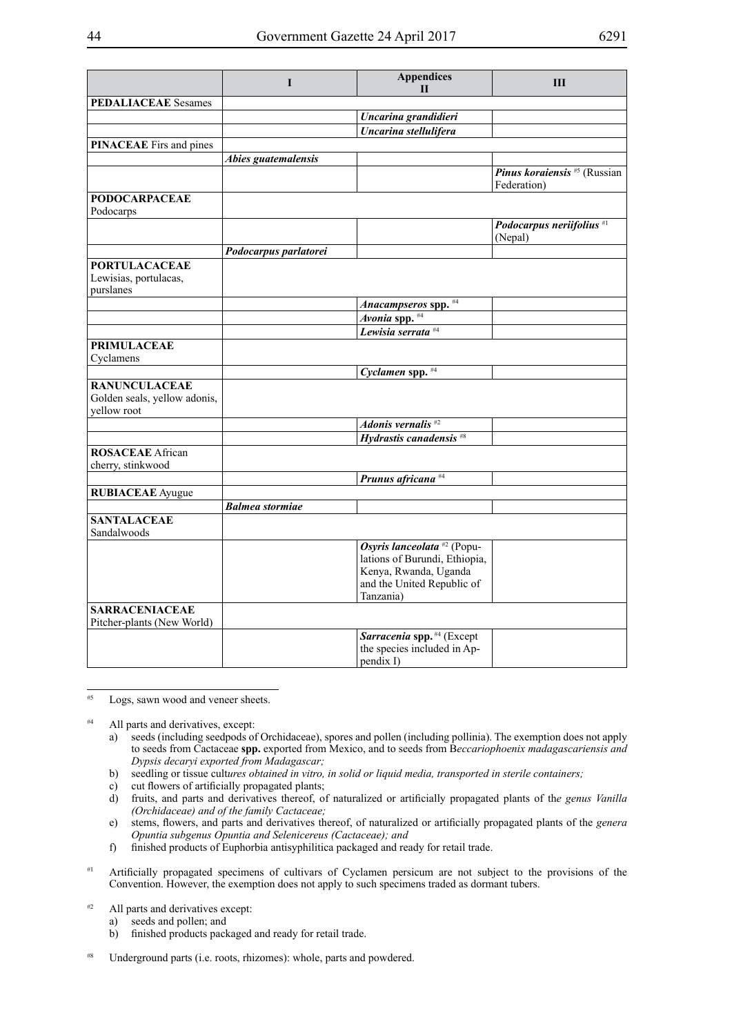| | Appendices | | |
|---|---|---|---|
| | **I** | **II** | **III** |
| **PEDALIACEAE** Sesames | | | |
| | | ***Uncarina grandidieri*** | |
| | | ***Uncarina stellulifera*** | |
| **PINACEAE** Firs and pines | | | |
| | ***Abies guatemalensis*** | | |
| | | | ***Pinus koraiensis*** #5 (Russian Federation) |
| **PODOCARPACEAE** Podocarps | | | |
| | | | ***Podocarpus neriifolius*** #1 (Nepal) |
| | ***Podocarpus parlatorei*** | | |
| **PORTULACACEAE** Lewisias, portulacas, purslanes | | | |
| | | ***Anacampseros* spp.** #4 | |
| | | ***Avonia* spp.** #4 | |
| | | ***Lewisia serrata*** #4 | |
| **PRIMULACEAE** Cyclamens | | | |
| | | ***Cyclamen* spp.** #4 | |
| **RANUNCULACEAE** Golden seals, yellow adonis, yellow root | | | |
| | | ***Adonis vernalis*** #2 | |
| | | ***Hydrastis canadensis*** #8 | |
| **ROSACEAE** African cherry, stinkwood | | | |
| | | ***Prunus africana*** #4 | |
| **RUBIACEAE** Ayugue | | | |
| | ***Balmea stormiae*** | | |
| **SANTALACEAE** Sandalwoods | | | |
| | | ***Osyris lanceolata*** #2 (Populations of Burundi, Ethiopia, Kenya, Rwanda, Uganda and the United Republic of Tanzania) | |
| **SARRACENIACEAE** Pitcher-plants (New World) | | | |
| | | ***Sarracenia* spp.** #4 (Except the species included in Appendix I) | |

#5 Logs, sawn wood and veneer sheets.

#4 All parts and derivatives, except:
  a) seeds (including seedpods of Orchidaceae), spores and pollen (including pollinia). The exemption does not apply to seeds from Cactaceae **spp.** exported from Mexico, and to seeds from B*eccariophoenix madagascariensis and Dypsis decaryi exported from Madagascar;*
  b) seedling or tissue cult*ures obtained in vitro, in solid or liquid media, transported in sterile containers;*
  c) cut flowers of artificially propagated plants;
  d) fruits, and parts and derivatives thereof, of naturalized or artificially propagated plants of th*e genus Vanilla (Orchidaceae) and of the family Cactaceae;*
  e) stems, flowers, and parts and derivatives thereof, of naturalized or artificially propagated plants of the *genera Opuntia subgenus Opuntia and Selenicereus (Cactaceae); and*
  f) finished products of Euphorbia antisyphilitica packaged and ready for retail trade.

#1 Artificially propagated specimens of cultivars of Cyclamen persicum are not subject to the provisions of the Convention. However, the exemption does not apply to such specimens traded as dormant tubers.

#2 All parts and derivatives except:
  a) seeds and pollen; and
  b) finished products packaged and ready for retail trade.

#8 Underground parts (i.e. roots, rhizomes): whole, parts and powdered.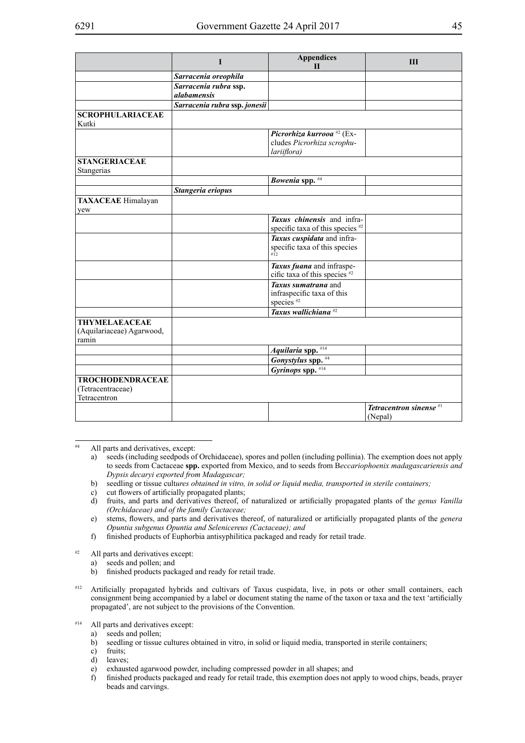| | I | Appendices II | III |
|---|---|---|---|
| | ***Sarracenia oreophila*** | | |
| | ***Sarracenia rubra* ssp. *alabamensis*** | | |
| | ***Sarracenia rubra* ssp. *jonesii*** | | |
| **SCROPHULARIACEAE** Kutki | | | |
| | | ***Picrorhiza kurrooa*** #2 (Excludes *Picrorhiza scrophulariiflora)* | |
| **STANGERIACEAE** Stangerias | | | |
| | | ***Bowenia* spp.** #4 | |
| | ***Stangeria eriopus*** | | |
| **TAXACEAE** Himalayan yew | | | |
| | | ***Taxus chinensis*** and infraspecific taxa of this species #2 | |
| | | ***Taxus cuspidata*** and infraspecific taxa of this species #12 | |
| | | ***Taxus fuana*** and infraspecific taxa of this species #2 | |
| | | ***Taxus sumatrana*** and infraspecific taxa of this species #2 | |
| | | ***Taxus wallichiana*** #2 | |
| **THYMELAEACEAE** (Aquilariaceae) Agarwood, ramin | | | |
| | | ***Aquilaria* spp.** #14 | |
| | | ***Gonystylus* spp.** #4 | |
| | | ***Gyrinops* spp.** #14 | |
| **TROCHODENDRACEAE** (Tetracentraceae) Tetracentron | | | |
| | | | ***Tetracentron sinense*** #1 (Nepal) |

---

#4 All parts and derivatives, except:

a) seeds (including seedpods of Orchidaceae), spores and pollen (including pollinia). The exemption does not apply to seeds from Cactaceae **spp.** exported from Mexico, and to seeds from B*eccariophoenix madagascariensis and Dypsis decaryi exported from Madagascar;*

b) seedling or tissue cult*ures obtained in vitro, in solid or liquid media, transported in sterile containers;*

c) cut flowers of artificially propagated plants;

d) fruits, and parts and derivatives thereof, of naturalized or artificially propagated plants of th*e genus Vanilla (Orchidaceae) and of the family Cactaceae;*

e) stems, flowers, and parts and derivatives thereof, of naturalized or artificially propagated plants of the *genera Opuntia subgenus Opuntia and Selenicereus (Cactaceae); and*

f) finished products of Euphorbia antisyphilitica packaged and ready for retail trade.

#2 All parts and derivatives except:

a) seeds and pollen; and

b) finished products packaged and ready for retail trade.

#12 Artificially propagated hybrids and cultivars of Taxus cuspidata, live, in pots or other small containers, each consignment being accompanied by a label or document stating the name of the taxon or taxa and the text 'artificially propagated', are not subject to the provisions of the Convention.

#14 All parts and derivatives except:

a) seeds and pollen;

b) seedling or tissue cultures obtained in vitro, in solid or liquid media, transported in sterile containers;

c) fruits;

d) leaves;

e) exhausted agarwood powder, including compressed powder in all shapes; and

f) finished products packaged and ready for retail trade, this exemption does not apply to wood chips, beads, prayer beads and carvings.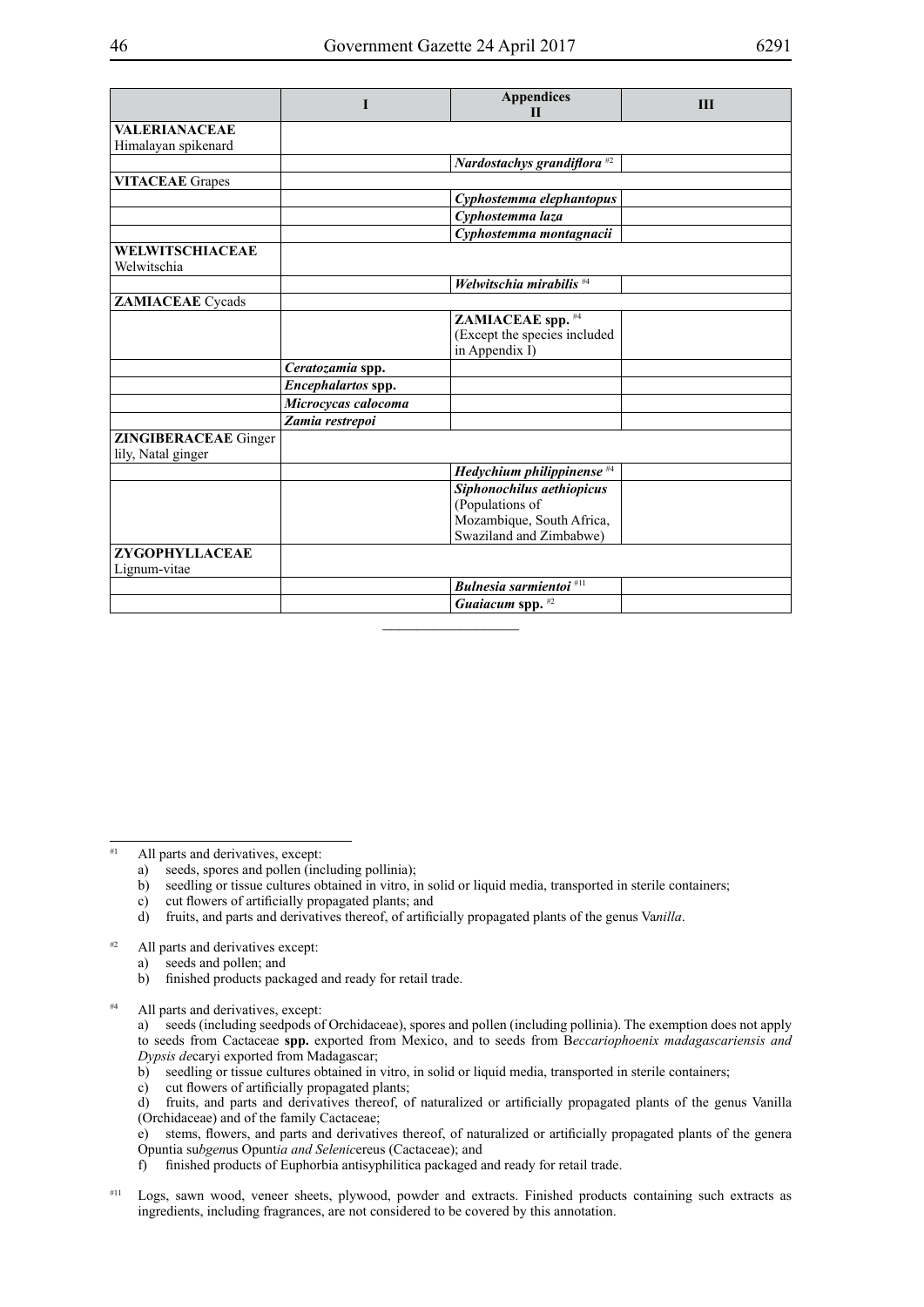| | I | Appendices II | III |
|---|---|---|---|
| **VALERIANACEAE** Himalayan spikenard | | | |
| | | ***Nardostachys grandiflora*** #2 | |
| **VITACEAE** Grapes | | | |
| | | ***Cyphostemma elephantopus*** | |
| | | ***Cyphostemma laza*** | |
| | | ***Cyphostemma montagnacii*** | |
| **WELWITSCHIACEAE** Welwitschia | | | |
| | | ***Welwitschia mirabilis*** #4 | |
| **ZAMIACEAE** Cycads | | | |
| | | **ZAMIACEAE spp.** #4 (Except the species included in Appendix I) | |
| | ***Ceratozamia*** **spp.** | | |
| | ***Encephalartos*** **spp.** | | |
| | ***Microcycas calocoma*** | | |
| | ***Zamia restrepoi*** | | |
| **ZINGIBERACEAE** Ginger lily, Natal ginger | | | |
| | | ***Hedychium philippinense*** #4 | |
| | | ***Siphonochilus aethiopicus*** (Populations of Mozambique, South Africa, Swaziland and Zimbabwe) | |
| **ZYGOPHYLLACEAE** Lignum-vitae | | | |
| | | ***Bulnesia sarmientoi*** #11 | |
| | | ***Guaiacum*** **spp.** #2 | |

---

#1 All parts and derivatives, except:

a) seeds, spores and pollen (including pollinia);
b) seedling or tissue cultures obtained in vitro, in solid or liquid media, transported in sterile containers;
c) cut flowers of artificially propagated plants; and
d) fruits, and parts and derivatives thereof, of artificially propagated plants of the genus Va*nilla*.

#2 All parts and derivatives except:

a) seeds and pollen; and
b) finished products packaged and ready for retail trade.

#4 All parts and derivatives, except:

a) seeds (including seedpods of Orchidaceae), spores and pollen (including pollinia). The exemption does not apply to seeds from Cactaceae **spp.** exported from Mexico, and to seeds from B*eccariophoenix madagascariensis and Dypsis de*caryi exported from Madagascar;
b) seedling or tissue cultures obtained in vitro, in solid or liquid media, transported in sterile containers;
c) cut flowers of artificially propagated plants;
d) fruits, and parts and derivatives thereof, of naturalized or artificially propagated plants of the genus Vanilla (Orchidaceae) and of the family Cactaceae;
e) stems, flowers, and parts and derivatives thereof, of naturalized or artificially propagated plants of the genera Opuntia su*bgen*us Opunt*ia and Selenic*ereus (Cactaceae); and
f) finished products of Euphorbia antisyphilitica packaged and ready for retail trade.

#11 Logs, sawn wood, veneer sheets, plywood, powder and extracts. Finished products containing such extracts as ingredients, including fragrances, are not considered to be covered by this annotation.